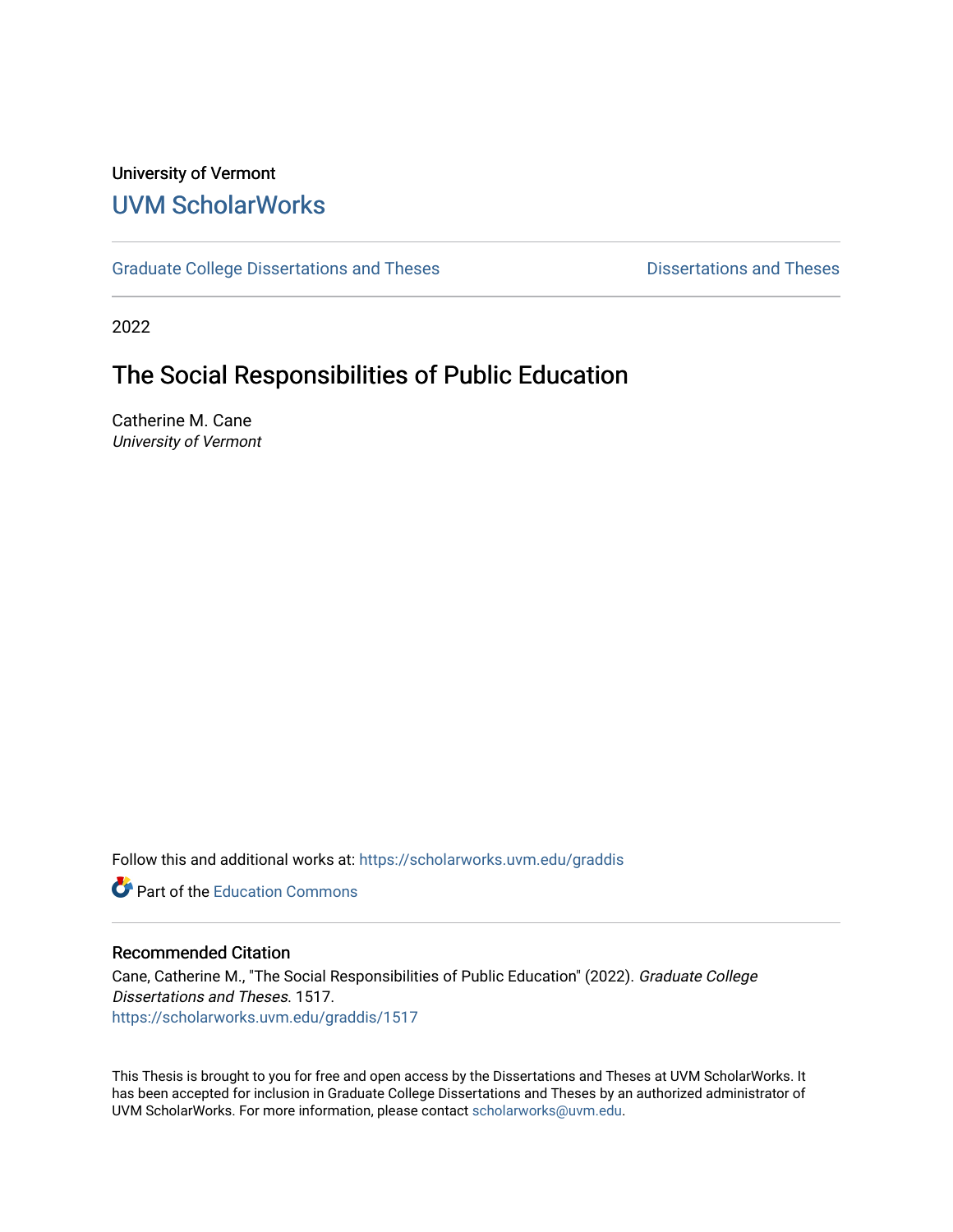University of Vermont

UVM ScholarWorks

Graduate College Dissertations and Theses | Dissertations and Theses

2022

# The Social Responsibilities of Public Education

Catherine M. Cane
*University of Vermont*

Follow this and additional works at: https://scholarworks.uvm.edu/graddis

Part of the Education Commons

## Recommended Citation

Cane, Catherine M., "The Social Responsibilities of Public Education" (2022). *Graduate College Dissertations and Theses*. 1517.
https://scholarworks.uvm.edu/graddis/1517

This Thesis is brought to you for free and open access by the Dissertations and Theses at UVM ScholarWorks. It has been accepted for inclusion in Graduate College Dissertations and Theses by an authorized administrator of UVM ScholarWorks. For more information, please contact scholarworks@uvm.edu.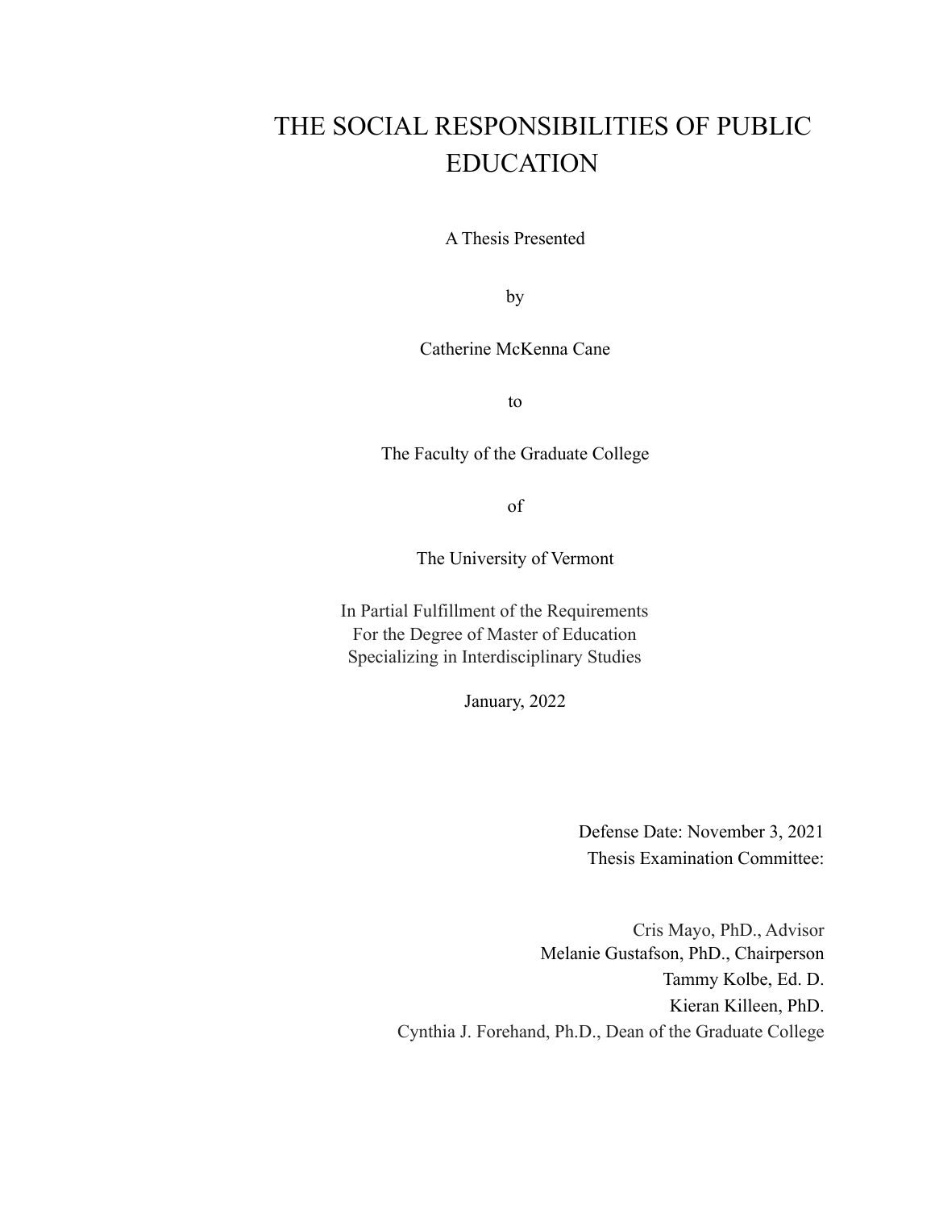# THE SOCIAL RESPONSIBILITIES OF PUBLIC EDUCATION

A Thesis Presented

by

Catherine McKenna Cane

to

The Faculty of the Graduate College

of

The University of Vermont

In Partial Fulfillment of the Requirements
For the Degree of Master of Education
Specializing in Interdisciplinary Studies

January, 2022

Defense Date: November 3, 2021
Thesis Examination Committee:

Cris Mayo, PhD., Advisor
Melanie Gustafson, PhD., Chairperson
Tammy Kolbe, Ed. D.
Kieran Killeen, PhD.
Cynthia J. Forehand, Ph.D., Dean of the Graduate College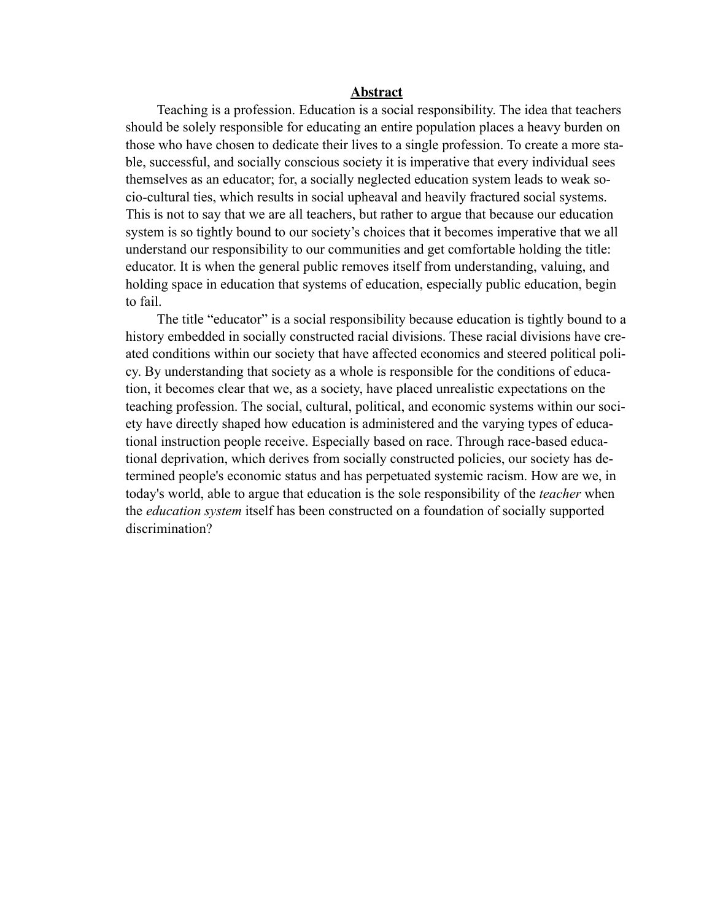## Abstract

Teaching is a profession. Education is a social responsibility. The idea that teachers should be solely responsible for educating an entire population places a heavy burden on those who have chosen to dedicate their lives to a single profession. To create a more stable, successful, and socially conscious society it is imperative that every individual sees themselves as an educator; for, a socially neglected education system leads to weak socio-cultural ties, which results in social upheaval and heavily fractured social systems. This is not to say that we are all teachers, but rather to argue that because our education system is so tightly bound to our society's choices that it becomes imperative that we all understand our responsibility to our communities and get comfortable holding the title: educator. It is when the general public removes itself from understanding, valuing, and holding space in education that systems of education, especially public education, begin to fail.

The title "educator" is a social responsibility because education is tightly bound to a history embedded in socially constructed racial divisions. These racial divisions have created conditions within our society that have affected economics and steered political policy. By understanding that society as a whole is responsible for the conditions of education, it becomes clear that we, as a society, have placed unrealistic expectations on the teaching profession. The social, cultural, political, and economic systems within our society have directly shaped how education is administered and the varying types of educational instruction people receive. Especially based on race. Through race-based educational deprivation, which derives from socially constructed policies, our society has determined people's economic status and has perpetuated systemic racism. How are we, in today's world, able to argue that education is the sole responsibility of the *teacher* when the *education system* itself has been constructed on a foundation of socially supported discrimination?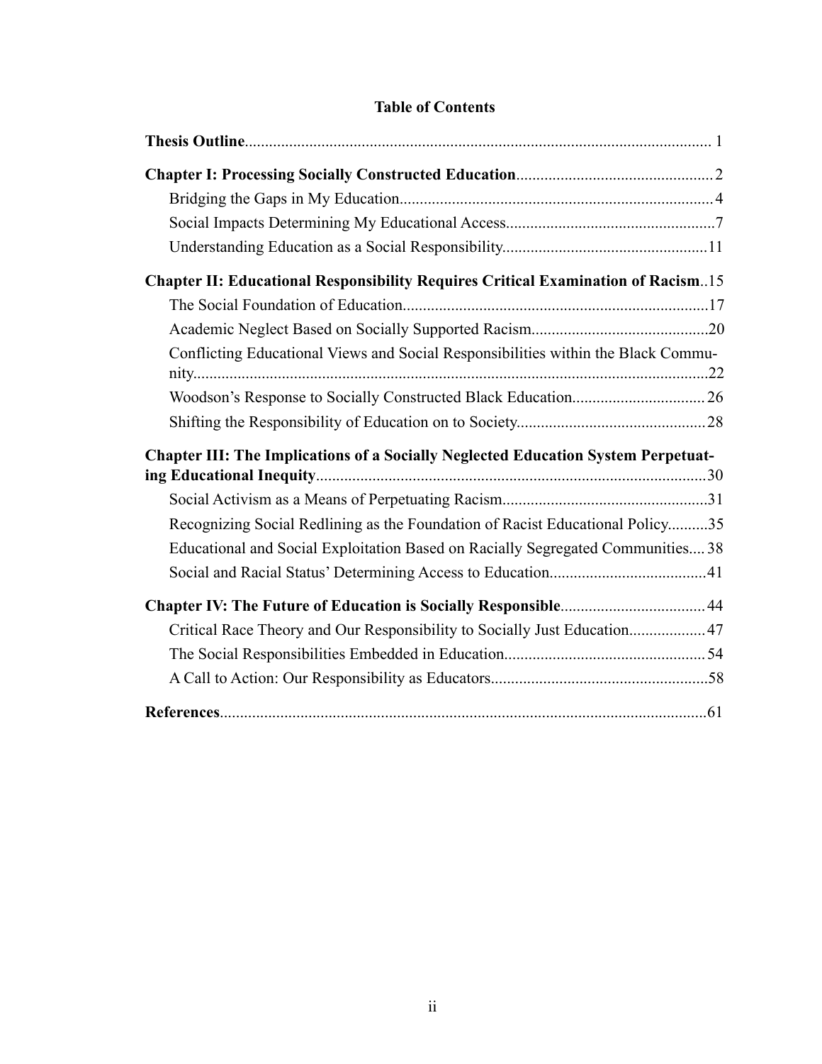# Table of Contents

**Thesis Outline**.................................................................................................................. 1

**Chapter I: Processing Socially Constructed Education**................................................2

- Bridging the Gaps in My Education.............................................................................4
- Social Impacts Determining My Educational Access...................................................7
- Understanding Education as a Social Responsibility..................................................11

**Chapter II: Educational Responsibility Requires Critical Examination of Racism**..15

- The Social Foundation of Education...........................................................................17
- Academic Neglect Based on Socially Supported Racism............................................20
- Conflicting Educational Views and Social Responsibilities within the Black Community...............................................................................................................................22
- Woodson's Response to Socially Constructed Black Education.................................26
- Shifting the Responsibility of Education on to Society...............................................28

**Chapter III: The Implications of a Socially Neglected Education System Perpetuating Educational Inequity**................................................................................................30

- Social Activism as a Means of Perpetuating Racism..................................................31
- Recognizing Social Redlining as the Foundation of Racist Educational Policy..........35
- Educational and Social Exploitation Based on Racially Segregated Communities.... 38
- Social and Racial Status' Determining Access to Education......................................41

**Chapter IV: The Future of Education is Socially Responsible**...................................44

- Critical Race Theory and Our Responsibility to Socially Just Education...................47
- The Social Responsibilities Embedded in Education..................................................54
- A Call to Action: Our Responsibility as Educators.....................................................58

**References**........................................................................................................................61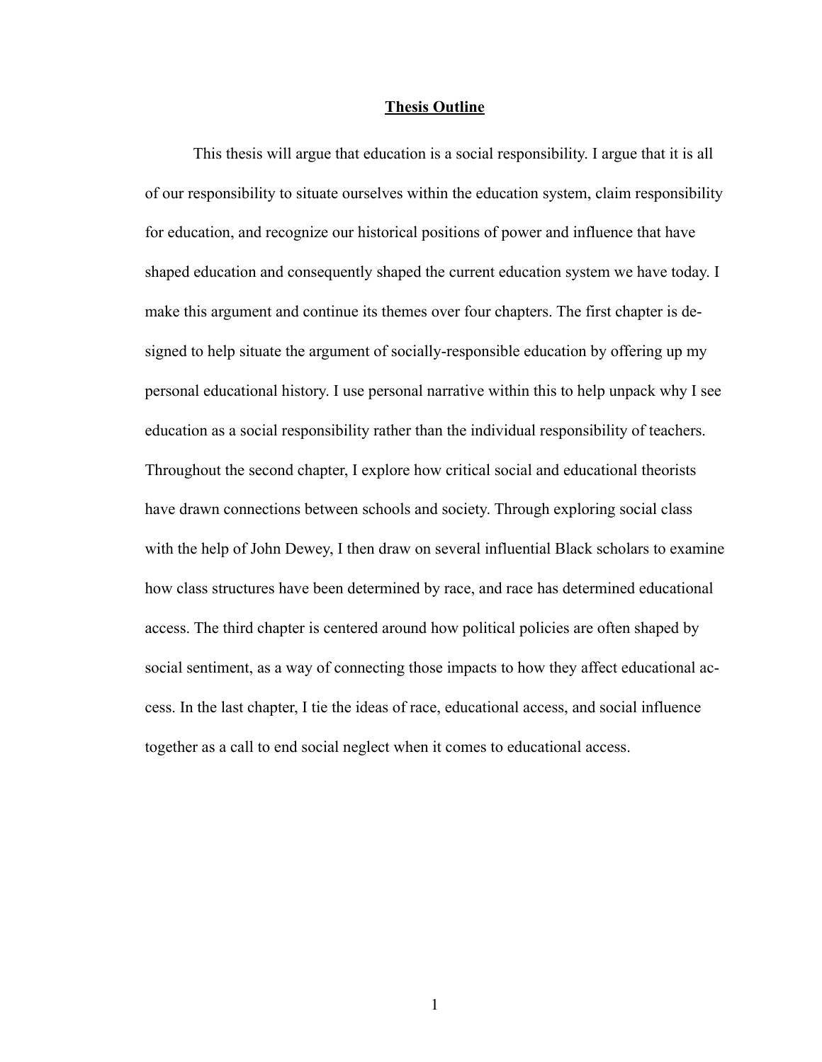# Thesis Outline

This thesis will argue that education is a social responsibility. I argue that it is all of our responsibility to situate ourselves within the education system, claim responsibility for education, and recognize our historical positions of power and influence that have shaped education and consequently shaped the current education system we have today. I make this argument and continue its themes over four chapters. The first chapter is designed to help situate the argument of socially-responsible education by offering up my personal educational history. I use personal narrative within this to help unpack why I see education as a social responsibility rather than the individual responsibility of teachers. Throughout the second chapter, I explore how critical social and educational theorists have drawn connections between schools and society. Through exploring social class with the help of John Dewey, I then draw on several influential Black scholars to examine how class structures have been determined by race, and race has determined educational access. The third chapter is centered around how political policies are often shaped by social sentiment, as a way of connecting those impacts to how they affect educational access. In the last chapter, I tie the ideas of race, educational access, and social influence together as a call to end social neglect when it comes to educational access.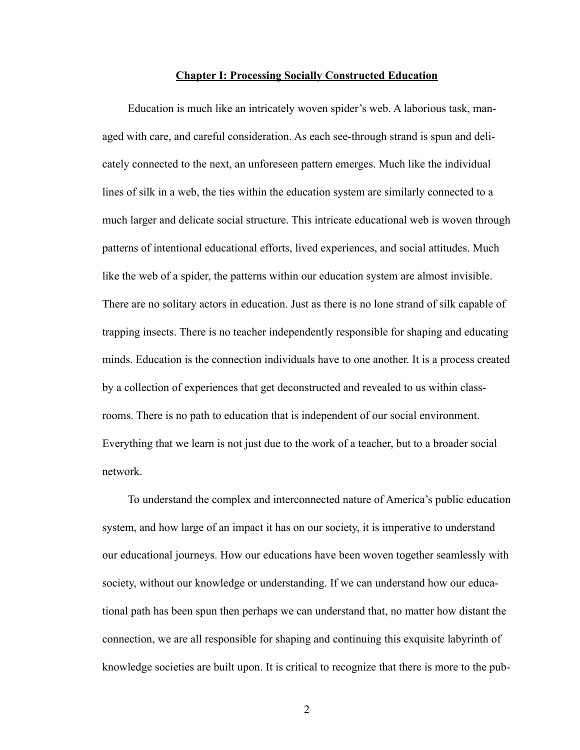## Chapter I: Processing Socially Constructed Education

Education is much like an intricately woven spider's web. A laborious task, managed with care, and careful consideration. As each see-through strand is spun and delicately connected to the next, an unforeseen pattern emerges. Much like the individual lines of silk in a web, the ties within the education system are similarly connected to a much larger and delicate social structure. This intricate educational web is woven through patterns of intentional educational efforts, lived experiences, and social attitudes. Much like the web of a spider, the patterns within our education system are almost invisible. There are no solitary actors in education. Just as there is no lone strand of silk capable of trapping insects. There is no teacher independently responsible for shaping and educating minds. Education is the connection individuals have to one another. It is a process created by a collection of experiences that get deconstructed and revealed to us within classrooms. There is no path to education that is independent of our social environment. Everything that we learn is not just due to the work of a teacher, but to a broader social network.

To understand the complex and interconnected nature of America's public education system, and how large of an impact it has on our society, it is imperative to understand our educational journeys. How our educations have been woven together seamlessly with society, without our knowledge or understanding. If we can understand how our educational path has been spun then perhaps we can understand that, no matter how distant the connection, we are all responsible for shaping and continuing this exquisite labyrinth of knowledge societies are built upon. It is critical to recognize that there is more to the pub-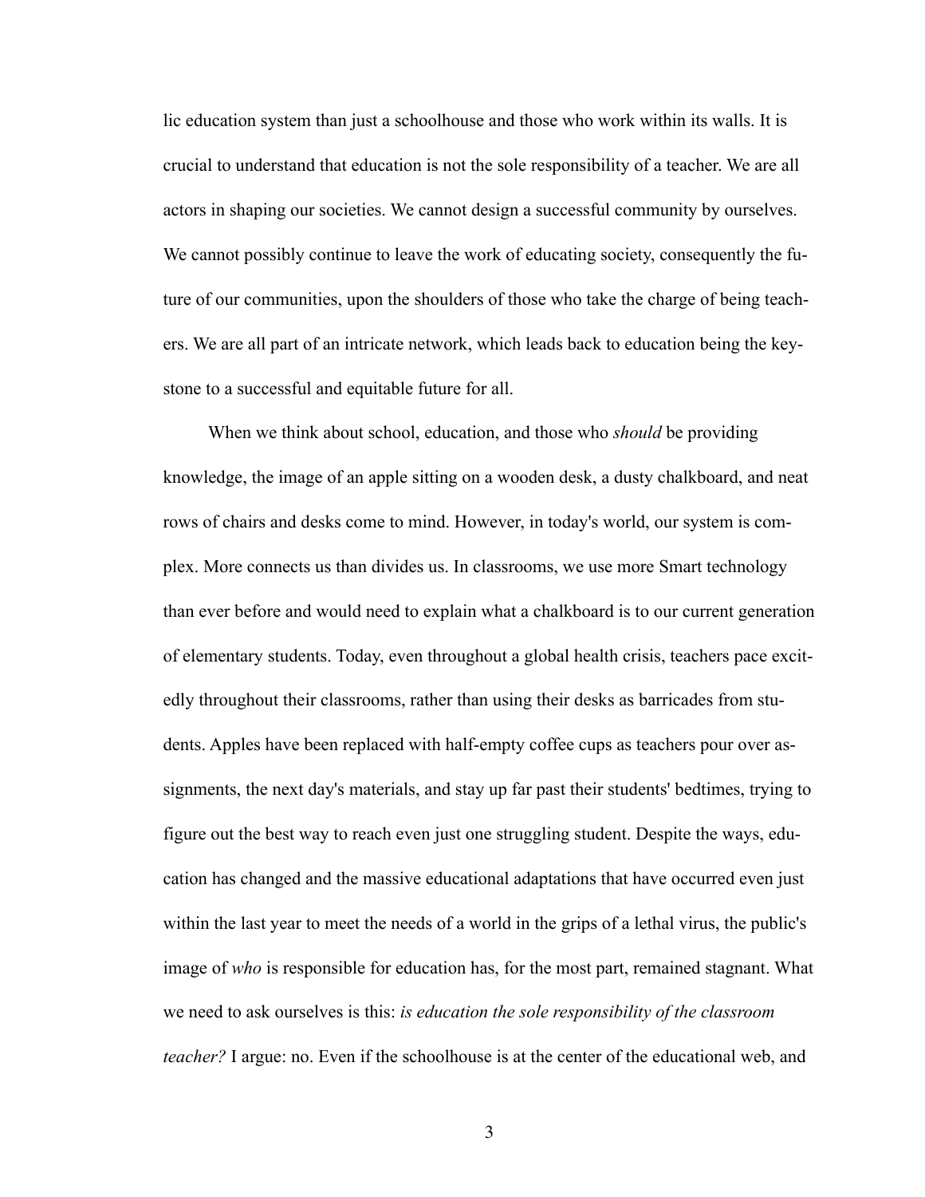lic education system than just a schoolhouse and those who work within its walls. It is crucial to understand that education is not the sole responsibility of a teacher. We are all actors in shaping our societies. We cannot design a successful community by ourselves. We cannot possibly continue to leave the work of educating society, consequently the future of our communities, upon the shoulders of those who take the charge of being teachers. We are all part of an intricate network, which leads back to education being the keystone to a successful and equitable future for all.

When we think about school, education, and those who *should* be providing knowledge, the image of an apple sitting on a wooden desk, a dusty chalkboard, and neat rows of chairs and desks come to mind. However, in today's world, our system is complex. More connects us than divides us. In classrooms, we use more Smart technology than ever before and would need to explain what a chalkboard is to our current generation of elementary students. Today, even throughout a global health crisis, teachers pace excitedly throughout their classrooms, rather than using their desks as barricades from students. Apples have been replaced with half-empty coffee cups as teachers pour over assignments, the next day's materials, and stay up far past their students' bedtimes, trying to figure out the best way to reach even just one struggling student. Despite the ways, education has changed and the massive educational adaptations that have occurred even just within the last year to meet the needs of a world in the grips of a lethal virus, the public's image of *who* is responsible for education has, for the most part, remained stagnant. What we need to ask ourselves is this: *is education the sole responsibility of the classroom teacher?* I argue: no. Even if the schoolhouse is at the center of the educational web, and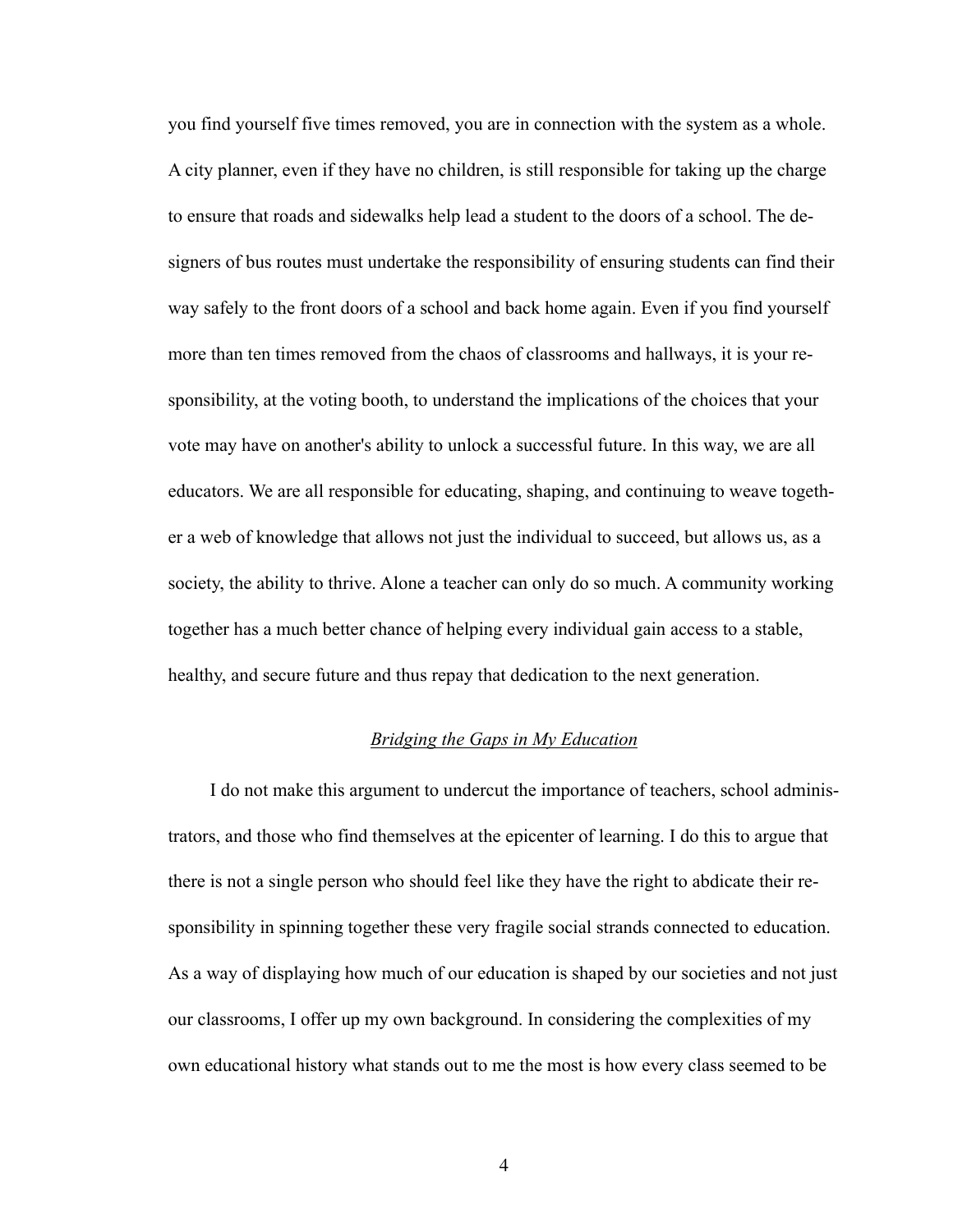you find yourself five times removed, you are in connection with the system as a whole. A city planner, even if they have no children, is still responsible for taking up the charge to ensure that roads and sidewalks help lead a student to the doors of a school. The designers of bus routes must undertake the responsibility of ensuring students can find their way safely to the front doors of a school and back home again. Even if you find yourself more than ten times removed from the chaos of classrooms and hallways, it is your responsibility, at the voting booth, to understand the implications of the choices that your vote may have on another's ability to unlock a successful future. In this way, we are all educators. We are all responsible for educating, shaping, and continuing to weave together a web of knowledge that allows not just the individual to succeed, but allows us, as a society, the ability to thrive. Alone a teacher can only do so much. A community working together has a much better chance of helping every individual gain access to a stable, healthy, and secure future and thus repay that dedication to the next generation.

## *Bridging the Gaps in My Education*

I do not make this argument to undercut the importance of teachers, school administrators, and those who find themselves at the epicenter of learning. I do this to argue that there is not a single person who should feel like they have the right to abdicate their responsibility in spinning together these very fragile social strands connected to education. As a way of displaying how much of our education is shaped by our societies and not just our classrooms, I offer up my own background. In considering the complexities of my own educational history what stands out to me the most is how every class seemed to be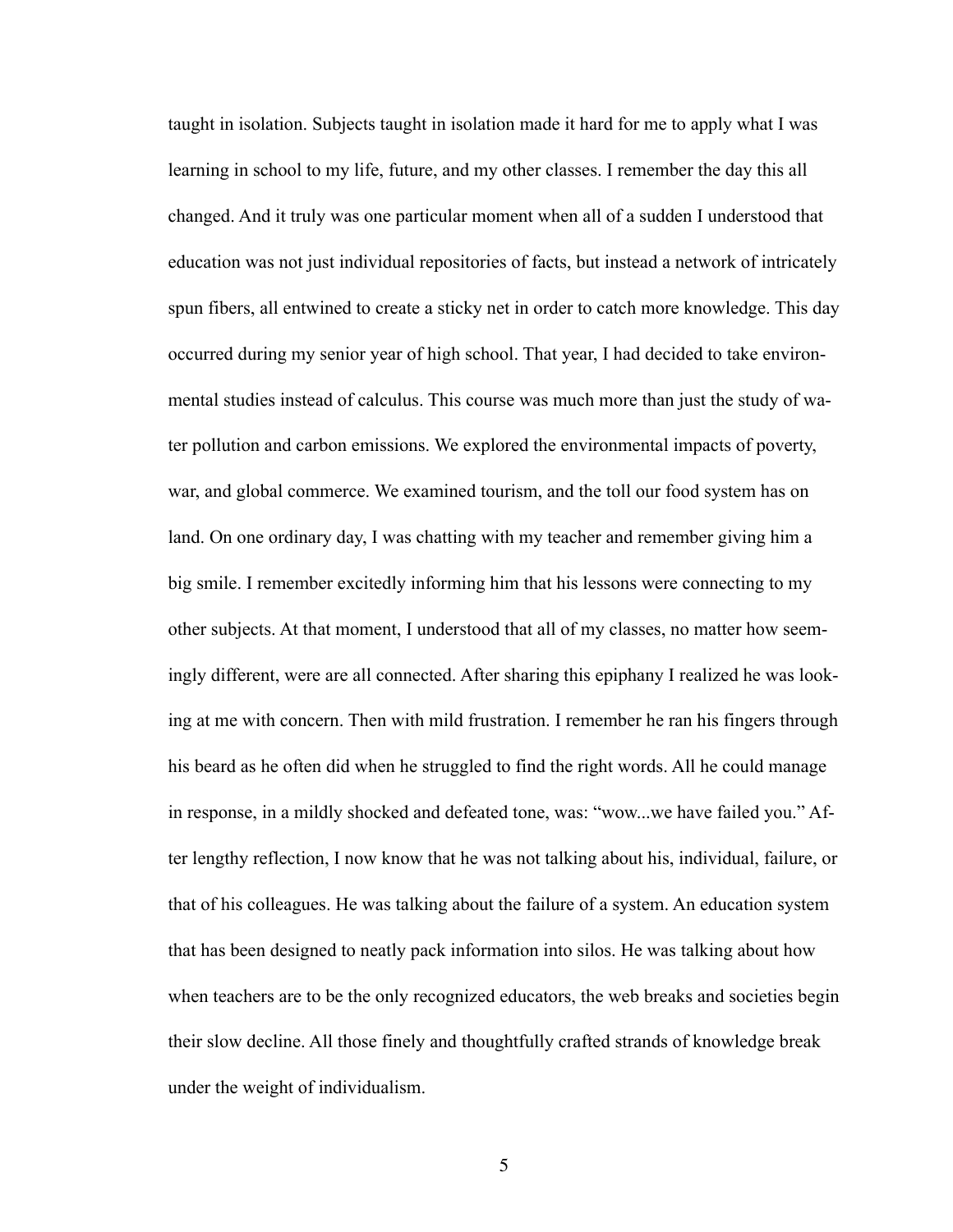taught in isolation. Subjects taught in isolation made it hard for me to apply what I was learning in school to my life, future, and my other classes. I remember the day this all changed. And it truly was one particular moment when all of a sudden I understood that education was not just individual repositories of facts, but instead a network of intricately spun fibers, all entwined to create a sticky net in order to catch more knowledge. This day occurred during my senior year of high school. That year, I had decided to take environmental studies instead of calculus. This course was much more than just the study of water pollution and carbon emissions. We explored the environmental impacts of poverty, war, and global commerce. We examined tourism, and the toll our food system has on land. On one ordinary day, I was chatting with my teacher and remember giving him a big smile. I remember excitedly informing him that his lessons were connecting to my other subjects. At that moment, I understood that all of my classes, no matter how seemingly different, were are all connected. After sharing this epiphany I realized he was looking at me with concern. Then with mild frustration. I remember he ran his fingers through his beard as he often did when he struggled to find the right words. All he could manage in response, in a mildly shocked and defeated tone, was: "wow...we have failed you." After lengthy reflection, I now know that he was not talking about his, individual, failure, or that of his colleagues. He was talking about the failure of a system. An education system that has been designed to neatly pack information into silos. He was talking about how when teachers are to be the only recognized educators, the web breaks and societies begin their slow decline. All those finely and thoughtfully crafted strands of knowledge break under the weight of individualism.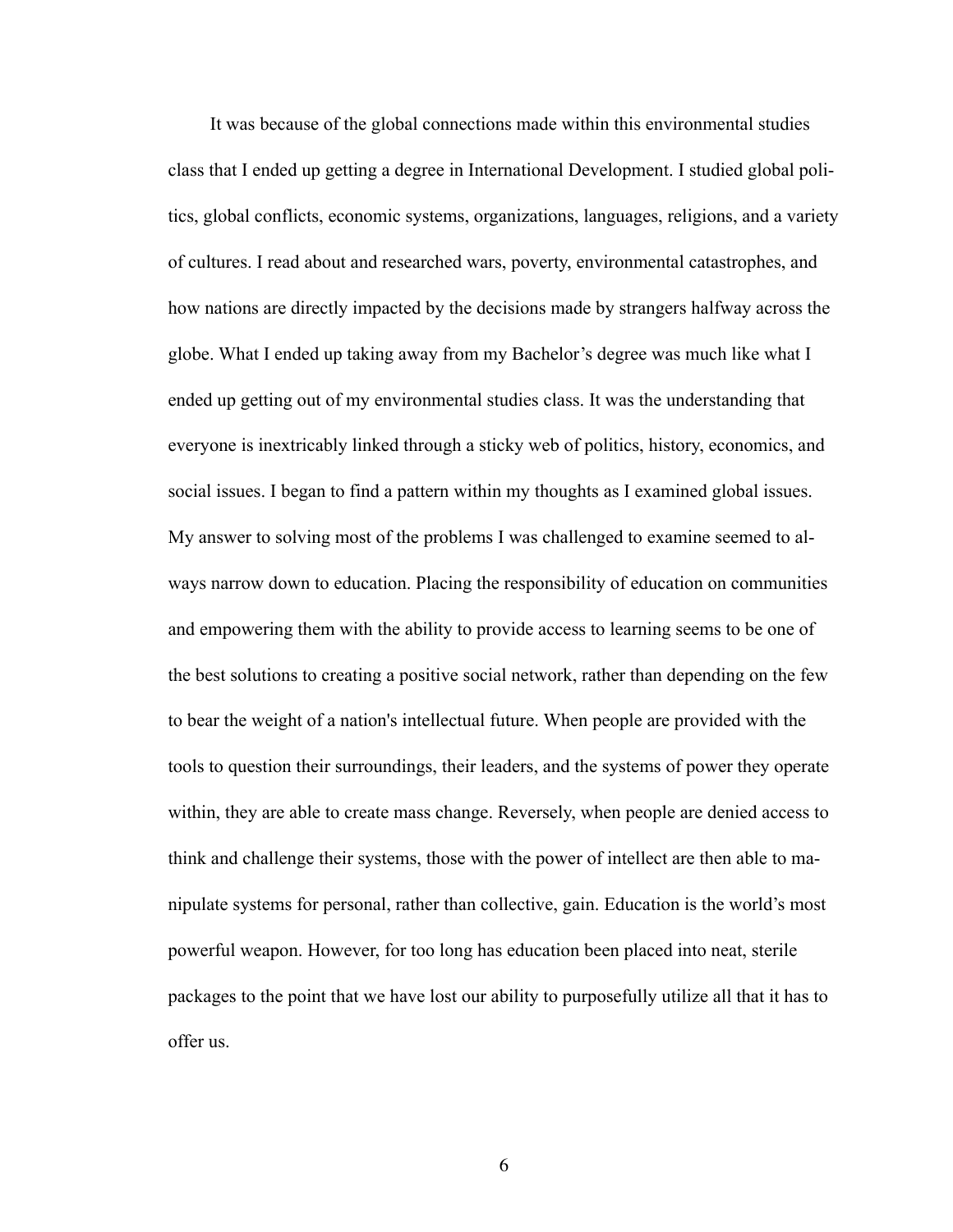It was because of the global connections made within this environmental studies class that I ended up getting a degree in International Development. I studied global politics, global conflicts, economic systems, organizations, languages, religions, and a variety of cultures. I read about and researched wars, poverty, environmental catastrophes, and how nations are directly impacted by the decisions made by strangers halfway across the globe. What I ended up taking away from my Bachelor's degree was much like what I ended up getting out of my environmental studies class. It was the understanding that everyone is inextricably linked through a sticky web of politics, history, economics, and social issues. I began to find a pattern within my thoughts as I examined global issues. My answer to solving most of the problems I was challenged to examine seemed to always narrow down to education. Placing the responsibility of education on communities and empowering them with the ability to provide access to learning seems to be one of the best solutions to creating a positive social network, rather than depending on the few to bear the weight of a nation's intellectual future. When people are provided with the tools to question their surroundings, their leaders, and the systems of power they operate within, they are able to create mass change. Reversely, when people are denied access to think and challenge their systems, those with the power of intellect are then able to manipulate systems for personal, rather than collective, gain. Education is the world's most powerful weapon. However, for too long has education been placed into neat, sterile packages to the point that we have lost our ability to purposefully utilize all that it has to offer us.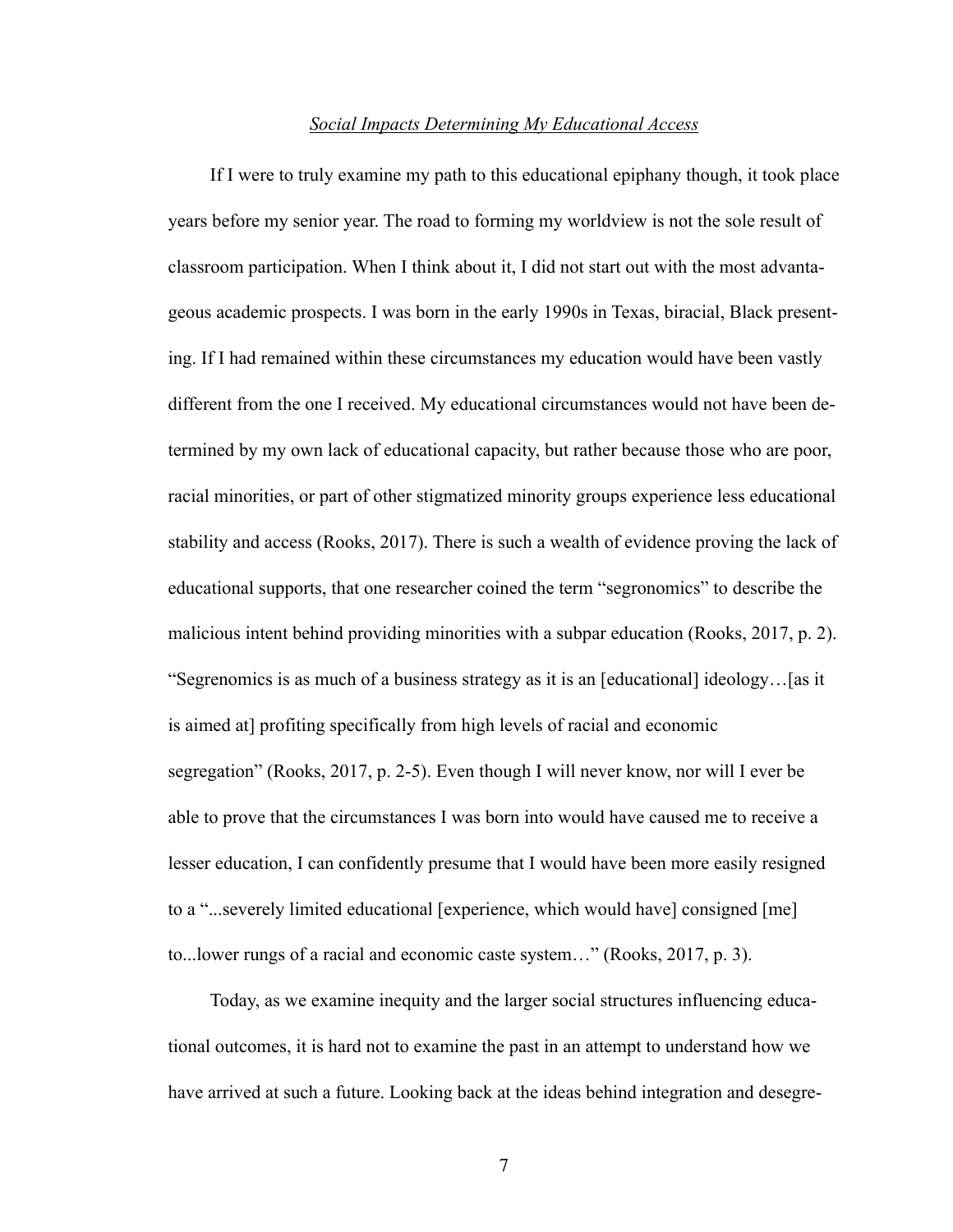## *Social Impacts Determining My Educational Access*

If I were to truly examine my path to this educational epiphany though, it took place years before my senior year. The road to forming my worldview is not the sole result of classroom participation. When I think about it, I did not start out with the most advantageous academic prospects. I was born in the early 1990s in Texas, biracial, Black presenting. If I had remained within these circumstances my education would have been vastly different from the one I received. My educational circumstances would not have been determined by my own lack of educational capacity, but rather because those who are poor, racial minorities, or part of other stigmatized minority groups experience less educational stability and access (Rooks, 2017). There is such a wealth of evidence proving the lack of educational supports, that one researcher coined the term "segronomics" to describe the malicious intent behind providing minorities with a subpar education (Rooks, 2017, p. 2). "Segrenomics is as much of a business strategy as it is an [educational] ideology…[as it is aimed at] profiting specifically from high levels of racial and economic segregation" (Rooks, 2017, p. 2-5). Even though I will never know, nor will I ever be able to prove that the circumstances I was born into would have caused me to receive a lesser education, I can confidently presume that I would have been more easily resigned to a "...severely limited educational [experience, which would have] consigned [me] to...lower rungs of a racial and economic caste system…" (Rooks, 2017, p. 3).

Today, as we examine inequity and the larger social structures influencing educational outcomes, it is hard not to examine the past in an attempt to understand how we have arrived at such a future. Looking back at the ideas behind integration and desegre-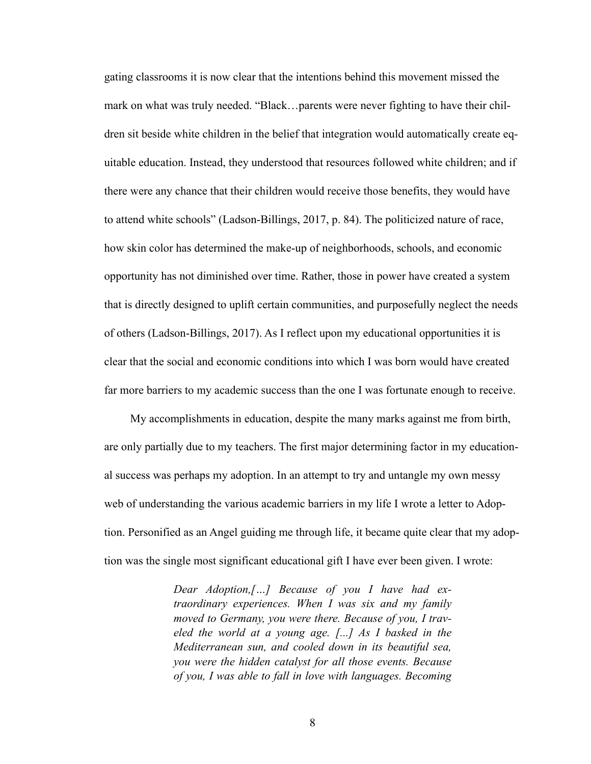gating classrooms it is now clear that the intentions behind this movement missed the mark on what was truly needed. "Black…parents were never fighting to have their children sit beside white children in the belief that integration would automatically create equitable education. Instead, they understood that resources followed white children; and if there were any chance that their children would receive those benefits, they would have to attend white schools" (Ladson-Billings, 2017, p. 84). The politicized nature of race, how skin color has determined the make-up of neighborhoods, schools, and economic opportunity has not diminished over time. Rather, those in power have created a system that is directly designed to uplift certain communities, and purposefully neglect the needs of others (Ladson-Billings, 2017). As I reflect upon my educational opportunities it is clear that the social and economic conditions into which I was born would have created far more barriers to my academic success than the one I was fortunate enough to receive.

My accomplishments in education, despite the many marks against me from birth, are only partially due to my teachers. The first major determining factor in my educational success was perhaps my adoption. In an attempt to try and untangle my own messy web of understanding the various academic barriers in my life I wrote a letter to Adoption. Personified as an Angel guiding me through life, it became quite clear that my adoption was the single most significant educational gift I have ever been given. I wrote:

> *Dear Adoption,[…] Because of you I have had extraordinary experiences. When I was six and my family moved to Germany, you were there. Because of you, I traveled the world at a young age. [...] As I basked in the Mediterranean sun, and cooled down in its beautiful sea, you were the hidden catalyst for all those events. Because of you, I was able to fall in love with languages. Becoming*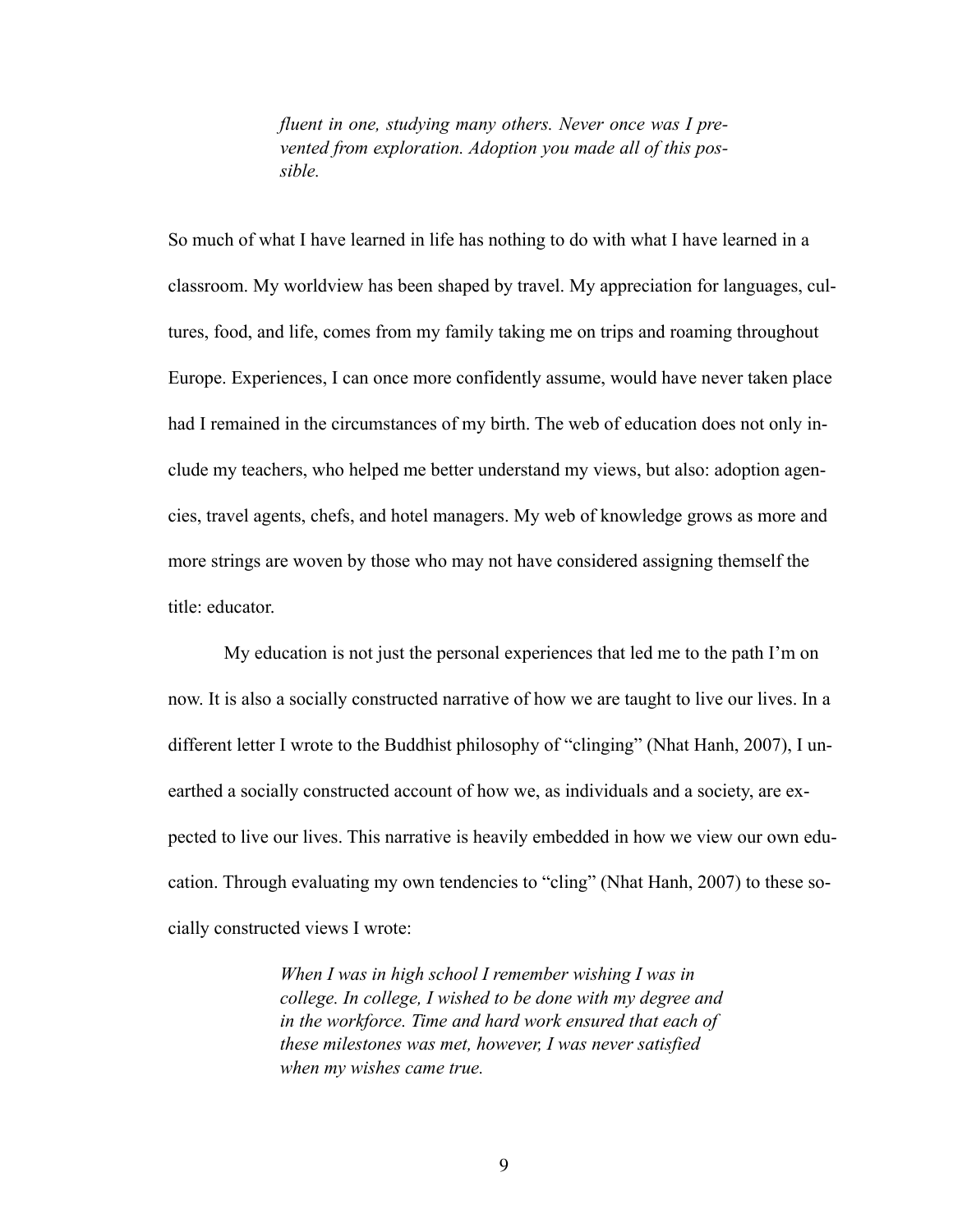> *fluent in one, studying many others. Never once was I prevented from exploration. Adoption you made all of this possible.*

So much of what I have learned in life has nothing to do with what I have learned in a classroom. My worldview has been shaped by travel. My appreciation for languages, cultures, food, and life, comes from my family taking me on trips and roaming throughout Europe. Experiences, I can once more confidently assume, would have never taken place had I remained in the circumstances of my birth. The web of education does not only include my teachers, who helped me better understand my views, but also: adoption agencies, travel agents, chefs, and hotel managers. My web of knowledge grows as more and more strings are woven by those who may not have considered assigning themself the title: educator.

My education is not just the personal experiences that led me to the path I'm on now. It is also a socially constructed narrative of how we are taught to live our lives. In a different letter I wrote to the Buddhist philosophy of "clinging" (Nhat Hanh, 2007), I unearthed a socially constructed account of how we, as individuals and a society, are expected to live our lives. This narrative is heavily embedded in how we view our own education. Through evaluating my own tendencies to "cling" (Nhat Hanh, 2007) to these socially constructed views I wrote:

> *When I was in high school I remember wishing I was in college. In college, I wished to be done with my degree and in the workforce. Time and hard work ensured that each of these milestones was met, however, I was never satisfied when my wishes came true.*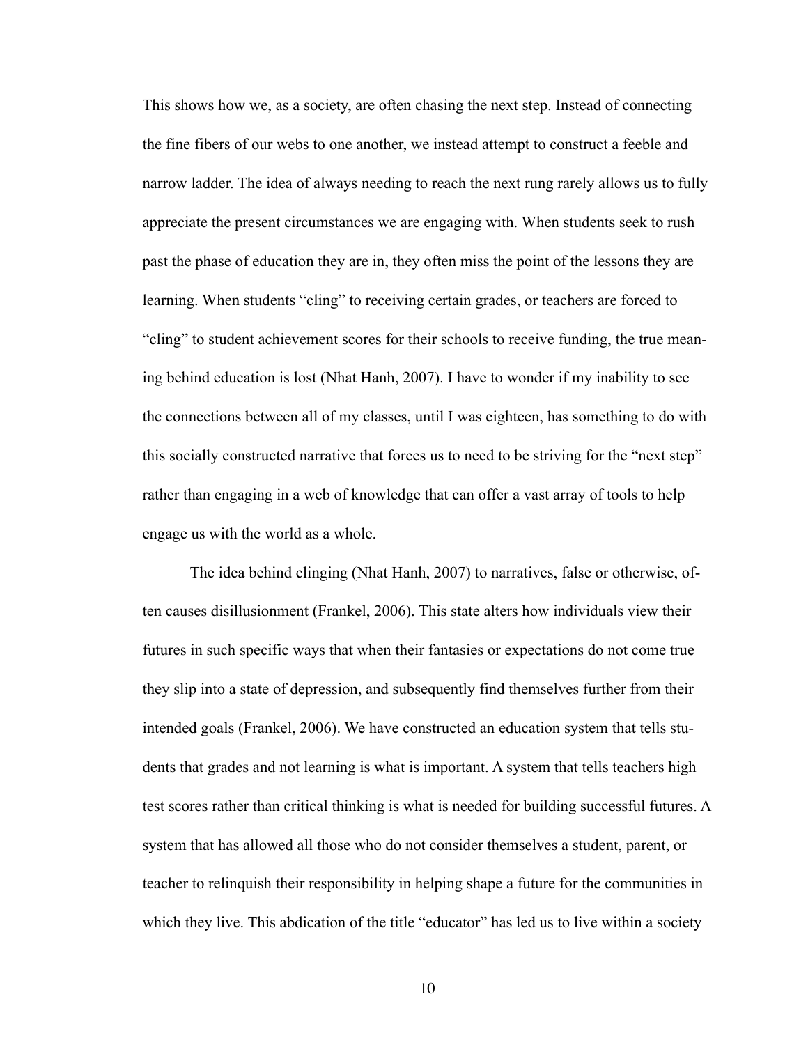This shows how we, as a society, are often chasing the next step. Instead of connecting the fine fibers of our webs to one another, we instead attempt to construct a feeble and narrow ladder. The idea of always needing to reach the next rung rarely allows us to fully appreciate the present circumstances we are engaging with. When students seek to rush past the phase of education they are in, they often miss the point of the lessons they are learning. When students "cling" to receiving certain grades, or teachers are forced to "cling" to student achievement scores for their schools to receive funding, the true meaning behind education is lost (Nhat Hanh, 2007). I have to wonder if my inability to see the connections between all of my classes, until I was eighteen, has something to do with this socially constructed narrative that forces us to need to be striving for the "next step" rather than engaging in a web of knowledge that can offer a vast array of tools to help engage us with the world as a whole.

The idea behind clinging (Nhat Hanh, 2007) to narratives, false or otherwise, often causes disillusionment (Frankel, 2006). This state alters how individuals view their futures in such specific ways that when their fantasies or expectations do not come true they slip into a state of depression, and subsequently find themselves further from their intended goals (Frankel, 2006). We have constructed an education system that tells students that grades and not learning is what is important. A system that tells teachers high test scores rather than critical thinking is what is needed for building successful futures. A system that has allowed all those who do not consider themselves a student, parent, or teacher to relinquish their responsibility in helping shape a future for the communities in which they live. This abdication of the title "educator" has led us to live within a society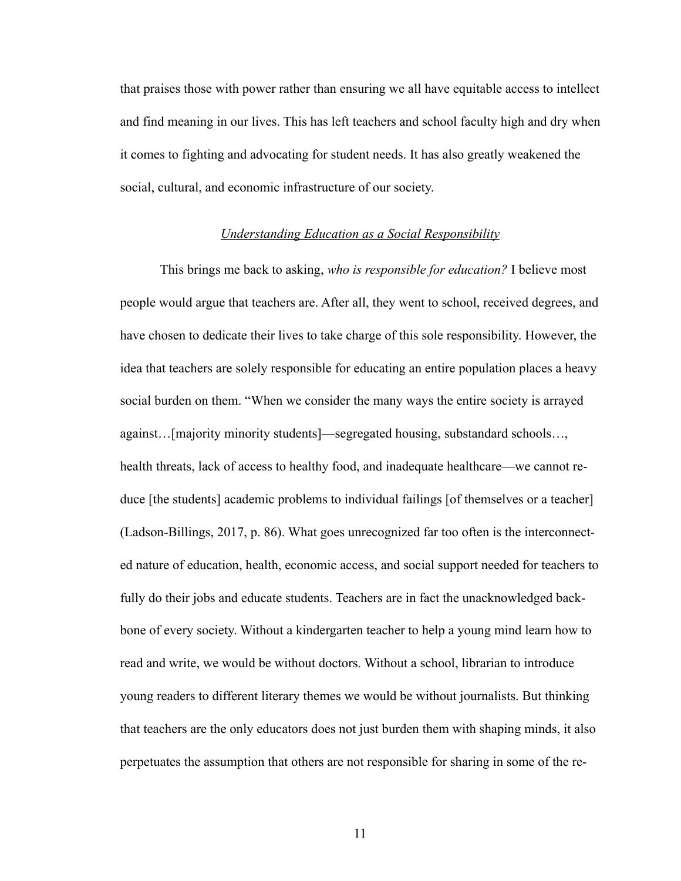that praises those with power rather than ensuring we all have equitable access to intellect and find meaning in our lives. This has left teachers and school faculty high and dry when it comes to fighting and advocating for student needs. It has also greatly weakened the social, cultural, and economic infrastructure of our society.

### *Understanding Education as a Social Responsibility*

This brings me back to asking, *who is responsible for education?* I believe most people would argue that teachers are. After all, they went to school, received degrees, and have chosen to dedicate their lives to take charge of this sole responsibility. However, the idea that teachers are solely responsible for educating an entire population places a heavy social burden on them. "When we consider the many ways the entire society is arrayed against…[majority minority students]—segregated housing, substandard schools…, health threats, lack of access to healthy food, and inadequate healthcare—we cannot reduce [the students] academic problems to individual failings [of themselves or a teacher] (Ladson-Billings, 2017, p. 86). What goes unrecognized far too often is the interconnected nature of education, health, economic access, and social support needed for teachers to fully do their jobs and educate students. Teachers are in fact the unacknowledged backbone of every society. Without a kindergarten teacher to help a young mind learn how to read and write, we would be without doctors. Without a school, librarian to introduce young readers to different literary themes we would be without journalists. But thinking that teachers are the only educators does not just burden them with shaping minds, it also perpetuates the assumption that others are not responsible for sharing in some of the re-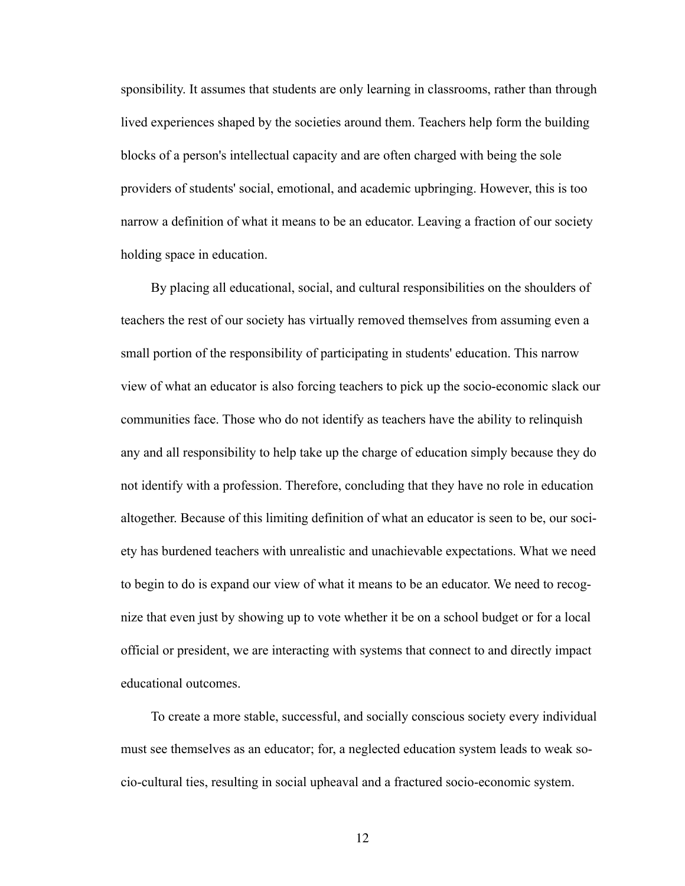sponsibility. It assumes that students are only learning in classrooms, rather than through lived experiences shaped by the societies around them. Teachers help form the building blocks of a person's intellectual capacity and are often charged with being the sole providers of students' social, emotional, and academic upbringing. However, this is too narrow a definition of what it means to be an educator. Leaving a fraction of our society holding space in education.

By placing all educational, social, and cultural responsibilities on the shoulders of teachers the rest of our society has virtually removed themselves from assuming even a small portion of the responsibility of participating in students' education. This narrow view of what an educator is also forcing teachers to pick up the socio-economic slack our communities face. Those who do not identify as teachers have the ability to relinquish any and all responsibility to help take up the charge of education simply because they do not identify with a profession. Therefore, concluding that they have no role in education altogether. Because of this limiting definition of what an educator is seen to be, our society has burdened teachers with unrealistic and unachievable expectations. What we need to begin to do is expand our view of what it means to be an educator. We need to recognize that even just by showing up to vote whether it be on a school budget or for a local official or president, we are interacting with systems that connect to and directly impact educational outcomes.

To create a more stable, successful, and socially conscious society every individual must see themselves as an educator; for, a neglected education system leads to weak socio-cultural ties, resulting in social upheaval and a fractured socio-economic system.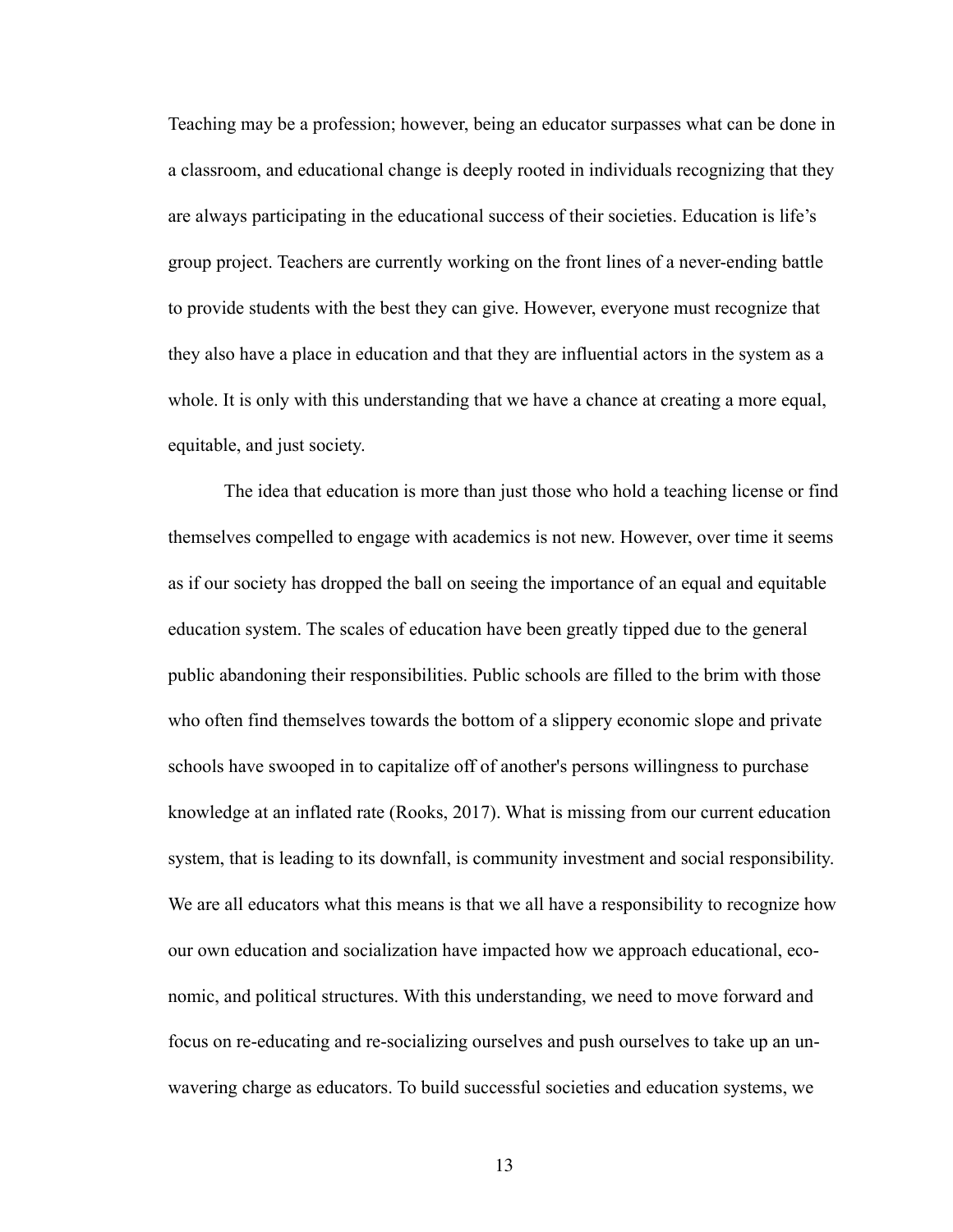Teaching may be a profession; however, being an educator surpasses what can be done in a classroom, and educational change is deeply rooted in individuals recognizing that they are always participating in the educational success of their societies. Education is life's group project. Teachers are currently working on the front lines of a never-ending battle to provide students with the best they can give. However, everyone must recognize that they also have a place in education and that they are influential actors in the system as a whole. It is only with this understanding that we have a chance at creating a more equal, equitable, and just society.

The idea that education is more than just those who hold a teaching license or find themselves compelled to engage with academics is not new. However, over time it seems as if our society has dropped the ball on seeing the importance of an equal and equitable education system. The scales of education have been greatly tipped due to the general public abandoning their responsibilities. Public schools are filled to the brim with those who often find themselves towards the bottom of a slippery economic slope and private schools have swooped in to capitalize off of another's persons willingness to purchase knowledge at an inflated rate (Rooks, 2017). What is missing from our current education system, that is leading to its downfall, is community investment and social responsibility. We are all educators what this means is that we all have a responsibility to recognize how our own education and socialization have impacted how we approach educational, economic, and political structures. With this understanding, we need to move forward and focus on re-educating and re-socializing ourselves and push ourselves to take up an unwavering charge as educators. To build successful societies and education systems, we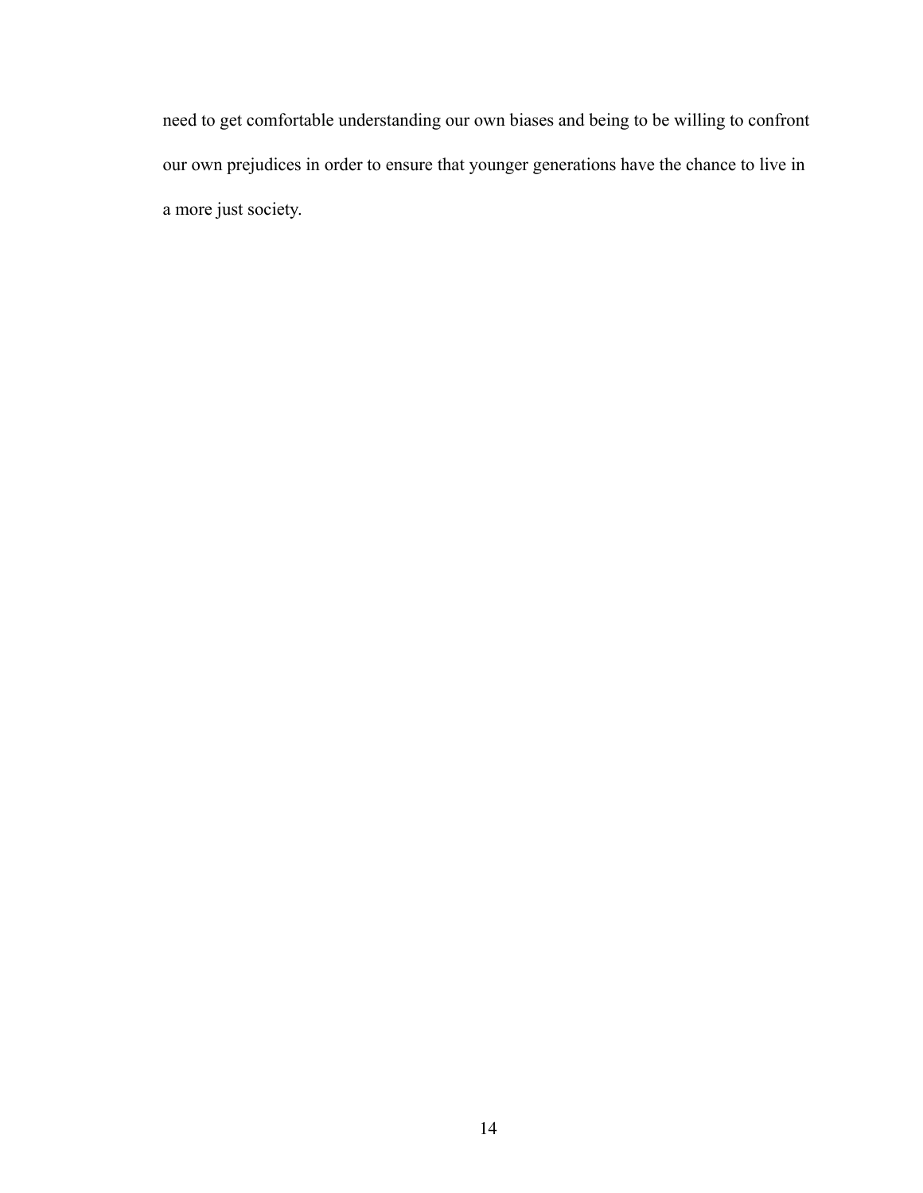need to get comfortable understanding our own biases and being to be willing to confront our own prejudices in order to ensure that younger generations have the chance to live in a more just society.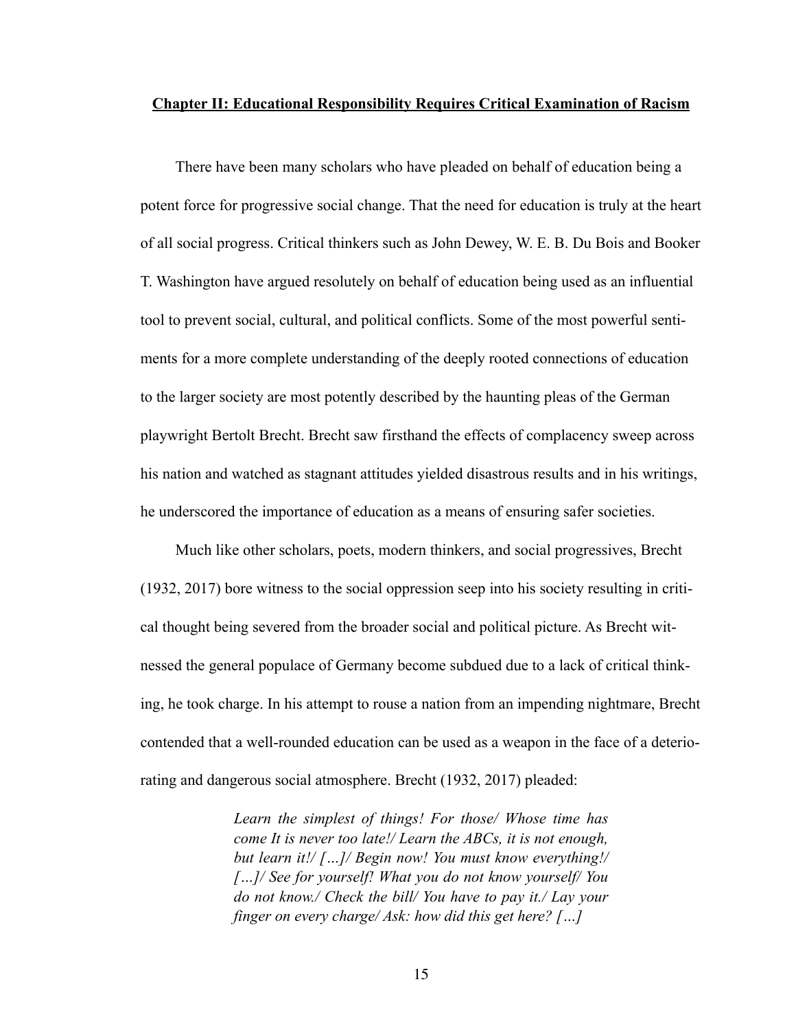## Chapter II: Educational Responsibility Requires Critical Examination of Racism

There have been many scholars who have pleaded on behalf of education being a potent force for progressive social change. That the need for education is truly at the heart of all social progress. Critical thinkers such as John Dewey, W. E. B. Du Bois and Booker T. Washington have argued resolutely on behalf of education being used as an influential tool to prevent social, cultural, and political conflicts. Some of the most powerful sentiments for a more complete understanding of the deeply rooted connections of education to the larger society are most potently described by the haunting pleas of the German playwright Bertolt Brecht. Brecht saw firsthand the effects of complacency sweep across his nation and watched as stagnant attitudes yielded disastrous results and in his writings, he underscored the importance of education as a means of ensuring safer societies.

Much like other scholars, poets, modern thinkers, and social progressives, Brecht (1932, 2017) bore witness to the social oppression seep into his society resulting in critical thought being severed from the broader social and political picture. As Brecht witnessed the general populace of Germany become subdued due to a lack of critical thinking, he took charge. In his attempt to rouse a nation from an impending nightmare, Brecht contended that a well-rounded education can be used as a weapon in the face of a deteriorating and dangerous social atmosphere. Brecht (1932, 2017) pleaded:

> *Learn the simplest of things! For those/ Whose time has come It is never too late!/ Learn the ABCs, it is not enough, but learn it!/ […]/ Begin now! You must know everything!/ […]/ See for yourself! What you do not know yourself/ You do not know./ Check the bill/ You have to pay it./ Lay your finger on every charge/ Ask: how did this get here? […]*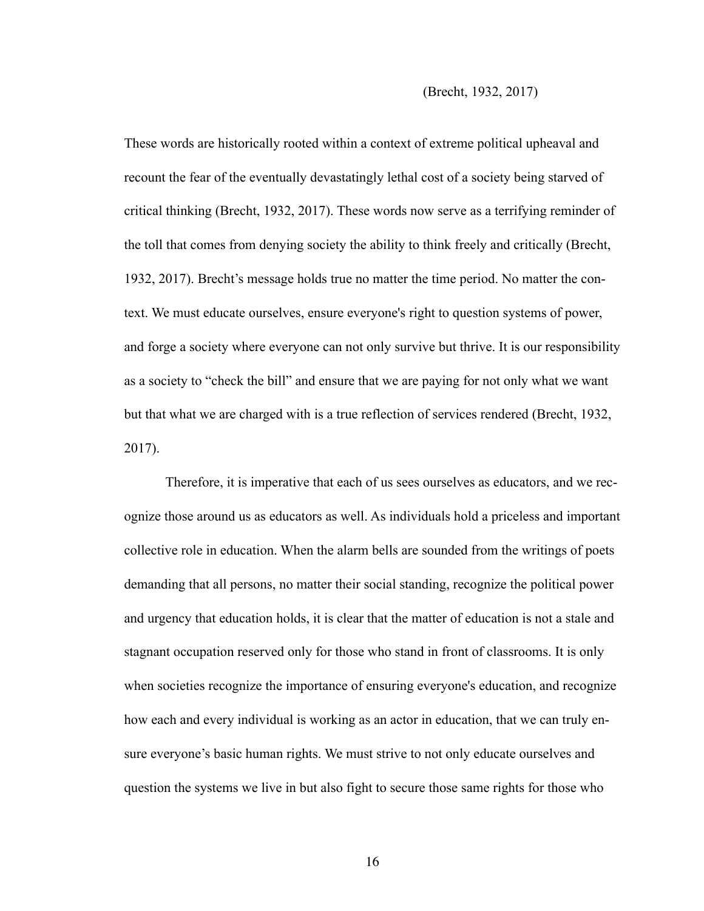(Brecht, 1932, 2017)

These words are historically rooted within a context of extreme political upheaval and recount the fear of the eventually devastatingly lethal cost of a society being starved of critical thinking (Brecht, 1932, 2017). These words now serve as a terrifying reminder of the toll that comes from denying society the ability to think freely and critically (Brecht, 1932, 2017). Brecht's message holds true no matter the time period. No matter the context. We must educate ourselves, ensure everyone's right to question systems of power, and forge a society where everyone can not only survive but thrive. It is our responsibility as a society to "check the bill" and ensure that we are paying for not only what we want but that what we are charged with is a true reflection of services rendered (Brecht, 1932, 2017).

Therefore, it is imperative that each of us sees ourselves as educators, and we recognize those around us as educators as well. As individuals hold a priceless and important collective role in education. When the alarm bells are sounded from the writings of poets demanding that all persons, no matter their social standing, recognize the political power and urgency that education holds, it is clear that the matter of education is not a stale and stagnant occupation reserved only for those who stand in front of classrooms. It is only when societies recognize the importance of ensuring everyone's education, and recognize how each and every individual is working as an actor in education, that we can truly ensure everyone's basic human rights. We must strive to not only educate ourselves and question the systems we live in but also fight to secure those same rights for those who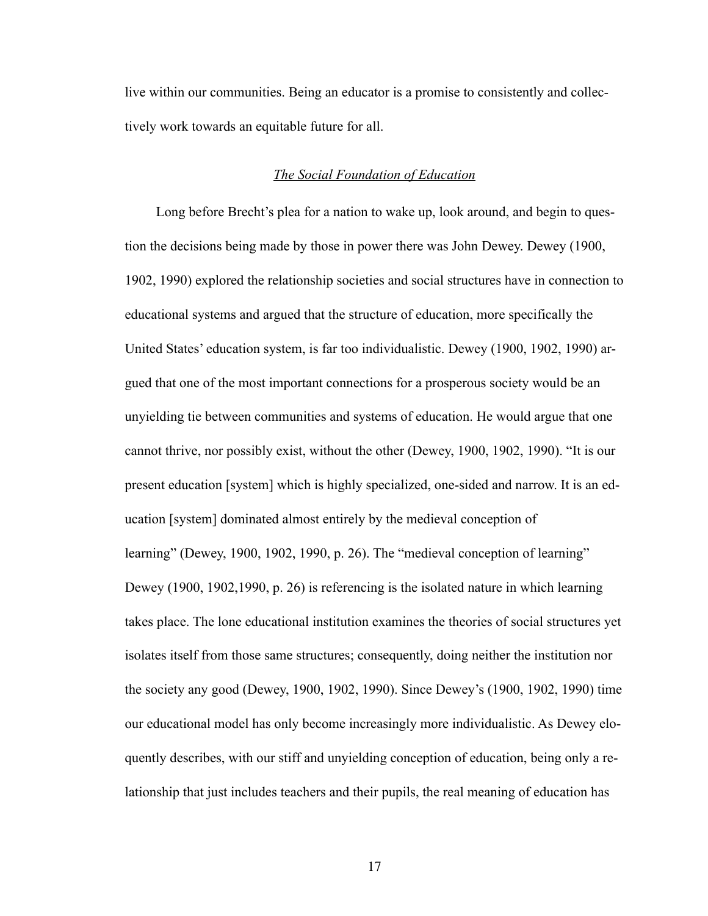live within our communities. Being an educator is a promise to consistently and collectively work towards an equitable future for all.

## *The Social Foundation of Education*

Long before Brecht's plea for a nation to wake up, look around, and begin to question the decisions being made by those in power there was John Dewey. Dewey (1900, 1902, 1990) explored the relationship societies and social structures have in connection to educational systems and argued that the structure of education, more specifically the United States' education system, is far too individualistic. Dewey (1900, 1902, 1990) argued that one of the most important connections for a prosperous society would be an unyielding tie between communities and systems of education. He would argue that one cannot thrive, nor possibly exist, without the other (Dewey, 1900, 1902, 1990). "It is our present education [system] which is highly specialized, one-sided and narrow. It is an education [system] dominated almost entirely by the medieval conception of learning" (Dewey, 1900, 1902, 1990, p. 26). The "medieval conception of learning" Dewey (1900, 1902,1990, p. 26) is referencing is the isolated nature in which learning takes place. The lone educational institution examines the theories of social structures yet isolates itself from those same structures; consequently, doing neither the institution nor the society any good (Dewey, 1900, 1902, 1990). Since Dewey's (1900, 1902, 1990) time our educational model has only become increasingly more individualistic. As Dewey eloquently describes, with our stiff and unyielding conception of education, being only a relationship that just includes teachers and their pupils, the real meaning of education has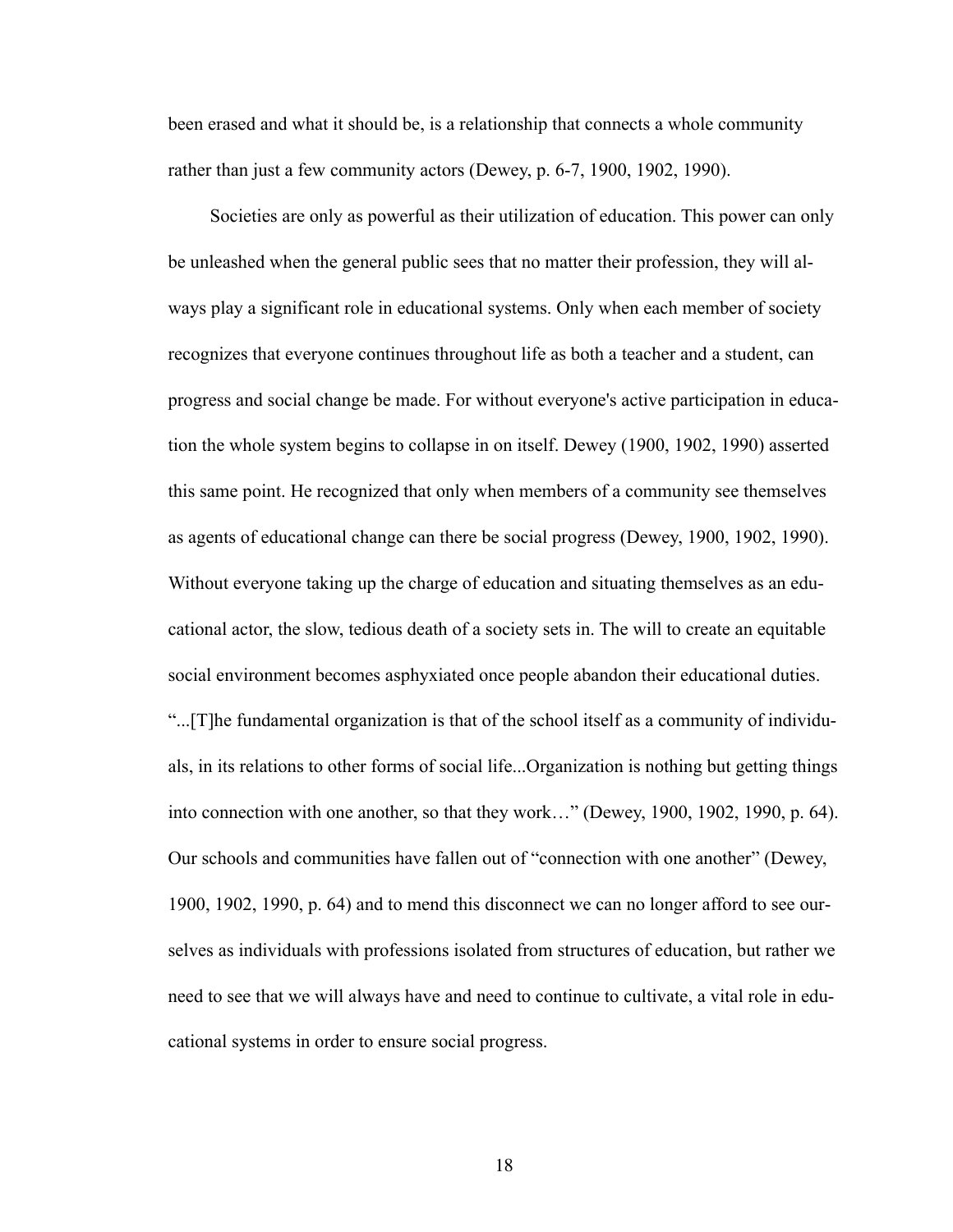been erased and what it should be, is a relationship that connects a whole community rather than just a few community actors (Dewey, p. 6-7, 1900, 1902, 1990).

Societies are only as powerful as their utilization of education. This power can only be unleashed when the general public sees that no matter their profession, they will always play a significant role in educational systems. Only when each member of society recognizes that everyone continues throughout life as both a teacher and a student, can progress and social change be made. For without everyone's active participation in education the whole system begins to collapse in on itself. Dewey (1900, 1902, 1990) asserted this same point. He recognized that only when members of a community see themselves as agents of educational change can there be social progress (Dewey, 1900, 1902, 1990). Without everyone taking up the charge of education and situating themselves as an educational actor, the slow, tedious death of a society sets in. The will to create an equitable social environment becomes asphyxiated once people abandon their educational duties. "...[T]he fundamental organization is that of the school itself as a community of individuals, in its relations to other forms of social life...Organization is nothing but getting things into connection with one another, so that they work…" (Dewey, 1900, 1902, 1990, p. 64). Our schools and communities have fallen out of "connection with one another" (Dewey, 1900, 1902, 1990, p. 64) and to mend this disconnect we can no longer afford to see ourselves as individuals with professions isolated from structures of education, but rather we need to see that we will always have and need to continue to cultivate, a vital role in educational systems in order to ensure social progress.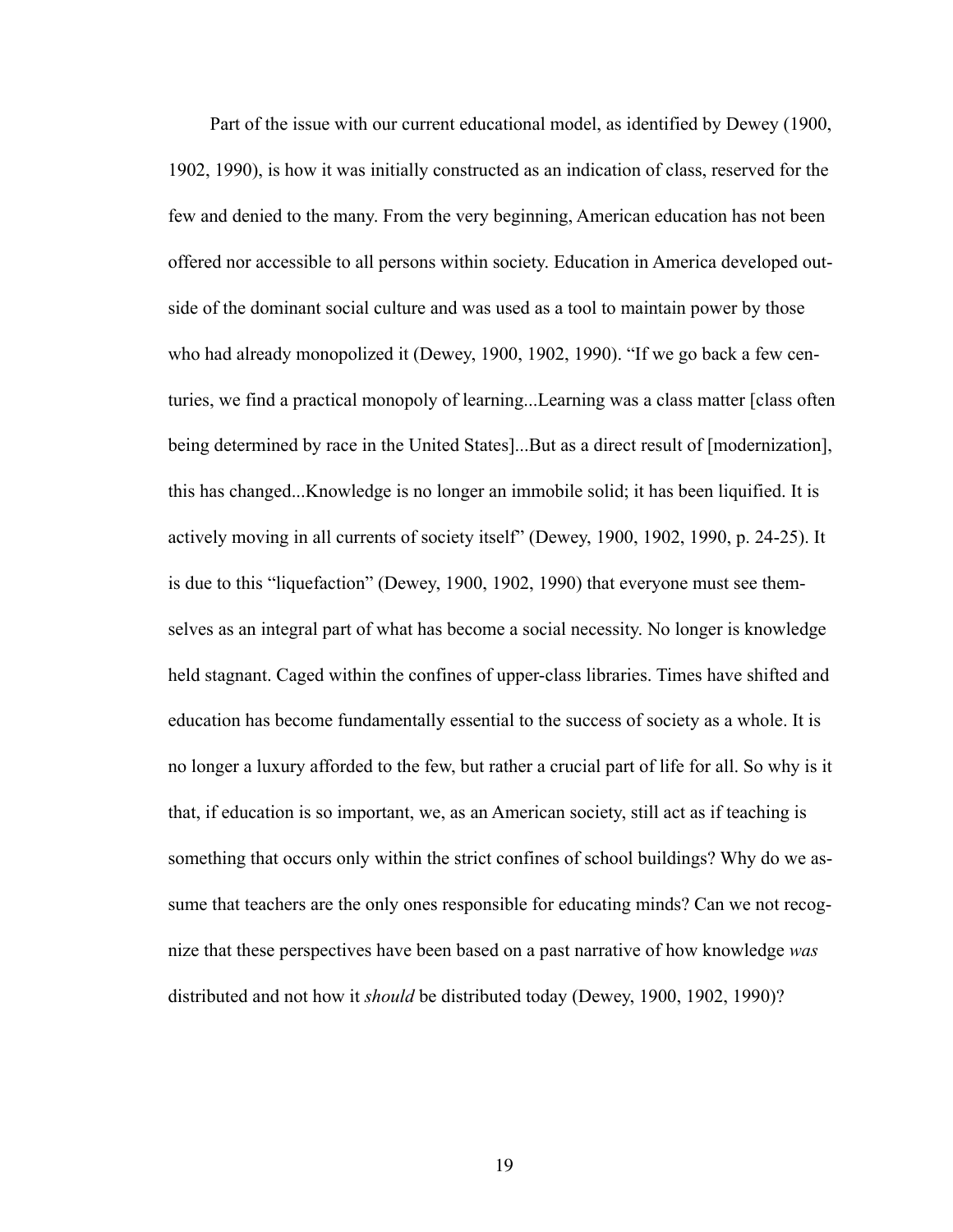Part of the issue with our current educational model, as identified by Dewey (1900, 1902, 1990), is how it was initially constructed as an indication of class, reserved for the few and denied to the many. From the very beginning, American education has not been offered nor accessible to all persons within society. Education in America developed outside of the dominant social culture and was used as a tool to maintain power by those who had already monopolized it (Dewey, 1900, 1902, 1990). "If we go back a few centuries, we find a practical monopoly of learning...Learning was a class matter [class often being determined by race in the United States]...But as a direct result of [modernization], this has changed...Knowledge is no longer an immobile solid; it has been liquified. It is actively moving in all currents of society itself" (Dewey, 1900, 1902, 1990, p. 24-25). It is due to this "liquefaction" (Dewey, 1900, 1902, 1990) that everyone must see themselves as an integral part of what has become a social necessity. No longer is knowledge held stagnant. Caged within the confines of upper-class libraries. Times have shifted and education has become fundamentally essential to the success of society as a whole. It is no longer a luxury afforded to the few, but rather a crucial part of life for all. So why is it that, if education is so important, we, as an American society, still act as if teaching is something that occurs only within the strict confines of school buildings? Why do we assume that teachers are the only ones responsible for educating minds? Can we not recognize that these perspectives have been based on a past narrative of how knowledge *was* distributed and not how it *should* be distributed today (Dewey, 1900, 1902, 1990)?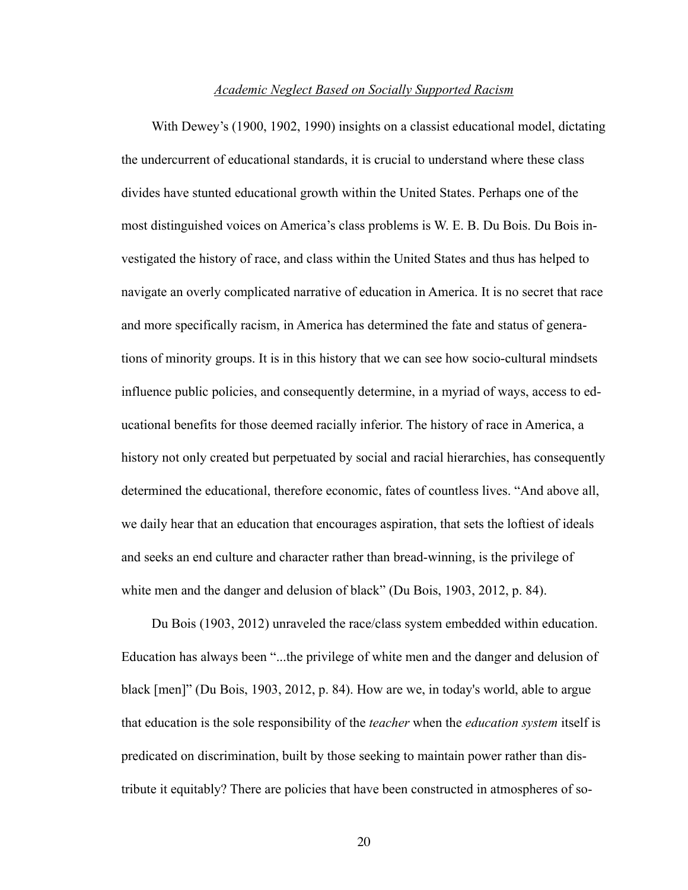### *Academic Neglect Based on Socially Supported Racism*

With Dewey's (1900, 1902, 1990) insights on a classist educational model, dictating the undercurrent of educational standards, it is crucial to understand where these class divides have stunted educational growth within the United States. Perhaps one of the most distinguished voices on America's class problems is W. E. B. Du Bois. Du Bois investigated the history of race, and class within the United States and thus has helped to navigate an overly complicated narrative of education in America. It is no secret that race and more specifically racism, in America has determined the fate and status of generations of minority groups. It is in this history that we can see how socio-cultural mindsets influence public policies, and consequently determine, in a myriad of ways, access to educational benefits for those deemed racially inferior. The history of race in America, a history not only created but perpetuated by social and racial hierarchies, has consequently determined the educational, therefore economic, fates of countless lives. "And above all, we daily hear that an education that encourages aspiration, that sets the loftiest of ideals and seeks an end culture and character rather than bread-winning, is the privilege of white men and the danger and delusion of black" (Du Bois, 1903, 2012, p. 84).

Du Bois (1903, 2012) unraveled the race/class system embedded within education. Education has always been "...the privilege of white men and the danger and delusion of black [men]" (Du Bois, 1903, 2012, p. 84). How are we, in today's world, able to argue that education is the sole responsibility of the *teacher* when the *education system* itself is predicated on discrimination, built by those seeking to maintain power rather than distribute it equitably? There are policies that have been constructed in atmospheres of so-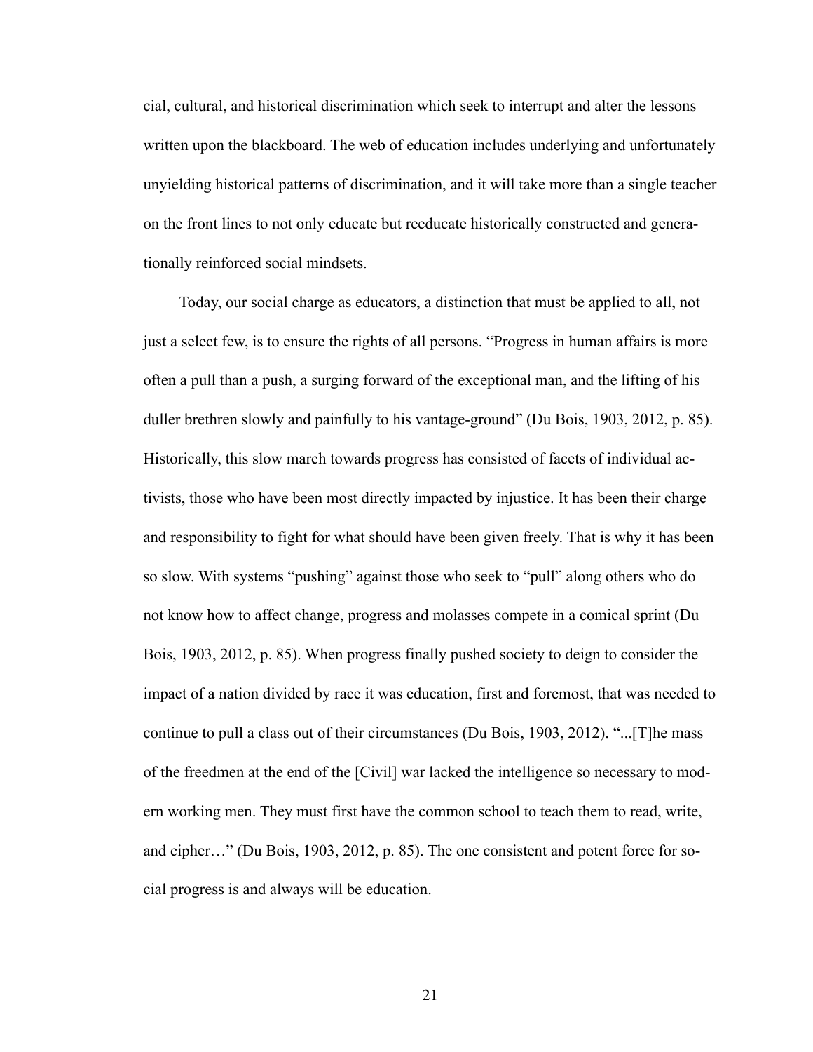cial, cultural, and historical discrimination which seek to interrupt and alter the lessons written upon the blackboard. The web of education includes underlying and unfortunately unyielding historical patterns of discrimination, and it will take more than a single teacher on the front lines to not only educate but reeducate historically constructed and generationally reinforced social mindsets.

Today, our social charge as educators, a distinction that must be applied to all, not just a select few, is to ensure the rights of all persons. "Progress in human affairs is more often a pull than a push, a surging forward of the exceptional man, and the lifting of his duller brethren slowly and painfully to his vantage-ground" (Du Bois, 1903, 2012, p. 85). Historically, this slow march towards progress has consisted of facets of individual activists, those who have been most directly impacted by injustice. It has been their charge and responsibility to fight for what should have been given freely. That is why it has been so slow. With systems "pushing" against those who seek to "pull" along others who do not know how to affect change, progress and molasses compete in a comical sprint (Du Bois, 1903, 2012, p. 85). When progress finally pushed society to deign to consider the impact of a nation divided by race it was education, first and foremost, that was needed to continue to pull a class out of their circumstances (Du Bois, 1903, 2012). "...[T]he mass of the freedmen at the end of the [Civil] war lacked the intelligence so necessary to modern working men. They must first have the common school to teach them to read, write, and cipher…" (Du Bois, 1903, 2012, p. 85). The one consistent and potent force for social progress is and always will be education.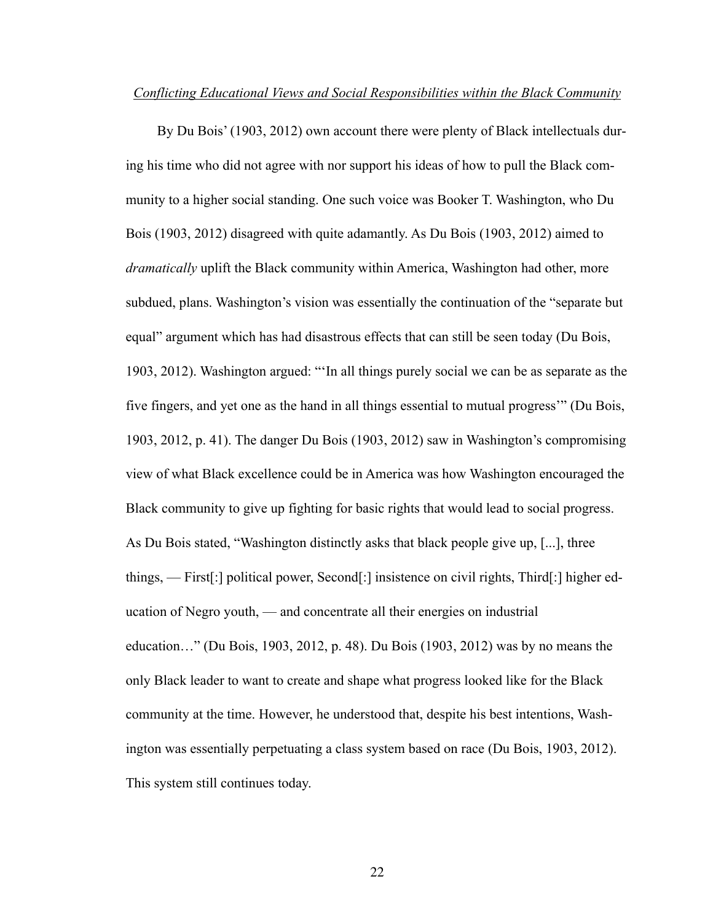*Conflicting Educational Views and Social Responsibilities within the Black Community*

By Du Bois' (1903, 2012) own account there were plenty of Black intellectuals during his time who did not agree with nor support his ideas of how to pull the Black community to a higher social standing. One such voice was Booker T. Washington, who Du Bois (1903, 2012) disagreed with quite adamantly. As Du Bois (1903, 2012) aimed to *dramatically* uplift the Black community within America, Washington had other, more subdued, plans. Washington's vision was essentially the continuation of the "separate but equal" argument which has had disastrous effects that can still be seen today (Du Bois, 1903, 2012). Washington argued: "'In all things purely social we can be as separate as the five fingers, and yet one as the hand in all things essential to mutual progress'" (Du Bois, 1903, 2012, p. 41). The danger Du Bois (1903, 2012) saw in Washington's compromising view of what Black excellence could be in America was how Washington encouraged the Black community to give up fighting for basic rights that would lead to social progress. As Du Bois stated, "Washington distinctly asks that black people give up, [...], three things, — First[:] political power, Second[:] insistence on civil rights, Third[:] higher education of Negro youth, — and concentrate all their energies on industrial education…" (Du Bois, 1903, 2012, p. 48). Du Bois (1903, 2012) was by no means the only Black leader to want to create and shape what progress looked like for the Black community at the time. However, he understood that, despite his best intentions, Washington was essentially perpetuating a class system based on race (Du Bois, 1903, 2012). This system still continues today.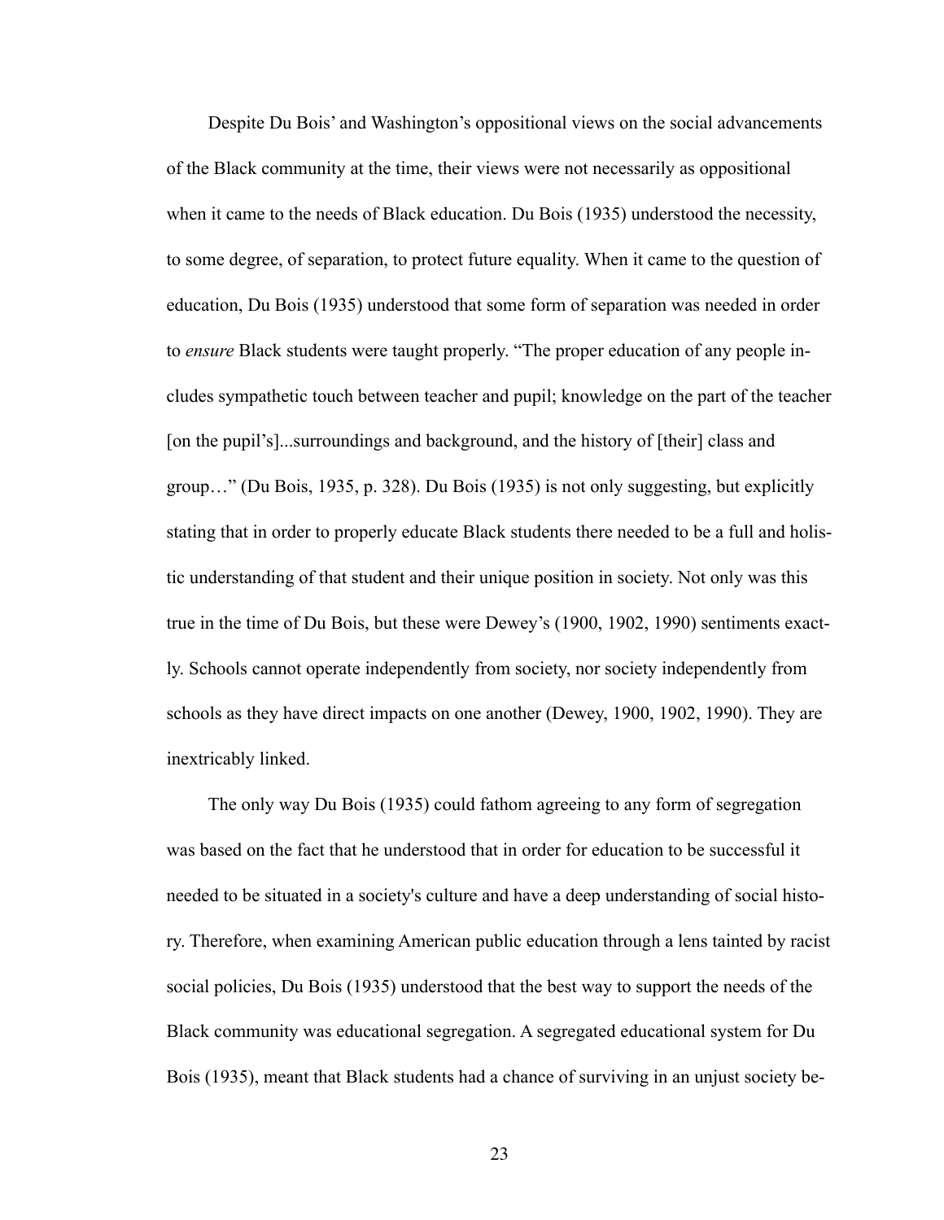Despite Du Bois' and Washington's oppositional views on the social advancements of the Black community at the time, their views were not necessarily as oppositional when it came to the needs of Black education. Du Bois (1935) understood the necessity, to some degree, of separation, to protect future equality. When it came to the question of education, Du Bois (1935) understood that some form of separation was needed in order to *ensure* Black students were taught properly. "The proper education of any people includes sympathetic touch between teacher and pupil; knowledge on the part of the teacher [on the pupil's]...surroundings and background, and the history of [their] class and group…" (Du Bois, 1935, p. 328). Du Bois (1935) is not only suggesting, but explicitly stating that in order to properly educate Black students there needed to be a full and holistic understanding of that student and their unique position in society. Not only was this true in the time of Du Bois, but these were Dewey's (1900, 1902, 1990) sentiments exactly. Schools cannot operate independently from society, nor society independently from schools as they have direct impacts on one another (Dewey, 1900, 1902, 1990). They are inextricably linked.

The only way Du Bois (1935) could fathom agreeing to any form of segregation was based on the fact that he understood that in order for education to be successful it needed to be situated in a society's culture and have a deep understanding of social history. Therefore, when examining American public education through a lens tainted by racist social policies, Du Bois (1935) understood that the best way to support the needs of the Black community was educational segregation. A segregated educational system for Du Bois (1935), meant that Black students had a chance of surviving in an unjust society be-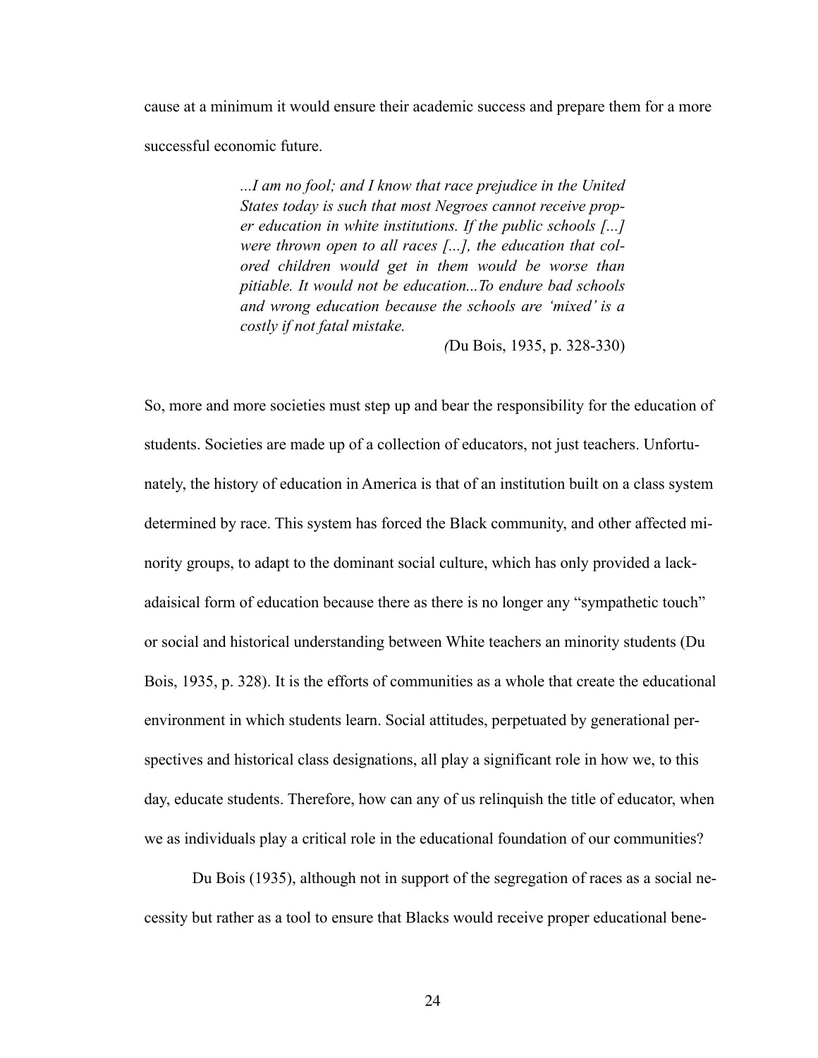cause at a minimum it would ensure their academic success and prepare them for a more successful economic future.

> *...I am no fool; and I know that race prejudice in the United States today is such that most Negroes cannot receive proper education in white institutions. If the public schools [...] were thrown open to all races [...], the education that colored children would get in them would be worse than pitiable. It would not be education...To endure bad schools and wrong education because the schools are 'mixed' is a costly if not fatal mistake.*
>
> (Du Bois, 1935, p. 328-330)

So, more and more societies must step up and bear the responsibility for the education of students. Societies are made up of a collection of educators, not just teachers. Unfortunately, the history of education in America is that of an institution built on a class system determined by race. This system has forced the Black community, and other affected minority groups, to adapt to the dominant social culture, which has only provided a lackadaisical form of education because there as there is no longer any "sympathetic touch" or social and historical understanding between White teachers an minority students (Du Bois, 1935, p. 328). It is the efforts of communities as a whole that create the educational environment in which students learn. Social attitudes, perpetuated by generational perspectives and historical class designations, all play a significant role in how we, to this day, educate students. Therefore, how can any of us relinquish the title of educator, when we as individuals play a critical role in the educational foundation of our communities?

Du Bois (1935), although not in support of the segregation of races as a social necessity but rather as a tool to ensure that Blacks would receive proper educational bene-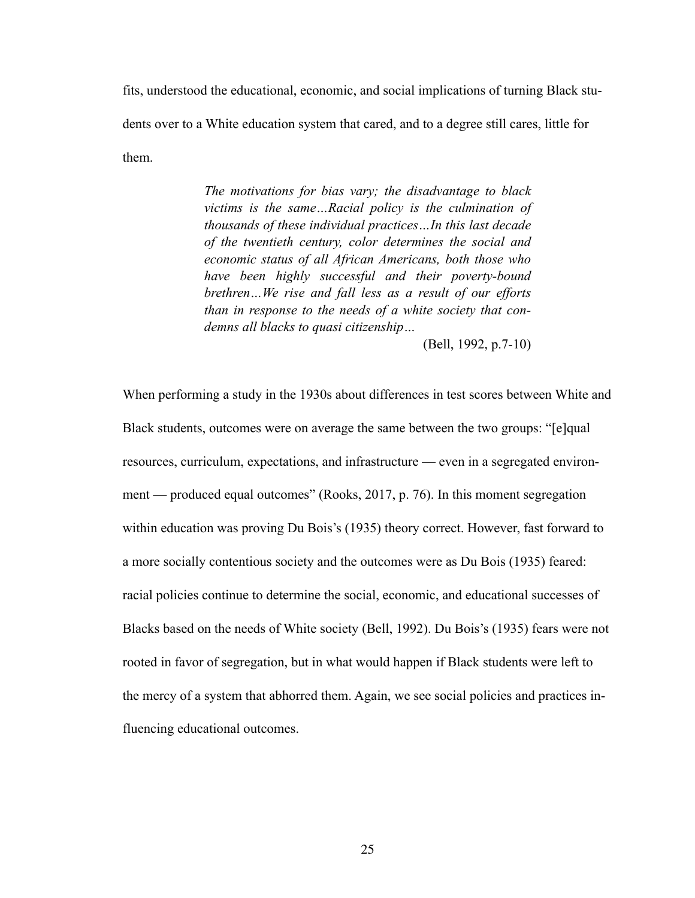fits, understood the educational, economic, and social implications of turning Black students over to a White education system that cared, and to a degree still cares, little for them.

> *The motivations for bias vary; the disadvantage to black victims is the same…Racial policy is the culmination of thousands of these individual practices…In this last decade of the twentieth century, color determines the social and economic status of all African Americans, both those who have been highly successful and their poverty-bound brethren…We rise and fall less as a result of our efforts than in response to the needs of a white society that condemns all blacks to quasi citizenship…*
>
> (Bell, 1992, p.7-10)

When performing a study in the 1930s about differences in test scores between White and Black students, outcomes were on average the same between the two groups: "[e]qual resources, curriculum, expectations, and infrastructure — even in a segregated environment — produced equal outcomes" (Rooks, 2017, p. 76). In this moment segregation within education was proving Du Bois's (1935) theory correct. However, fast forward to a more socially contentious society and the outcomes were as Du Bois (1935) feared: racial policies continue to determine the social, economic, and educational successes of Blacks based on the needs of White society (Bell, 1992). Du Bois's (1935) fears were not rooted in favor of segregation, but in what would happen if Black students were left to the mercy of a system that abhorred them. Again, we see social policies and practices influencing educational outcomes.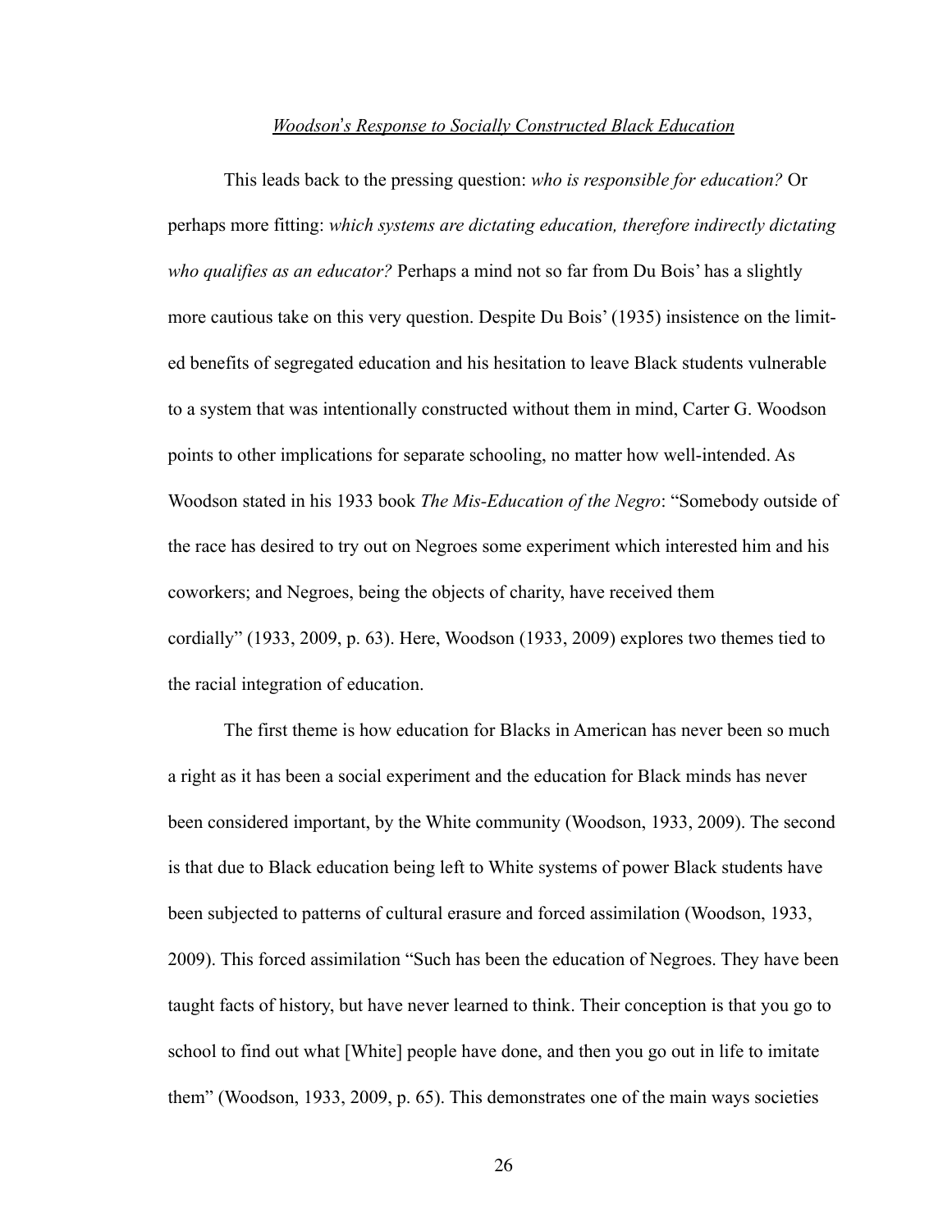### *Woodson's Response to Socially Constructed Black Education*

This leads back to the pressing question: *who is responsible for education?* Or perhaps more fitting: *which systems are dictating education, therefore indirectly dictating who qualifies as an educator?* Perhaps a mind not so far from Du Bois' has a slightly more cautious take on this very question. Despite Du Bois' (1935) insistence on the limited benefits of segregated education and his hesitation to leave Black students vulnerable to a system that was intentionally constructed without them in mind, Carter G. Woodson points to other implications for separate schooling, no matter how well-intended. As Woodson stated in his 1933 book *The Mis-Education of the Negro*: "Somebody outside of the race has desired to try out on Negroes some experiment which interested him and his coworkers; and Negroes, being the objects of charity, have received them cordially" (1933, 2009, p. 63). Here, Woodson (1933, 2009) explores two themes tied to the racial integration of education.

The first theme is how education for Blacks in American has never been so much a right as it has been a social experiment and the education for Black minds has never been considered important, by the White community (Woodson, 1933, 2009). The second is that due to Black education being left to White systems of power Black students have been subjected to patterns of cultural erasure and forced assimilation (Woodson, 1933, 2009). This forced assimilation "Such has been the education of Negroes. They have been taught facts of history, but have never learned to think. Their conception is that you go to school to find out what [White] people have done, and then you go out in life to imitate them" (Woodson, 1933, 2009, p. 65). This demonstrates one of the main ways societies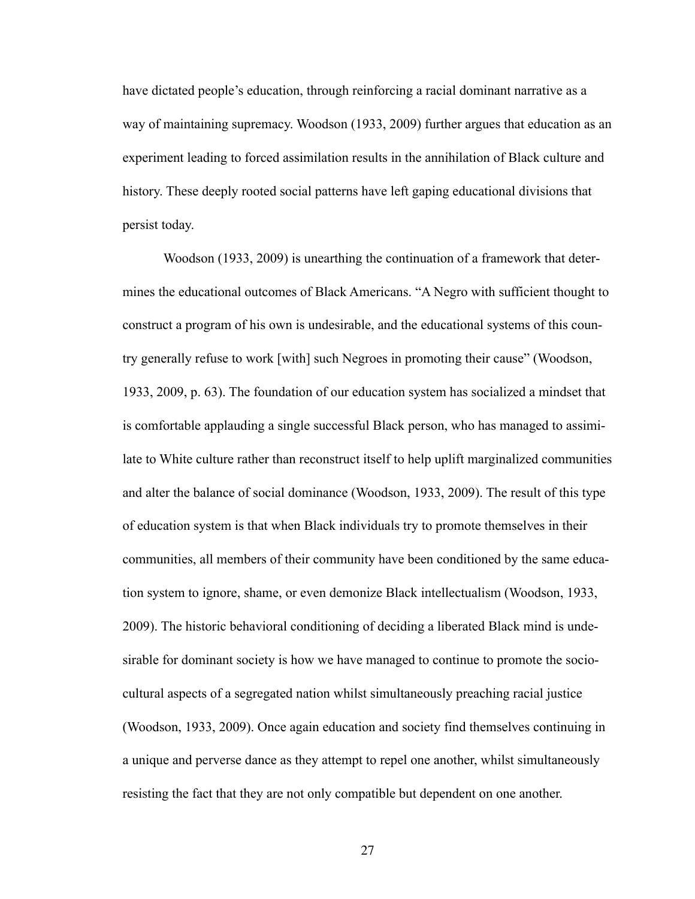have dictated people's education, through reinforcing a racial dominant narrative as a way of maintaining supremacy. Woodson (1933, 2009) further argues that education as an experiment leading to forced assimilation results in the annihilation of Black culture and history. These deeply rooted social patterns have left gaping educational divisions that persist today.

Woodson (1933, 2009) is unearthing the continuation of a framework that determines the educational outcomes of Black Americans. "A Negro with sufficient thought to construct a program of his own is undesirable, and the educational systems of this country generally refuse to work [with] such Negroes in promoting their cause" (Woodson, 1933, 2009, p. 63). The foundation of our education system has socialized a mindset that is comfortable applauding a single successful Black person, who has managed to assimilate to White culture rather than reconstruct itself to help uplift marginalized communities and alter the balance of social dominance (Woodson, 1933, 2009). The result of this type of education system is that when Black individuals try to promote themselves in their communities, all members of their community have been conditioned by the same education system to ignore, shame, or even demonize Black intellectualism (Woodson, 1933, 2009). The historic behavioral conditioning of deciding a liberated Black mind is undesirable for dominant society is how we have managed to continue to promote the sociocultural aspects of a segregated nation whilst simultaneously preaching racial justice (Woodson, 1933, 2009). Once again education and society find themselves continuing in a unique and perverse dance as they attempt to repel one another, whilst simultaneously resisting the fact that they are not only compatible but dependent on one another.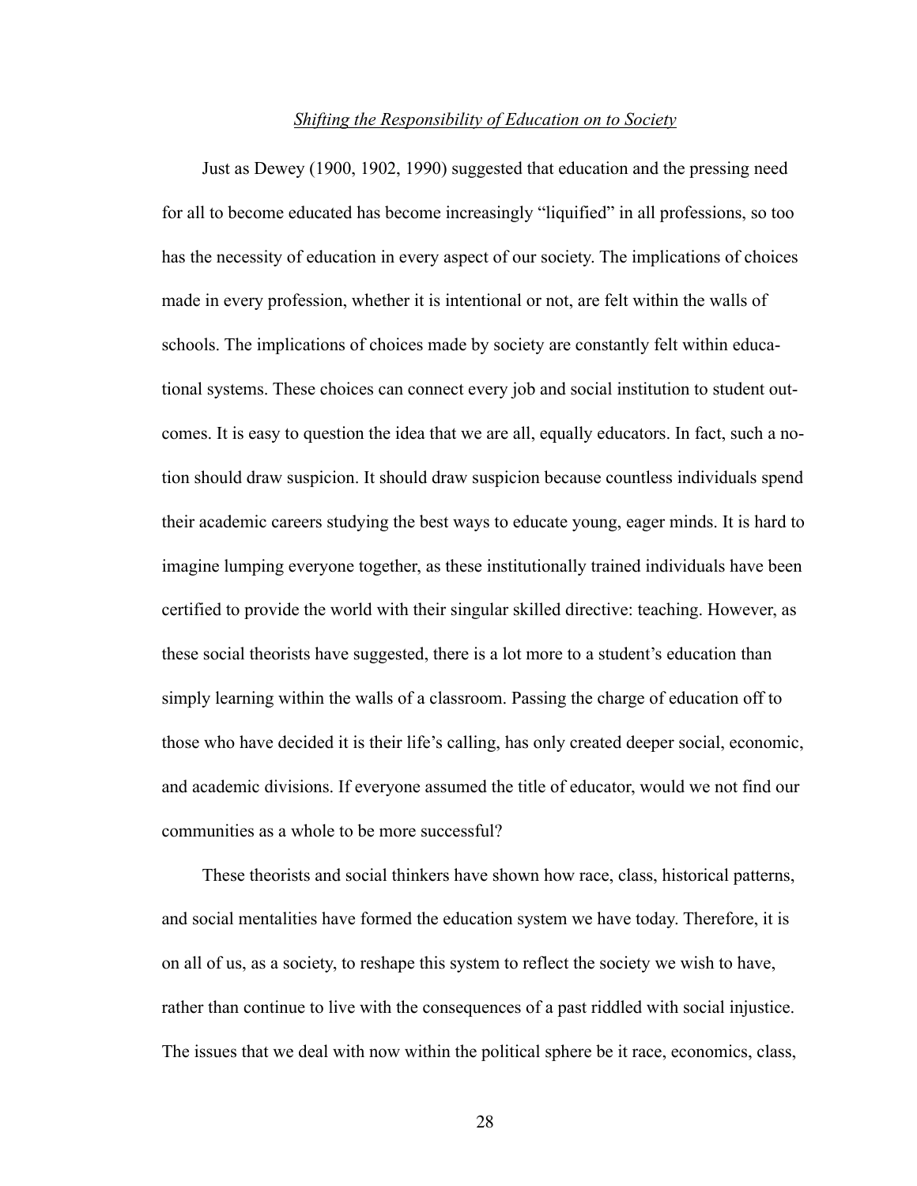*Shifting the Responsibility of Education on to Society*

Just as Dewey (1900, 1902, 1990) suggested that education and the pressing need for all to become educated has become increasingly "liquified" in all professions, so too has the necessity of education in every aspect of our society. The implications of choices made in every profession, whether it is intentional or not, are felt within the walls of schools. The implications of choices made by society are constantly felt within educational systems. These choices can connect every job and social institution to student outcomes. It is easy to question the idea that we are all, equally educators. In fact, such a notion should draw suspicion. It should draw suspicion because countless individuals spend their academic careers studying the best ways to educate young, eager minds. It is hard to imagine lumping everyone together, as these institutionally trained individuals have been certified to provide the world with their singular skilled directive: teaching. However, as these social theorists have suggested, there is a lot more to a student's education than simply learning within the walls of a classroom. Passing the charge of education off to those who have decided it is their life's calling, has only created deeper social, economic, and academic divisions. If everyone assumed the title of educator, would we not find our communities as a whole to be more successful?

These theorists and social thinkers have shown how race, class, historical patterns, and social mentalities have formed the education system we have today. Therefore, it is on all of us, as a society, to reshape this system to reflect the society we wish to have, rather than continue to live with the consequences of a past riddled with social injustice. The issues that we deal with now within the political sphere be it race, economics, class,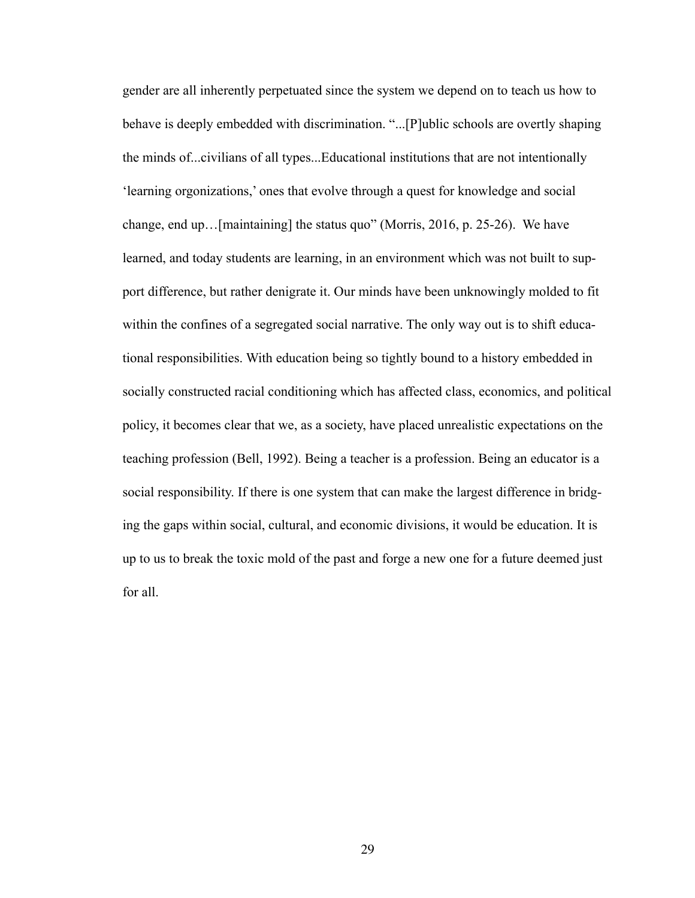gender are all inherently perpetuated since the system we depend on to teach us how to behave is deeply embedded with discrimination. "...[P]ublic schools are overtly shaping the minds of...civilians of all types...Educational institutions that are not intentionally 'learning orgonizations,' ones that evolve through a quest for knowledge and social change, end up…[maintaining] the status quo" (Morris, 2016, p. 25-26). We have learned, and today students are learning, in an environment which was not built to support difference, but rather denigrate it. Our minds have been unknowingly molded to fit within the confines of a segregated social narrative. The only way out is to shift educational responsibilities. With education being so tightly bound to a history embedded in socially constructed racial conditioning which has affected class, economics, and political policy, it becomes clear that we, as a society, have placed unrealistic expectations on the teaching profession (Bell, 1992). Being a teacher is a profession. Being an educator is a social responsibility. If there is one system that can make the largest difference in bridging the gaps within social, cultural, and economic divisions, it would be education. It is up to us to break the toxic mold of the past and forge a new one for a future deemed just for all.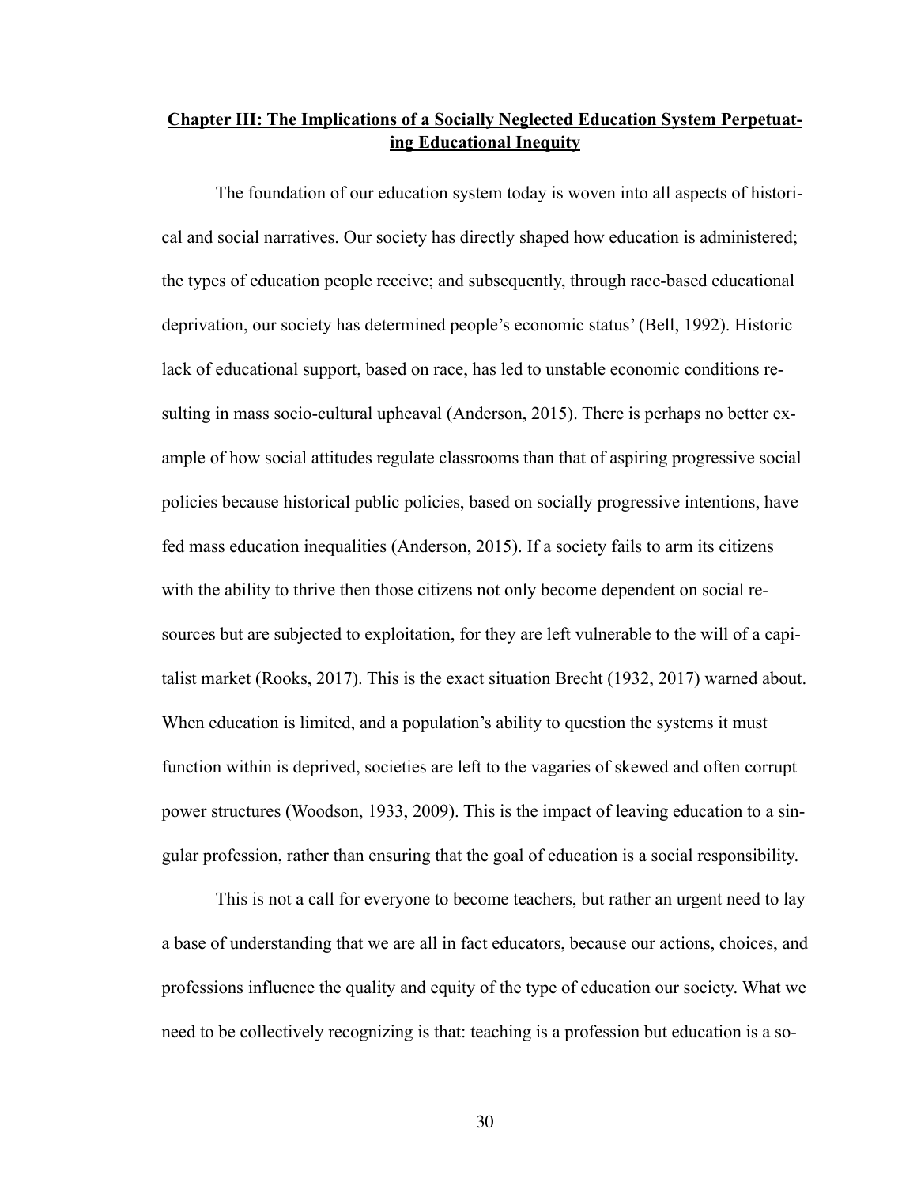## Chapter III: The Implications of a Socially Neglected Education System Perpetuating Educational Inequity

The foundation of our education system today is woven into all aspects of historical and social narratives. Our society has directly shaped how education is administered; the types of education people receive; and subsequently, through race-based educational deprivation, our society has determined people's economic status' (Bell, 1992). Historic lack of educational support, based on race, has led to unstable economic conditions resulting in mass socio-cultural upheaval (Anderson, 2015). There is perhaps no better example of how social attitudes regulate classrooms than that of aspiring progressive social policies because historical public policies, based on socially progressive intentions, have fed mass education inequalities (Anderson, 2015). If a society fails to arm its citizens with the ability to thrive then those citizens not only become dependent on social resources but are subjected to exploitation, for they are left vulnerable to the will of a capitalist market (Rooks, 2017). This is the exact situation Brecht (1932, 2017) warned about. When education is limited, and a population's ability to question the systems it must function within is deprived, societies are left to the vagaries of skewed and often corrupt power structures (Woodson, 1933, 2009). This is the impact of leaving education to a singular profession, rather than ensuring that the goal of education is a social responsibility.

This is not a call for everyone to become teachers, but rather an urgent need to lay a base of understanding that we are all in fact educators, because our actions, choices, and professions influence the quality and equity of the type of education our society. What we need to be collectively recognizing is that: teaching is a profession but education is a so-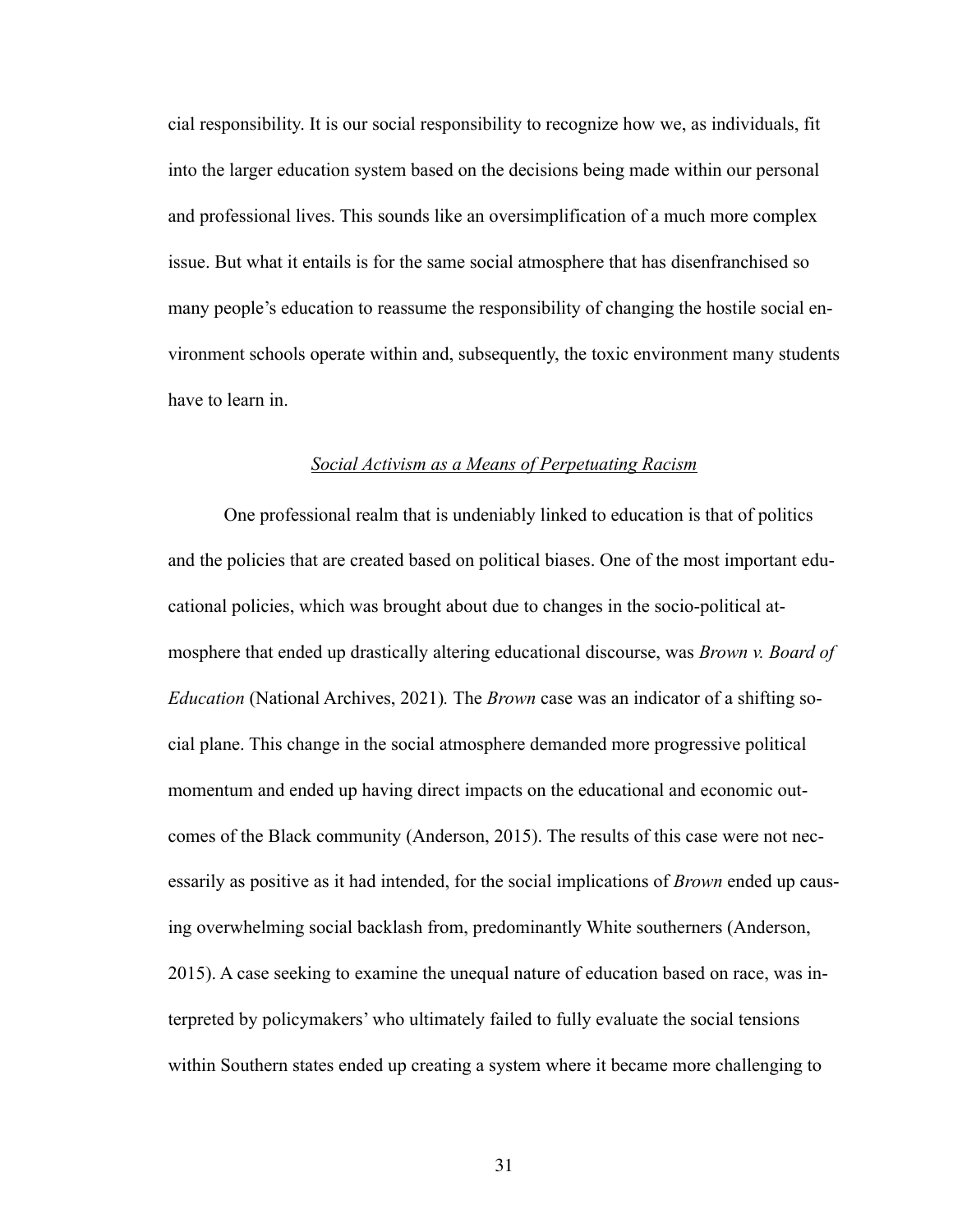cial responsibility. It is our social responsibility to recognize how we, as individuals, fit into the larger education system based on the decisions being made within our personal and professional lives. This sounds like an oversimplification of a much more complex issue. But what it entails is for the same social atmosphere that has disenfranchised so many people's education to reassume the responsibility of changing the hostile social environment schools operate within and, subsequently, the toxic environment many students have to learn in.

### *Social Activism as a Means of Perpetuating Racism*

One professional realm that is undeniably linked to education is that of politics and the policies that are created based on political biases. One of the most important educational policies, which was brought about due to changes in the socio-political atmosphere that ended up drastically altering educational discourse, was *Brown v. Board of Education* (National Archives, 2021)*.* The *Brown* case was an indicator of a shifting social plane. This change in the social atmosphere demanded more progressive political momentum and ended up having direct impacts on the educational and economic outcomes of the Black community (Anderson, 2015). The results of this case were not necessarily as positive as it had intended, for the social implications of *Brown* ended up causing overwhelming social backlash from, predominantly White southerners (Anderson, 2015). A case seeking to examine the unequal nature of education based on race, was interpreted by policymakers' who ultimately failed to fully evaluate the social tensions within Southern states ended up creating a system where it became more challenging to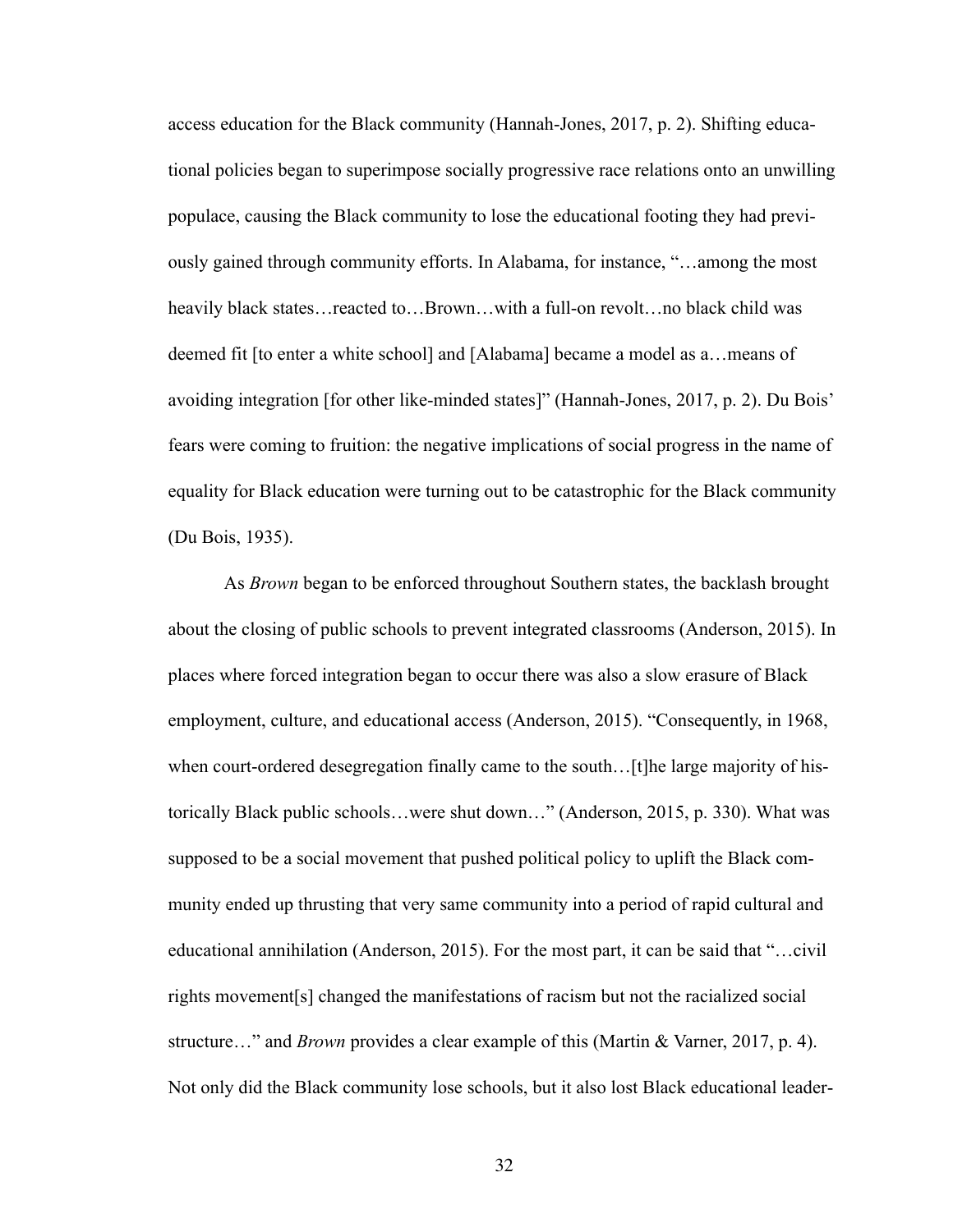access education for the Black community (Hannah-Jones, 2017, p. 2). Shifting educational policies began to superimpose socially progressive race relations onto an unwilling populace, causing the Black community to lose the educational footing they had previously gained through community efforts. In Alabama, for instance, "…among the most heavily black states…reacted to…Brown…with a full-on revolt…no black child was deemed fit [to enter a white school] and [Alabama] became a model as a…means of avoiding integration [for other like-minded states]" (Hannah-Jones, 2017, p. 2). Du Bois' fears were coming to fruition: the negative implications of social progress in the name of equality for Black education were turning out to be catastrophic for the Black community (Du Bois, 1935).

As *Brown* began to be enforced throughout Southern states, the backlash brought about the closing of public schools to prevent integrated classrooms (Anderson, 2015). In places where forced integration began to occur there was also a slow erasure of Black employment, culture, and educational access (Anderson, 2015). "Consequently, in 1968, when court-ordered desegregation finally came to the south…[t]he large majority of historically Black public schools…were shut down…" (Anderson, 2015, p. 330). What was supposed to be a social movement that pushed political policy to uplift the Black community ended up thrusting that very same community into a period of rapid cultural and educational annihilation (Anderson, 2015). For the most part, it can be said that "…civil rights movement[s] changed the manifestations of racism but not the racialized social structure…" and *Brown* provides a clear example of this (Martin & Varner, 2017, p. 4). Not only did the Black community lose schools, but it also lost Black educational leader-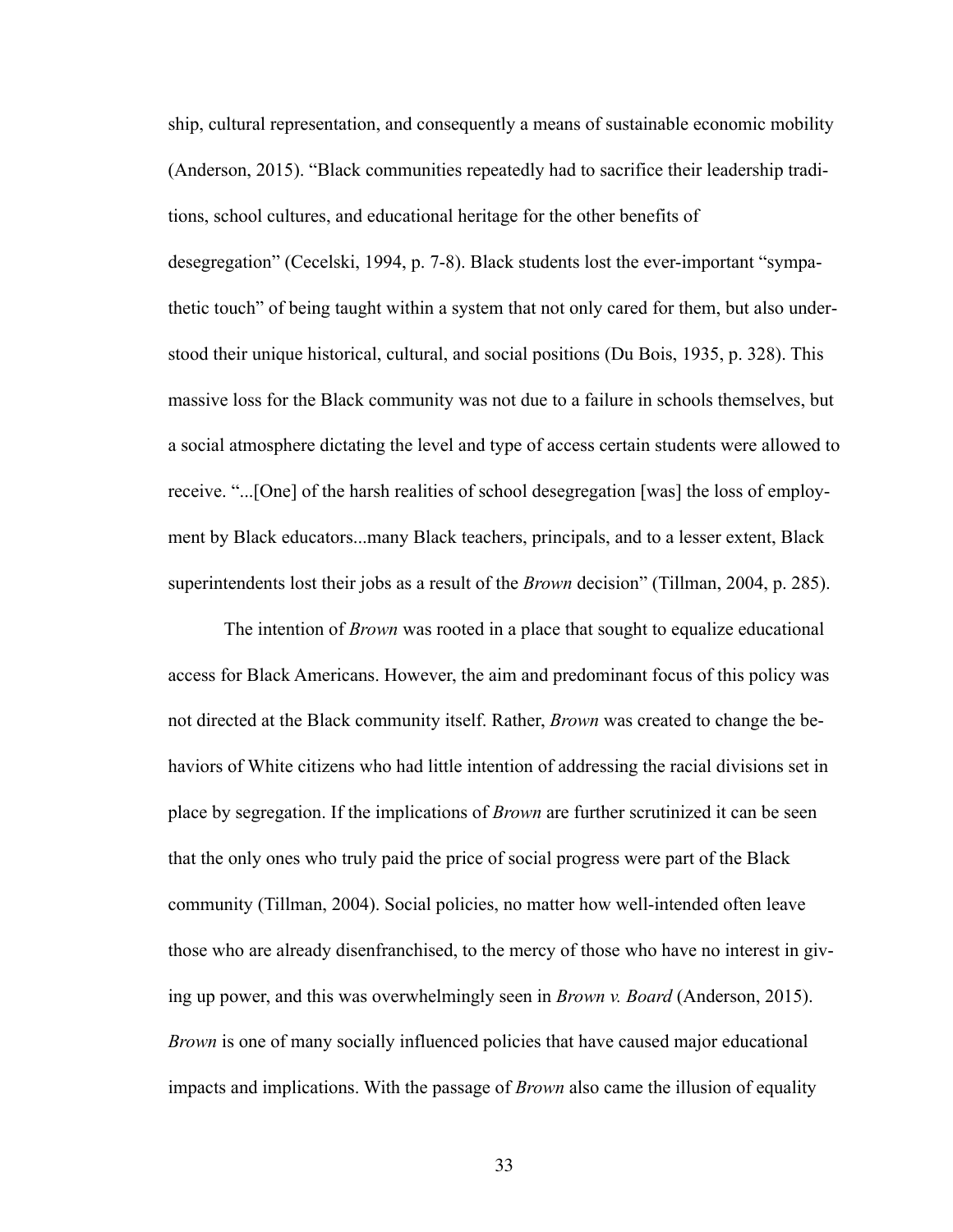ship, cultural representation, and consequently a means of sustainable economic mobility (Anderson, 2015). “Black communities repeatedly had to sacrifice their leadership traditions, school cultures, and educational heritage for the other benefits of desegregation” (Cecelski, 1994, p. 7-8). Black students lost the ever-important “sympathetic touch” of being taught within a system that not only cared for them, but also understood their unique historical, cultural, and social positions (Du Bois, 1935, p. 328). This massive loss for the Black community was not due to a failure in schools themselves, but a social atmosphere dictating the level and type of access certain students were allowed to receive. “...[One] of the harsh realities of school desegregation [was] the loss of employment by Black educators...many Black teachers, principals, and to a lesser extent, Black superintendents lost their jobs as a result of the *Brown* decision” (Tillman, 2004, p. 285).

The intention of *Brown* was rooted in a place that sought to equalize educational access for Black Americans. However, the aim and predominant focus of this policy was not directed at the Black community itself. Rather, *Brown* was created to change the behaviors of White citizens who had little intention of addressing the racial divisions set in place by segregation. If the implications of *Brown* are further scrutinized it can be seen that the only ones who truly paid the price of social progress were part of the Black community (Tillman, 2004). Social policies, no matter how well-intended often leave those who are already disenfranchised, to the mercy of those who have no interest in giving up power, and this was overwhelmingly seen in *Brown v. Board* (Anderson, 2015). *Brown* is one of many socially influenced policies that have caused major educational impacts and implications. With the passage of *Brown* also came the illusion of equality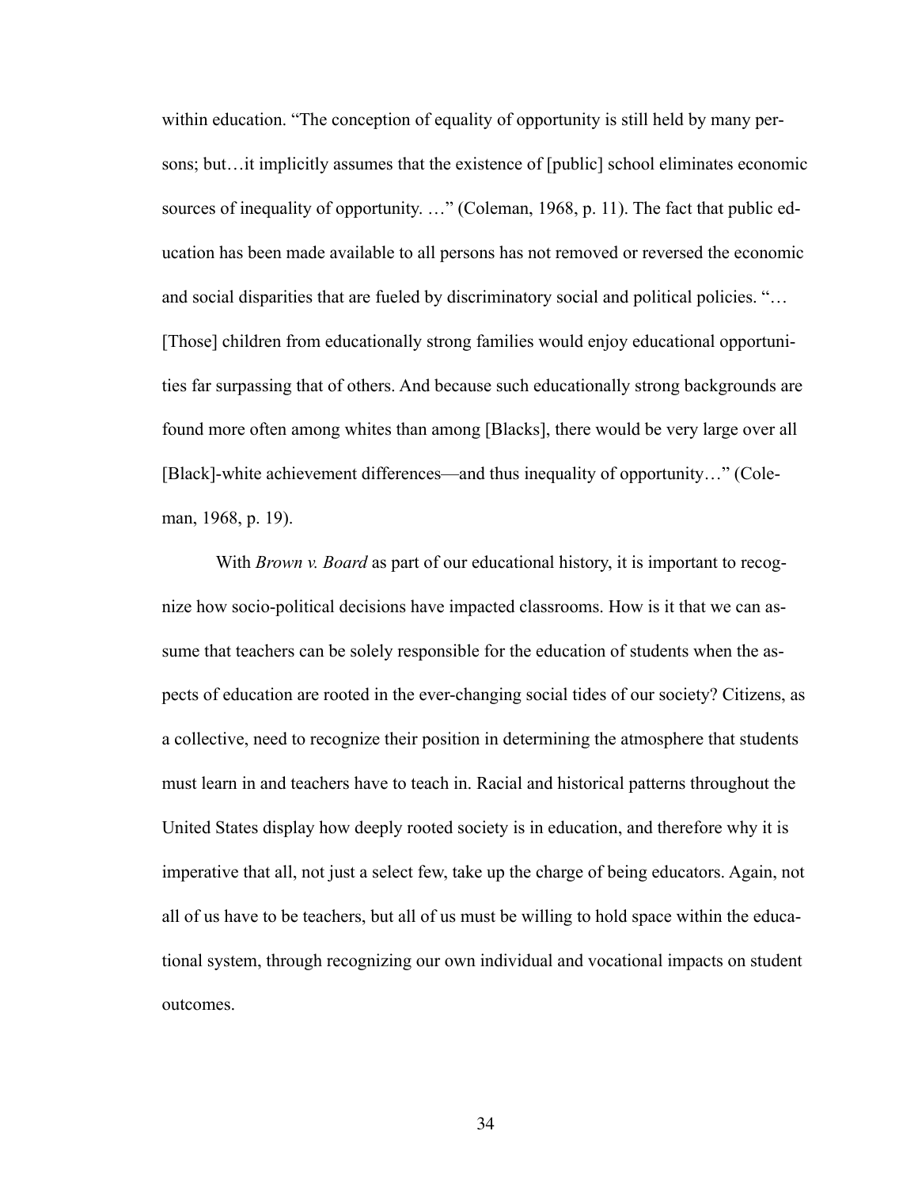within education. "The conception of equality of opportunity is still held by many persons; but…it implicitly assumes that the existence of [public] school eliminates economic sources of inequality of opportunity. …" (Coleman, 1968, p. 11). The fact that public education has been made available to all persons has not removed or reversed the economic and social disparities that are fueled by discriminatory social and political policies. "…[Those] children from educationally strong families would enjoy educational opportunities far surpassing that of others. And because such educationally strong backgrounds are found more often among whites than among [Blacks], there would be very large over all [Black]-white achievement differences—and thus inequality of opportunity…" (Coleman, 1968, p. 19).

With *Brown v. Board* as part of our educational history, it is important to recognize how socio-political decisions have impacted classrooms. How is it that we can assume that teachers can be solely responsible for the education of students when the aspects of education are rooted in the ever-changing social tides of our society? Citizens, as a collective, need to recognize their position in determining the atmosphere that students must learn in and teachers have to teach in. Racial and historical patterns throughout the United States display how deeply rooted society is in education, and therefore why it is imperative that all, not just a select few, take up the charge of being educators. Again, not all of us have to be teachers, but all of us must be willing to hold space within the educational system, through recognizing our own individual and vocational impacts on student outcomes.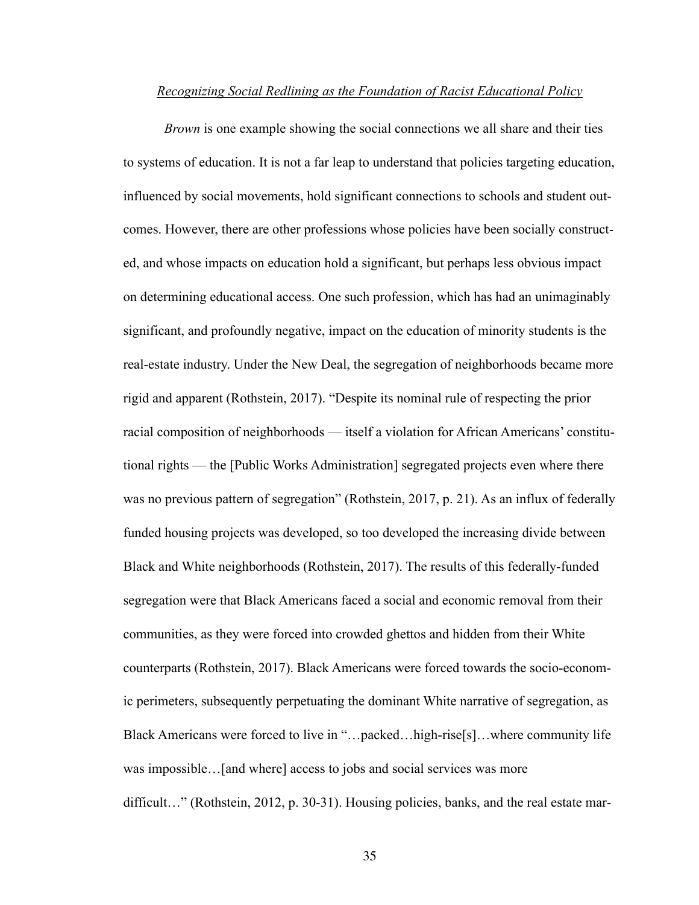*Recognizing Social Redlining as the Foundation of Racist Educational Policy*

*Brown* is one example showing the social connections we all share and their ties to systems of education. It is not a far leap to understand that policies targeting education, influenced by social movements, hold significant connections to schools and student outcomes. However, there are other professions whose policies have been socially constructed, and whose impacts on education hold a significant, but perhaps less obvious impact on determining educational access. One such profession, which has had an unimaginably significant, and profoundly negative, impact on the education of minority students is the real-estate industry. Under the New Deal, the segregation of neighborhoods became more rigid and apparent (Rothstein, 2017). "Despite its nominal rule of respecting the prior racial composition of neighborhoods — itself a violation for African Americans' constitutional rights — the [Public Works Administration] segregated projects even where there was no previous pattern of segregation" (Rothstein, 2017, p. 21). As an influx of federally funded housing projects was developed, so too developed the increasing divide between Black and White neighborhoods (Rothstein, 2017). The results of this federally-funded segregation were that Black Americans faced a social and economic removal from their communities, as they were forced into crowded ghettos and hidden from their White counterparts (Rothstein, 2017). Black Americans were forced towards the socio-economic perimeters, subsequently perpetuating the dominant White narrative of segregation, as Black Americans were forced to live in "…packed…high-rise[s]…where community life was impossible…[and where] access to jobs and social services was more difficult…" (Rothstein, 2012, p. 30-31). Housing policies, banks, and the real estate mar-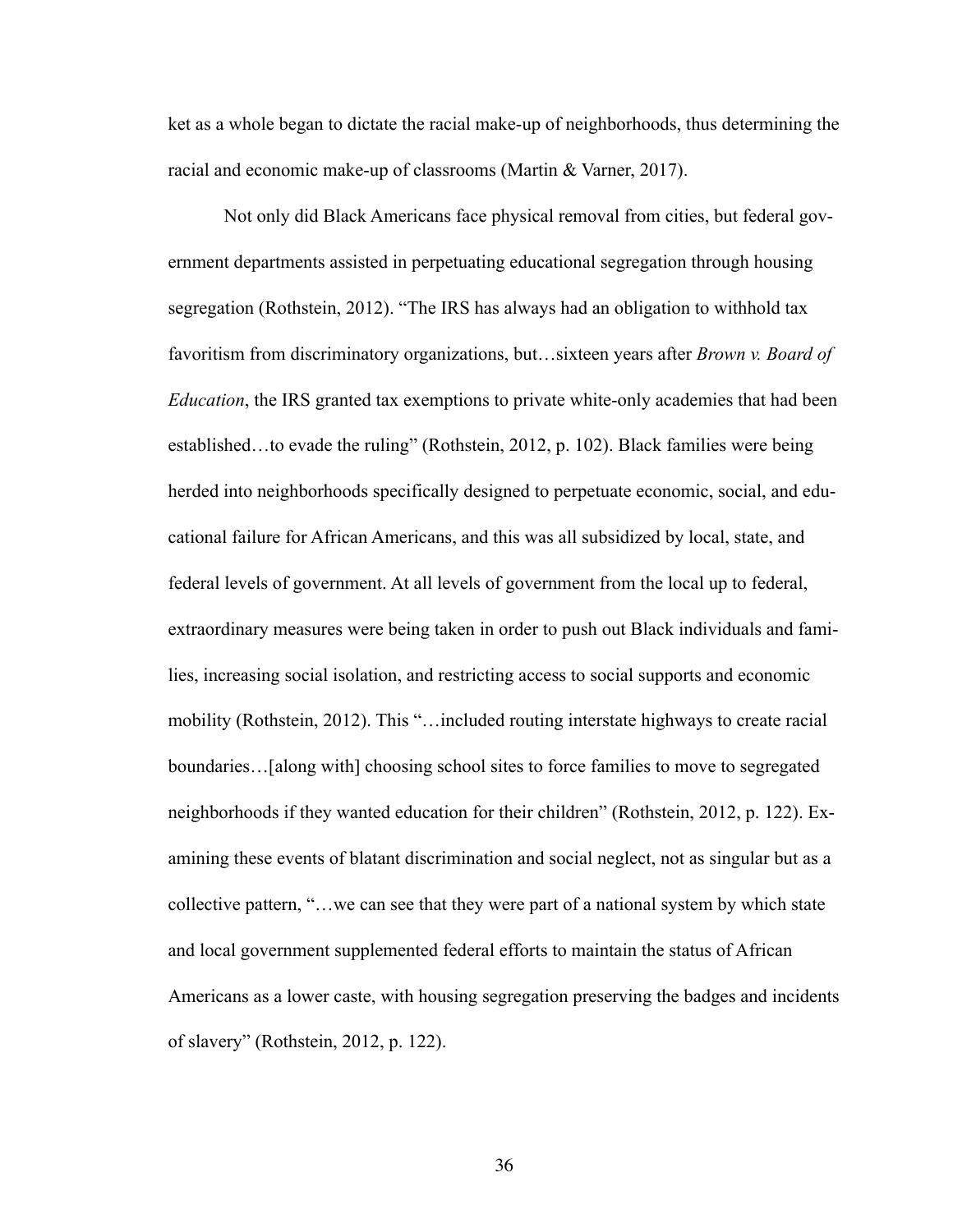ket as a whole began to dictate the racial make-up of neighborhoods, thus determining the racial and economic make-up of classrooms (Martin & Varner, 2017).

Not only did Black Americans face physical removal from cities, but federal government departments assisted in perpetuating educational segregation through housing segregation (Rothstein, 2012). "The IRS has always had an obligation to withhold tax favoritism from discriminatory organizations, but…sixteen years after *Brown v. Board of Education*, the IRS granted tax exemptions to private white-only academies that had been established…to evade the ruling" (Rothstein, 2012, p. 102). Black families were being herded into neighborhoods specifically designed to perpetuate economic, social, and educational failure for African Americans, and this was all subsidized by local, state, and federal levels of government. At all levels of government from the local up to federal, extraordinary measures were being taken in order to push out Black individuals and families, increasing social isolation, and restricting access to social supports and economic mobility (Rothstein, 2012). This "…included routing interstate highways to create racial boundaries…[along with] choosing school sites to force families to move to segregated neighborhoods if they wanted education for their children" (Rothstein, 2012, p. 122). Examining these events of blatant discrimination and social neglect, not as singular but as a collective pattern, "…we can see that they were part of a national system by which state and local government supplemented federal efforts to maintain the status of African Americans as a lower caste, with housing segregation preserving the badges and incidents of slavery" (Rothstein, 2012, p. 122).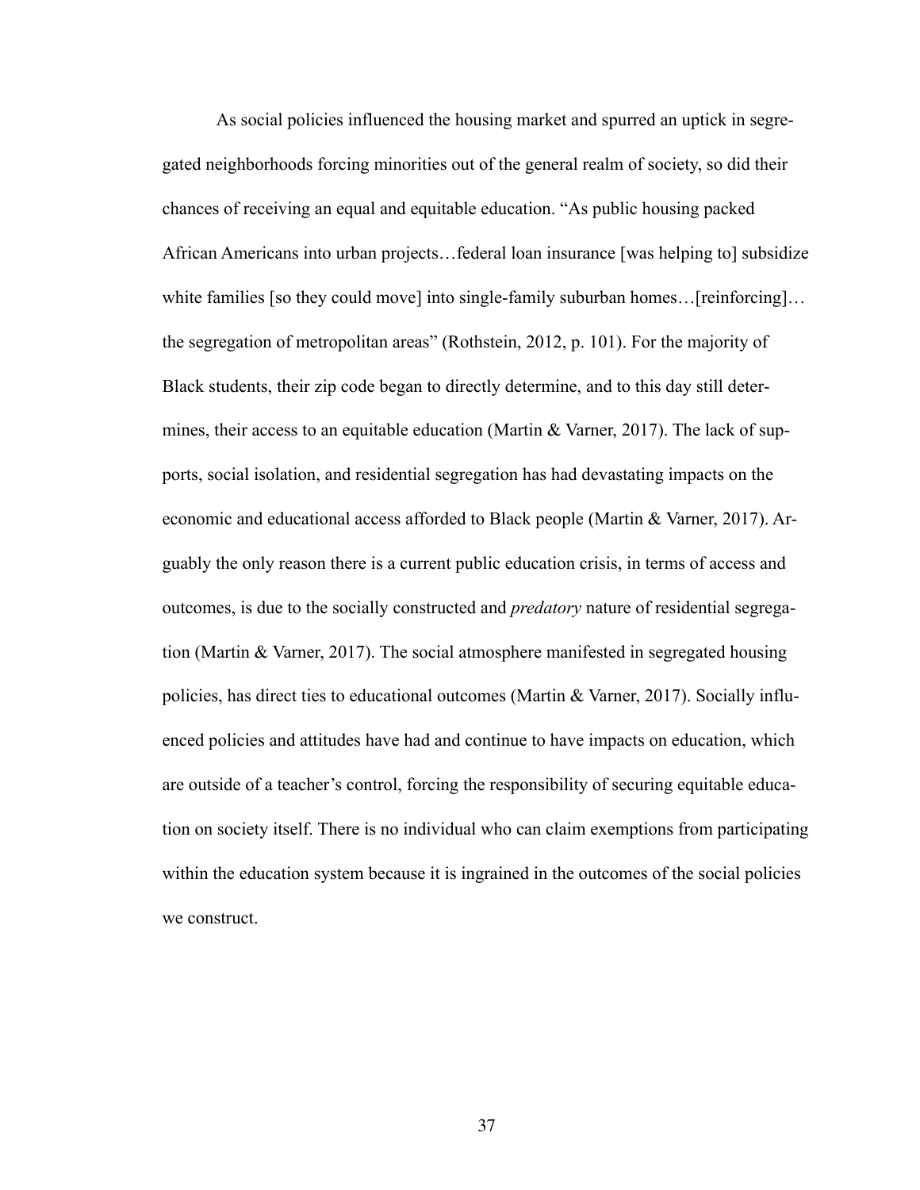As social policies influenced the housing market and spurred an uptick in segregated neighborhoods forcing minorities out of the general realm of society, so did their chances of receiving an equal and equitable education. “As public housing packed African Americans into urban projects…federal loan insurance [was helping to] subsidize white families [so they could move] into single-family suburban homes…[reinforcing]… the segregation of metropolitan areas” (Rothstein, 2012, p. 101). For the majority of Black students, their zip code began to directly determine, and to this day still determines, their access to an equitable education (Martin & Varner, 2017). The lack of supports, social isolation, and residential segregation has had devastating impacts on the economic and educational access afforded to Black people (Martin & Varner, 2017). Arguably the only reason there is a current public education crisis, in terms of access and outcomes, is due to the socially constructed and *predatory* nature of residential segregation (Martin & Varner, 2017). The social atmosphere manifested in segregated housing policies, has direct ties to educational outcomes (Martin & Varner, 2017). Socially influenced policies and attitudes have had and continue to have impacts on education, which are outside of a teacher’s control, forcing the responsibility of securing equitable education on society itself. There is no individual who can claim exemptions from participating within the education system because it is ingrained in the outcomes of the social policies we construct.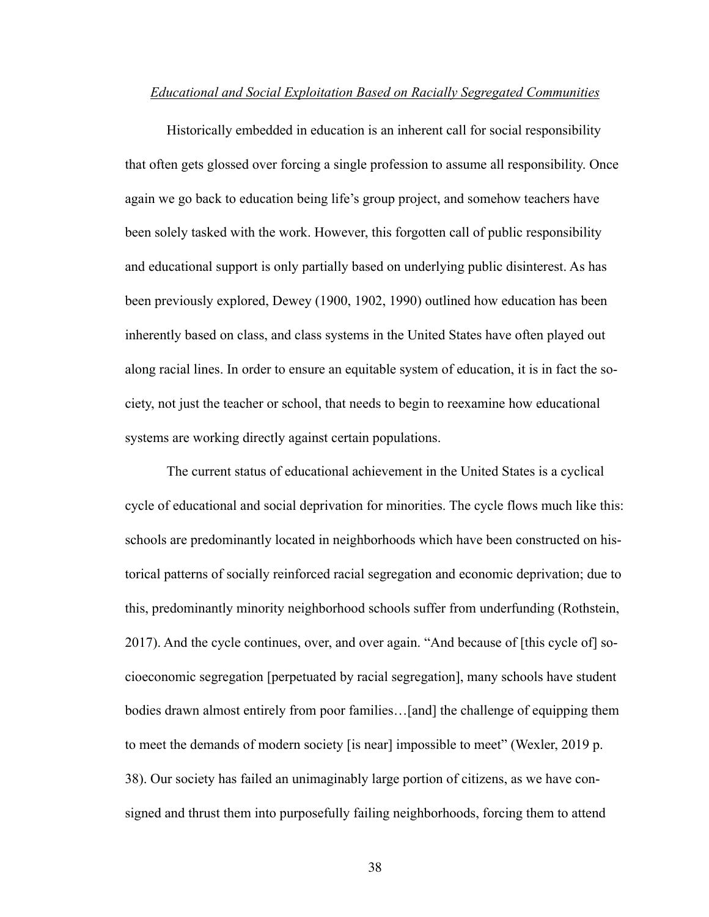*Educational and Social Exploitation Based on Racially Segregated Communities*

Historically embedded in education is an inherent call for social responsibility that often gets glossed over forcing a single profession to assume all responsibility. Once again we go back to education being life's group project, and somehow teachers have been solely tasked with the work. However, this forgotten call of public responsibility and educational support is only partially based on underlying public disinterest. As has been previously explored, Dewey (1900, 1902, 1990) outlined how education has been inherently based on class, and class systems in the United States have often played out along racial lines. In order to ensure an equitable system of education, it is in fact the society, not just the teacher or school, that needs to begin to reexamine how educational systems are working directly against certain populations.

The current status of educational achievement in the United States is a cyclical cycle of educational and social deprivation for minorities. The cycle flows much like this: schools are predominantly located in neighborhoods which have been constructed on historical patterns of socially reinforced racial segregation and economic deprivation; due to this, predominantly minority neighborhood schools suffer from underfunding (Rothstein, 2017). And the cycle continues, over, and over again. "And because of [this cycle of] socioeconomic segregation [perpetuated by racial segregation], many schools have student bodies drawn almost entirely from poor families…[and] the challenge of equipping them to meet the demands of modern society [is near] impossible to meet" (Wexler, 2019 p. 38). Our society has failed an unimaginably large portion of citizens, as we have consigned and thrust them into purposefully failing neighborhoods, forcing them to attend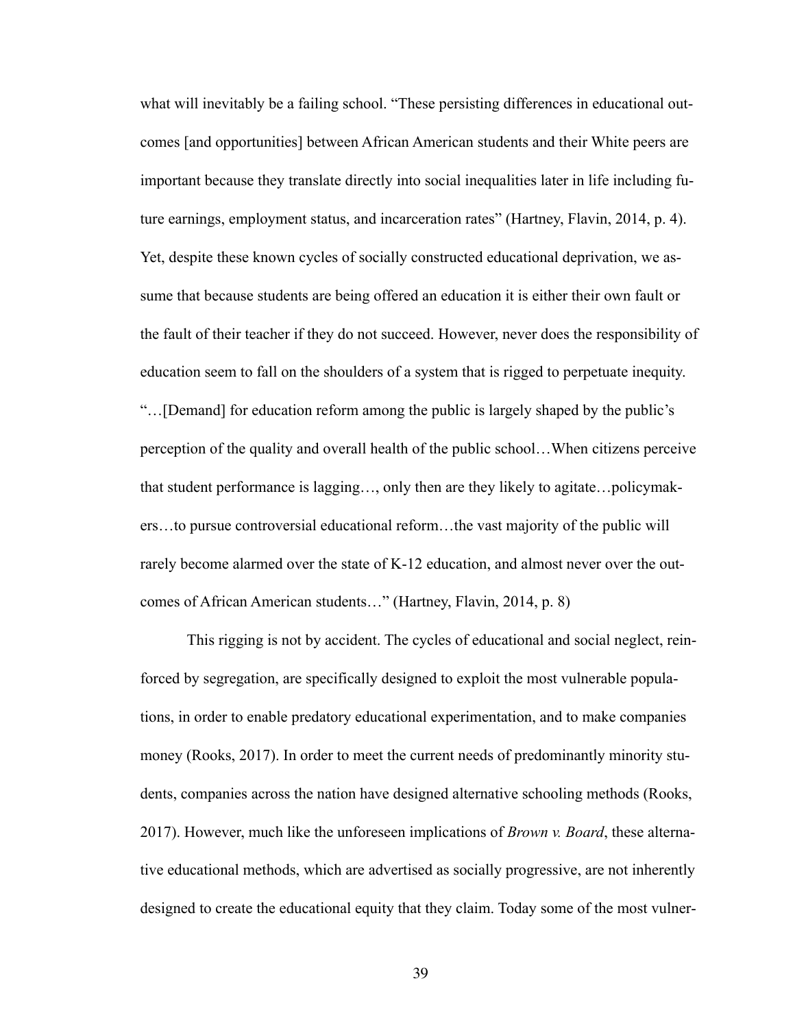what will inevitably be a failing school. "These persisting differences in educational outcomes [and opportunities] between African American students and their White peers are important because they translate directly into social inequalities later in life including future earnings, employment status, and incarceration rates" (Hartney, Flavin, 2014, p. 4). Yet, despite these known cycles of socially constructed educational deprivation, we assume that because students are being offered an education it is either their own fault or the fault of their teacher if they do not succeed. However, never does the responsibility of education seem to fall on the shoulders of a system that is rigged to perpetuate inequity. "…[Demand] for education reform among the public is largely shaped by the public's perception of the quality and overall health of the public school…When citizens perceive that student performance is lagging…, only then are they likely to agitate…policymakers…to pursue controversial educational reform…the vast majority of the public will rarely become alarmed over the state of K-12 education, and almost never over the outcomes of African American students…" (Hartney, Flavin, 2014, p. 8)

This rigging is not by accident. The cycles of educational and social neglect, reinforced by segregation, are specifically designed to exploit the most vulnerable populations, in order to enable predatory educational experimentation, and to make companies money (Rooks, 2017). In order to meet the current needs of predominantly minority students, companies across the nation have designed alternative schooling methods (Rooks, 2017). However, much like the unforeseen implications of *Brown v. Board*, these alternative educational methods, which are advertised as socially progressive, are not inherently designed to create the educational equity that they claim. Today some of the most vulner-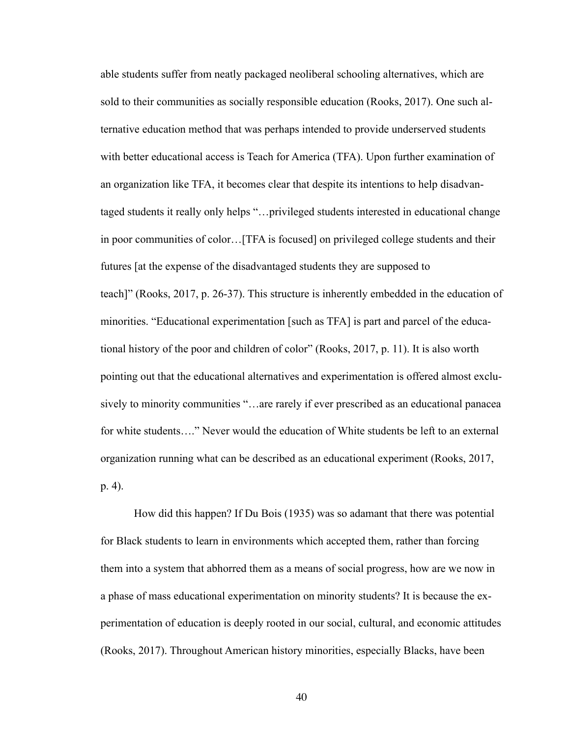able students suffer from neatly packaged neoliberal schooling alternatives, which are sold to their communities as socially responsible education (Rooks, 2017). One such alternative education method that was perhaps intended to provide underserved students with better educational access is Teach for America (TFA). Upon further examination of an organization like TFA, it becomes clear that despite its intentions to help disadvantaged students it really only helps "…privileged students interested in educational change in poor communities of color…[TFA is focused] on privileged college students and their futures [at the expense of the disadvantaged students they are supposed to teach]" (Rooks, 2017, p. 26-37). This structure is inherently embedded in the education of minorities. "Educational experimentation [such as TFA] is part and parcel of the educational history of the poor and children of color" (Rooks, 2017, p. 11). It is also worth pointing out that the educational alternatives and experimentation is offered almost exclusively to minority communities "…are rarely if ever prescribed as an educational panacea for white students…." Never would the education of White students be left to an external organization running what can be described as an educational experiment (Rooks, 2017, p. 4).

How did this happen? If Du Bois (1935) was so adamant that there was potential for Black students to learn in environments which accepted them, rather than forcing them into a system that abhorred them as a means of social progress, how are we now in a phase of mass educational experimentation on minority students? It is because the experimentation of education is deeply rooted in our social, cultural, and economic attitudes (Rooks, 2017). Throughout American history minorities, especially Blacks, have been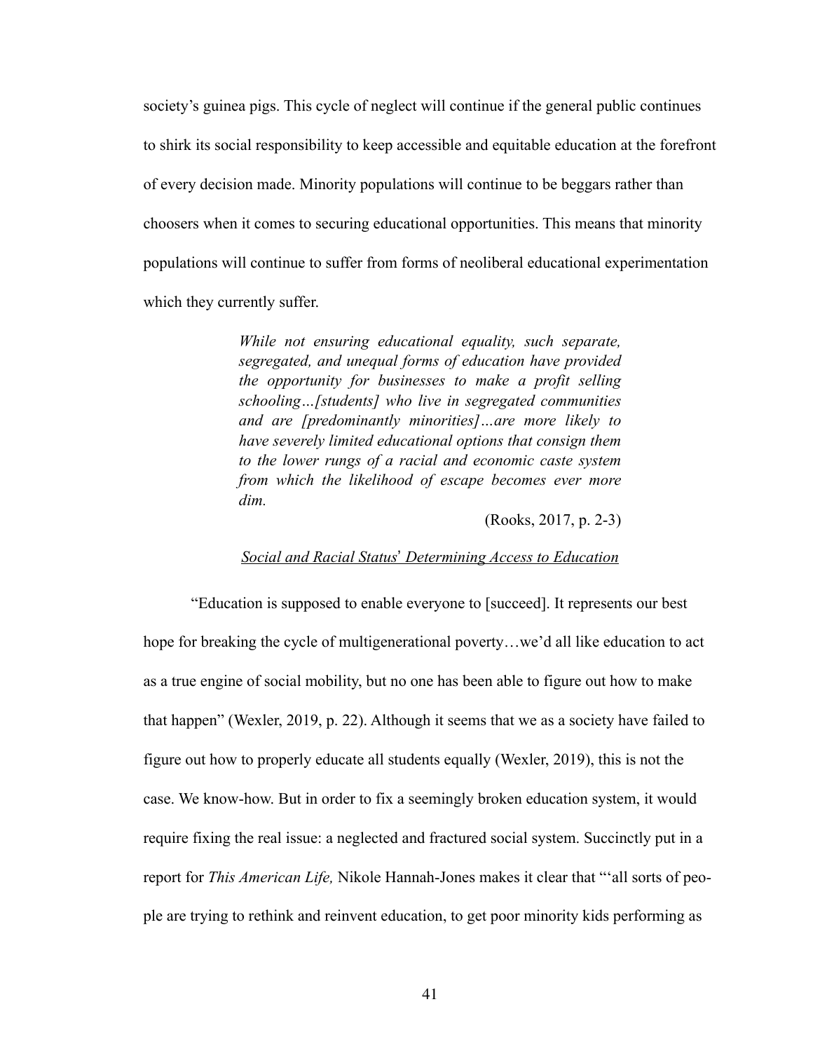society's guinea pigs. This cycle of neglect will continue if the general public continues to shirk its social responsibility to keep accessible and equitable education at the forefront of every decision made. Minority populations will continue to be beggars rather than choosers when it comes to securing educational opportunities. This means that minority populations will continue to suffer from forms of neoliberal educational experimentation which they currently suffer.

> ***While not ensuring educational equality, such separate, segregated, and unequal forms of education have provided the opportunity for businesses to make a profit selling schooling…[students] who live in segregated communities and are [predominantly minorities]…are more likely to have severely limited educational options that consign them to the lower rungs of a racial and economic caste system from which the likelihood of escape becomes ever more dim.***
>
> (Rooks, 2017, p. 2-3)

<u>*Social and Racial Status' Determining Access to Education*</u>

"Education is supposed to enable everyone to [succeed]. It represents our best hope for breaking the cycle of multigenerational poverty…we'd all like education to act as a true engine of social mobility, but no one has been able to figure out how to make that happen" (Wexler, 2019, p. 22). Although it seems that we as a society have failed to figure out how to properly educate all students equally (Wexler, 2019), this is not the case. We know-how. But in order to fix a seemingly broken education system, it would require fixing the real issue: a neglected and fractured social system. Succinctly put in a report for *This American Life,* Nikole Hannah-Jones makes it clear that "'all sorts of peo-ple are trying to rethink and reinvent education, to get poor minority kids performing as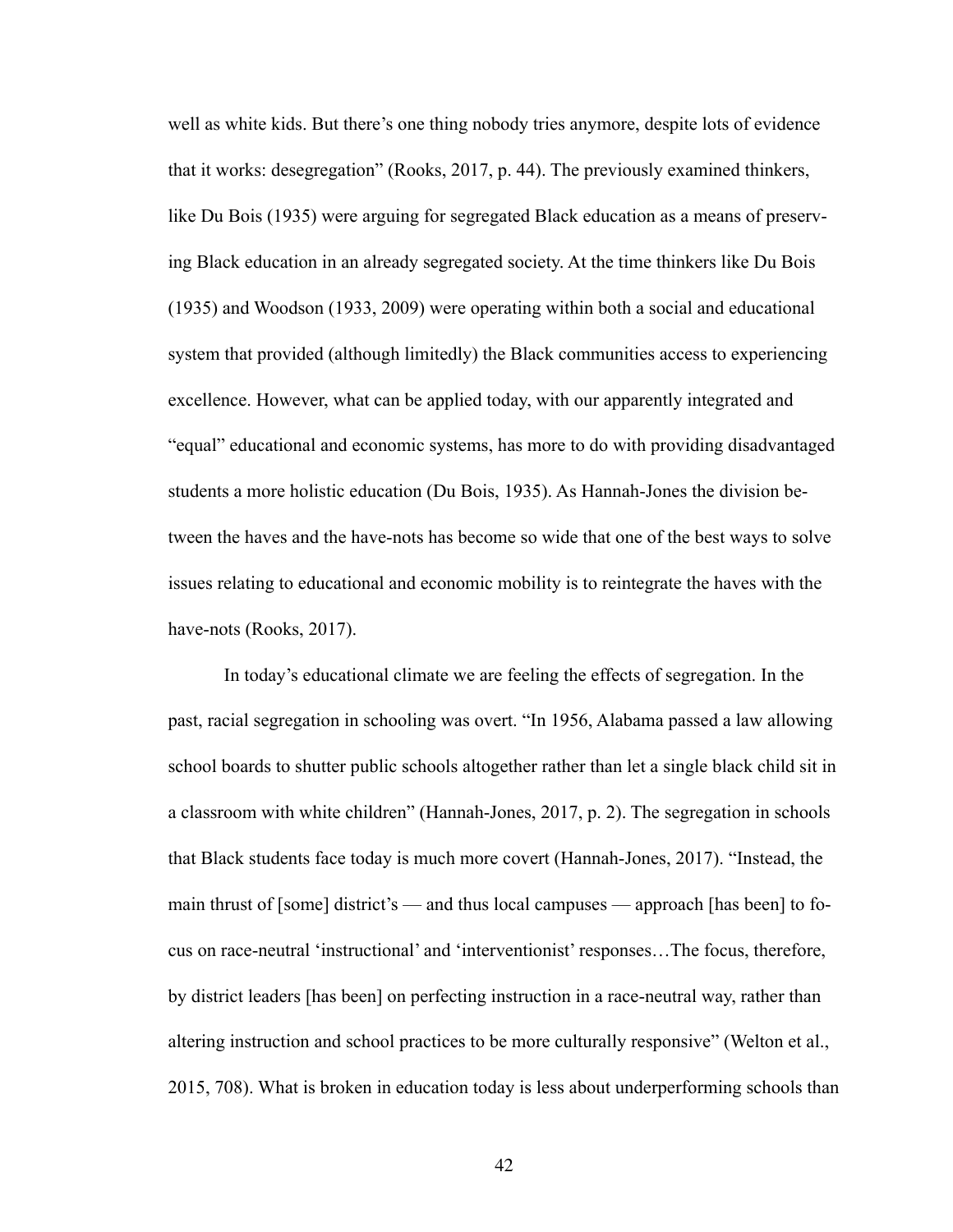well as white kids. But there's one thing nobody tries anymore, despite lots of evidence that it works: desegregation" (Rooks, 2017, p. 44). The previously examined thinkers, like Du Bois (1935) were arguing for segregated Black education as a means of preserving Black education in an already segregated society. At the time thinkers like Du Bois (1935) and Woodson (1933, 2009) were operating within both a social and educational system that provided (although limitedly) the Black communities access to experiencing excellence. However, what can be applied today, with our apparently integrated and "equal" educational and economic systems, has more to do with providing disadvantaged students a more holistic education (Du Bois, 1935). As Hannah-Jones the division between the haves and the have-nots has become so wide that one of the best ways to solve issues relating to educational and economic mobility is to reintegrate the haves with the have-nots (Rooks, 2017).

In today's educational climate we are feeling the effects of segregation. In the past, racial segregation in schooling was overt. "In 1956, Alabama passed a law allowing school boards to shutter public schools altogether rather than let a single black child sit in a classroom with white children" (Hannah-Jones, 2017, p. 2). The segregation in schools that Black students face today is much more covert (Hannah-Jones, 2017). "Instead, the main thrust of [some] district's — and thus local campuses — approach [has been] to focus on race-neutral 'instructional' and 'interventionist' responses…The focus, therefore, by district leaders [has been] on perfecting instruction in a race-neutral way, rather than altering instruction and school practices to be more culturally responsive" (Welton et al., 2015, 708). What is broken in education today is less about underperforming schools than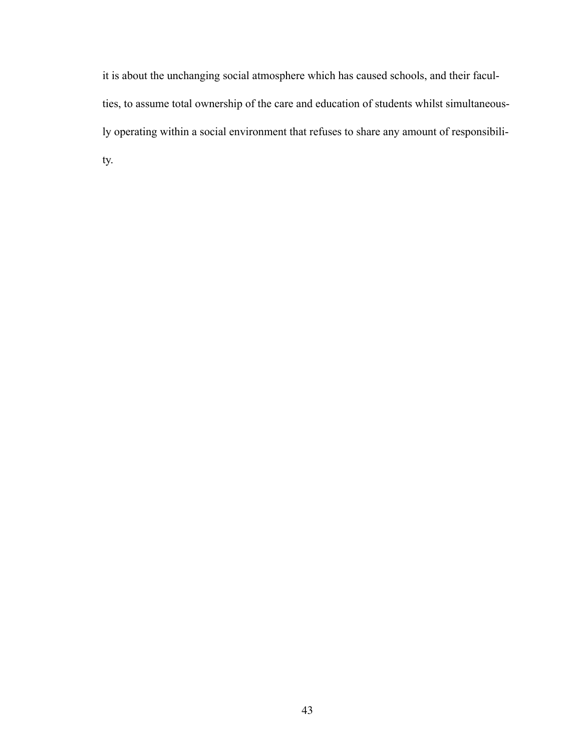it is about the unchanging social atmosphere which has caused schools, and their faculties, to assume total ownership of the care and education of students whilst simultaneously operating within a social environment that refuses to share any amount of responsibility.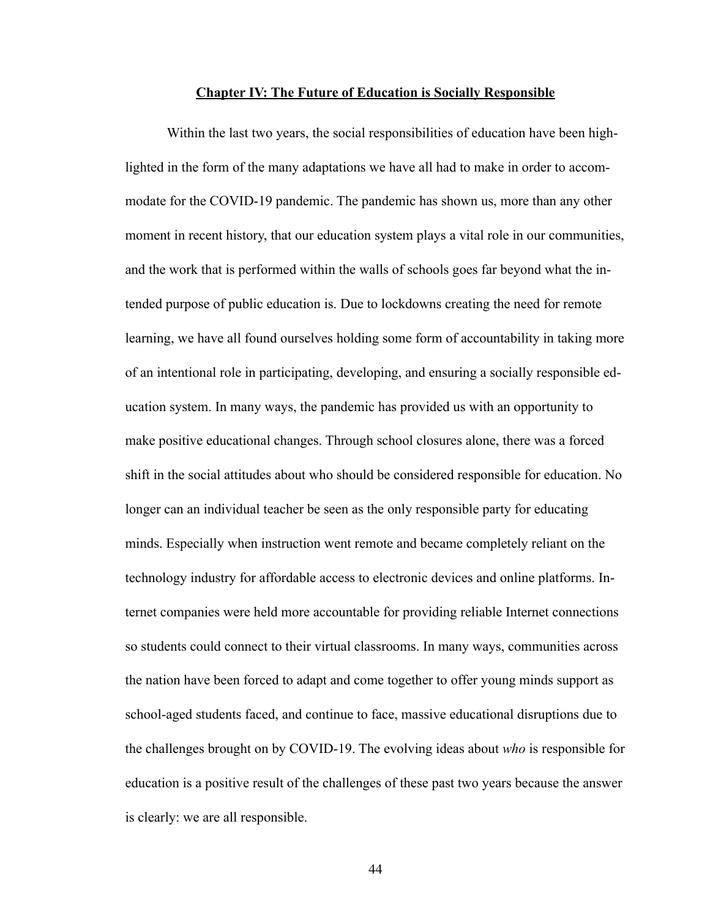# Chapter IV: The Future of Education is Socially Responsible

Within the last two years, the social responsibilities of education have been highlighted in the form of the many adaptations we have all had to make in order to accommodate for the COVID-19 pandemic. The pandemic has shown us, more than any other moment in recent history, that our education system plays a vital role in our communities, and the work that is performed within the walls of schools goes far beyond what the intended purpose of public education is. Due to lockdowns creating the need for remote learning, we have all found ourselves holding some form of accountability in taking more of an intentional role in participating, developing, and ensuring a socially responsible education system. In many ways, the pandemic has provided us with an opportunity to make positive educational changes. Through school closures alone, there was a forced shift in the social attitudes about who should be considered responsible for education. No longer can an individual teacher be seen as the only responsible party for educating minds. Especially when instruction went remote and became completely reliant on the technology industry for affordable access to electronic devices and online platforms. Internet companies were held more accountable for providing reliable Internet connections so students could connect to their virtual classrooms. In many ways, communities across the nation have been forced to adapt and come together to offer young minds support as school-aged students faced, and continue to face, massive educational disruptions due to the challenges brought on by COVID-19. The evolving ideas about *who* is responsible for education is a positive result of the challenges of these past two years because the answer is clearly: we are all responsible.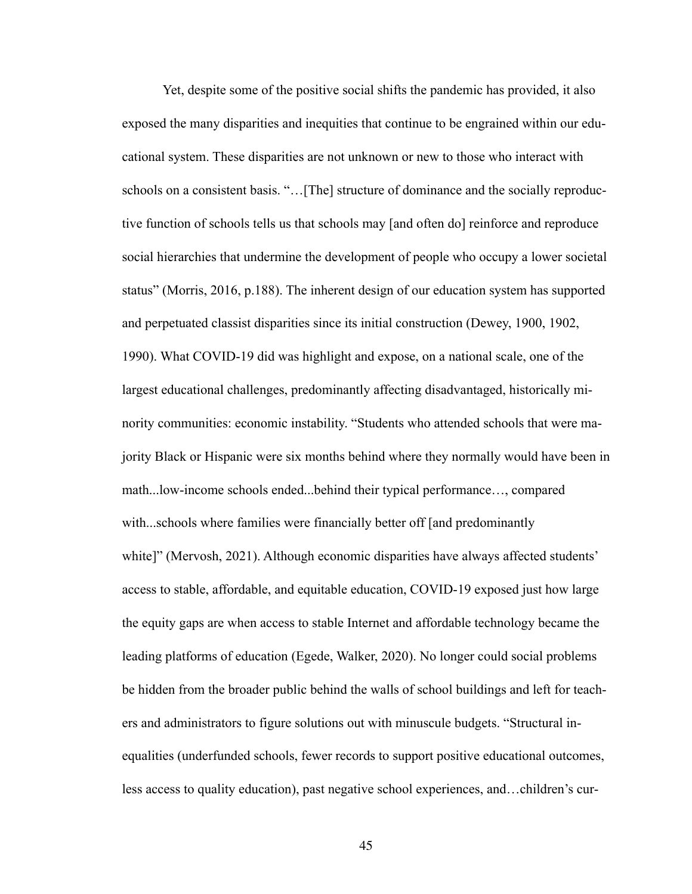Yet, despite some of the positive social shifts the pandemic has provided, it also exposed the many disparities and inequities that continue to be engrained within our educational system. These disparities are not unknown or new to those who interact with schools on a consistent basis. "…[The] structure of dominance and the socially reproductive function of schools tells us that schools may [and often do] reinforce and reproduce social hierarchies that undermine the development of people who occupy a lower societal status" (Morris, 2016, p.188). The inherent design of our education system has supported and perpetuated classist disparities since its initial construction (Dewey, 1900, 1902, 1990). What COVID-19 did was highlight and expose, on a national scale, one of the largest educational challenges, predominantly affecting disadvantaged, historically minority communities: economic instability. "Students who attended schools that were majority Black or Hispanic were six months behind where they normally would have been in math...low-income schools ended...behind their typical performance…, compared with...schools where families were financially better off [and predominantly white]" (Mervosh, 2021). Although economic disparities have always affected students' access to stable, affordable, and equitable education, COVID-19 exposed just how large the equity gaps are when access to stable Internet and affordable technology became the leading platforms of education (Egede, Walker, 2020). No longer could social problems be hidden from the broader public behind the walls of school buildings and left for teachers and administrators to figure solutions out with minuscule budgets. "Structural inequalities (underfunded schools, fewer records to support positive educational outcomes, less access to quality education), past negative school experiences, and…children's cur-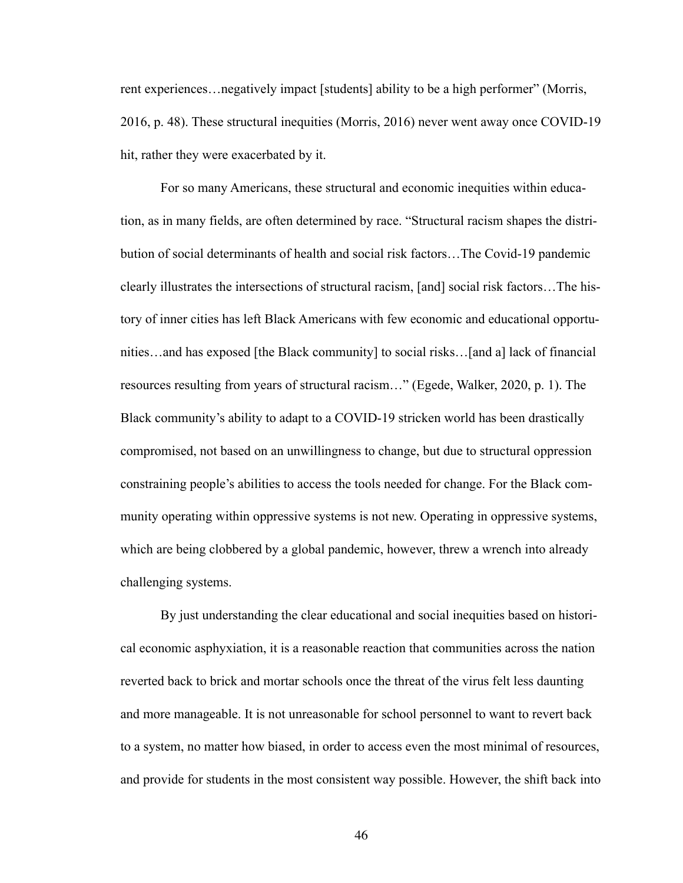rent experiences…negatively impact [students] ability to be a high performer" (Morris, 2016, p. 48). These structural inequities (Morris, 2016) never went away once COVID-19 hit, rather they were exacerbated by it.

For so many Americans, these structural and economic inequities within education, as in many fields, are often determined by race. "Structural racism shapes the distribution of social determinants of health and social risk factors…The Covid-19 pandemic clearly illustrates the intersections of structural racism, [and] social risk factors…The history of inner cities has left Black Americans with few economic and educational opportunities…and has exposed [the Black community] to social risks…[and a] lack of financial resources resulting from years of structural racism…" (Egede, Walker, 2020, p. 1). The Black community's ability to adapt to a COVID-19 stricken world has been drastically compromised, not based on an unwillingness to change, but due to structural oppression constraining people's abilities to access the tools needed for change. For the Black community operating within oppressive systems is not new. Operating in oppressive systems, which are being clobbered by a global pandemic, however, threw a wrench into already challenging systems.

By just understanding the clear educational and social inequities based on historical economic asphyxiation, it is a reasonable reaction that communities across the nation reverted back to brick and mortar schools once the threat of the virus felt less daunting and more manageable. It is not unreasonable for school personnel to want to revert back to a system, no matter how biased, in order to access even the most minimal of resources, and provide for students in the most consistent way possible. However, the shift back into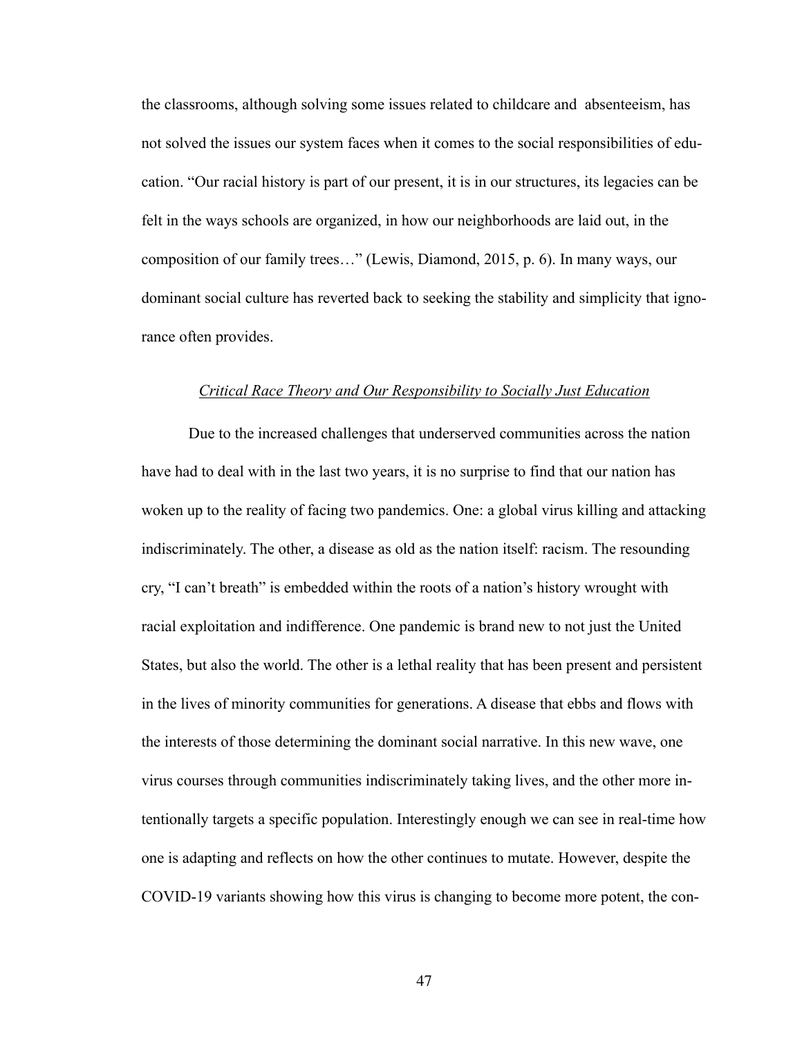the classrooms, although solving some issues related to childcare and absenteeism, has not solved the issues our system faces when it comes to the social responsibilities of education. "Our racial history is part of our present, it is in our structures, its legacies can be felt in the ways schools are organized, in how our neighborhoods are laid out, in the composition of our family trees…" (Lewis, Diamond, 2015, p. 6). In many ways, our dominant social culture has reverted back to seeking the stability and simplicity that ignorance often provides.

### *Critical Race Theory and Our Responsibility to Socially Just Education*

Due to the increased challenges that underserved communities across the nation have had to deal with in the last two years, it is no surprise to find that our nation has woken up to the reality of facing two pandemics. One: a global virus killing and attacking indiscriminately. The other, a disease as old as the nation itself: racism. The resounding cry, "I can't breath" is embedded within the roots of a nation's history wrought with racial exploitation and indifference. One pandemic is brand new to not just the United States, but also the world. The other is a lethal reality that has been present and persistent in the lives of minority communities for generations. A disease that ebbs and flows with the interests of those determining the dominant social narrative. In this new wave, one virus courses through communities indiscriminately taking lives, and the other more intentionally targets a specific population. Interestingly enough we can see in real-time how one is adapting and reflects on how the other continues to mutate. However, despite the COVID-19 variants showing how this virus is changing to become more potent, the con-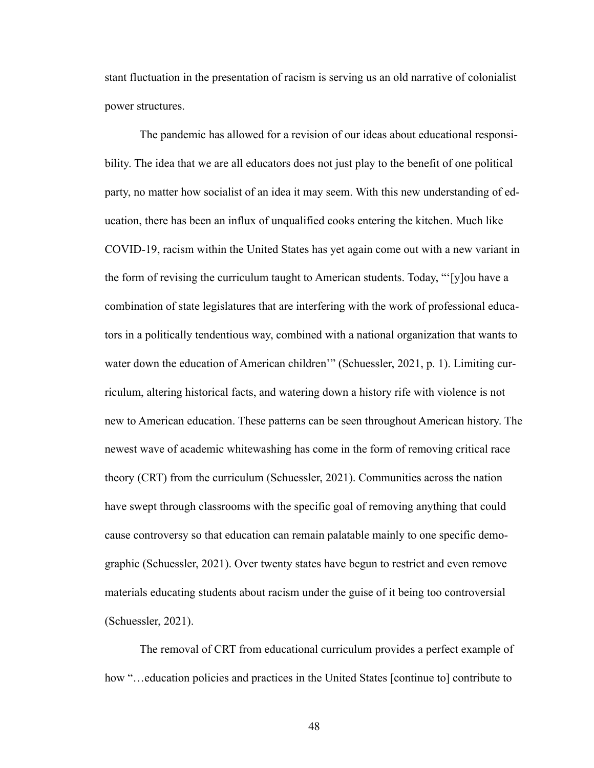stant fluctuation in the presentation of racism is serving us an old narrative of colonialist power structures.

The pandemic has allowed for a revision of our ideas about educational responsibility. The idea that we are all educators does not just play to the benefit of one political party, no matter how socialist of an idea it may seem. With this new understanding of education, there has been an influx of unqualified cooks entering the kitchen. Much like COVID-19, racism within the United States has yet again come out with a new variant in the form of revising the curriculum taught to American students. Today, "'[y]ou have a combination of state legislatures that are interfering with the work of professional educators in a politically tendentious way, combined with a national organization that wants to water down the education of American children'" (Schuessler, 2021, p. 1). Limiting curriculum, altering historical facts, and watering down a history rife with violence is not new to American education. These patterns can be seen throughout American history. The newest wave of academic whitewashing has come in the form of removing critical race theory (CRT) from the curriculum (Schuessler, 2021). Communities across the nation have swept through classrooms with the specific goal of removing anything that could cause controversy so that education can remain palatable mainly to one specific demographic (Schuessler, 2021). Over twenty states have begun to restrict and even remove materials educating students about racism under the guise of it being too controversial (Schuessler, 2021).

The removal of CRT from educational curriculum provides a perfect example of how "…education policies and practices in the United States [continue to] contribute to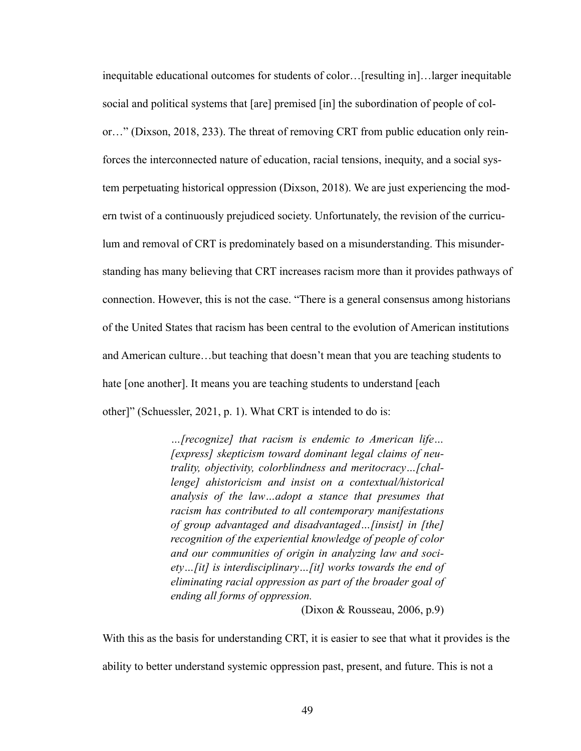inequitable educational outcomes for students of color…[resulting in]…larger inequitable social and political systems that [are] premised [in] the subordination of people of color…" (Dixson, 2018, 233). The threat of removing CRT from public education only reinforces the interconnected nature of education, racial tensions, inequity, and a social system perpetuating historical oppression (Dixson, 2018). We are just experiencing the modern twist of a continuously prejudiced society. Unfortunately, the revision of the curriculum and removal of CRT is predominately based on a misunderstanding. This misunderstanding has many believing that CRT increases racism more than it provides pathways of connection. However, this is not the case. "There is a general consensus among historians of the United States that racism has been central to the evolution of American institutions and American culture…but teaching that doesn't mean that you are teaching students to hate [one another]. It means you are teaching students to understand [each other]" (Schuessler, 2021, p. 1). What CRT is intended to do is:

> *…[recognize] that racism is endemic to American life…[express] skepticism toward dominant legal claims of neutrality, objectivity, colorblindness and meritocracy…[challenge] ahistoricism and insist on a contextual/historical analysis of the law…adopt a stance that presumes that racism has contributed to all contemporary manifestations of group advantaged and disadvantaged…[insist] in [the] recognition of the experiential knowledge of people of color and our communities of origin in analyzing law and society…[it] is interdisciplinary…[it] works towards the end of eliminating racial oppression as part of the broader goal of ending all forms of oppression.*
>
> (Dixon & Rousseau, 2006, p.9)

With this as the basis for understanding CRT, it is easier to see that what it provides is the ability to better understand systemic oppression past, present, and future. This is not a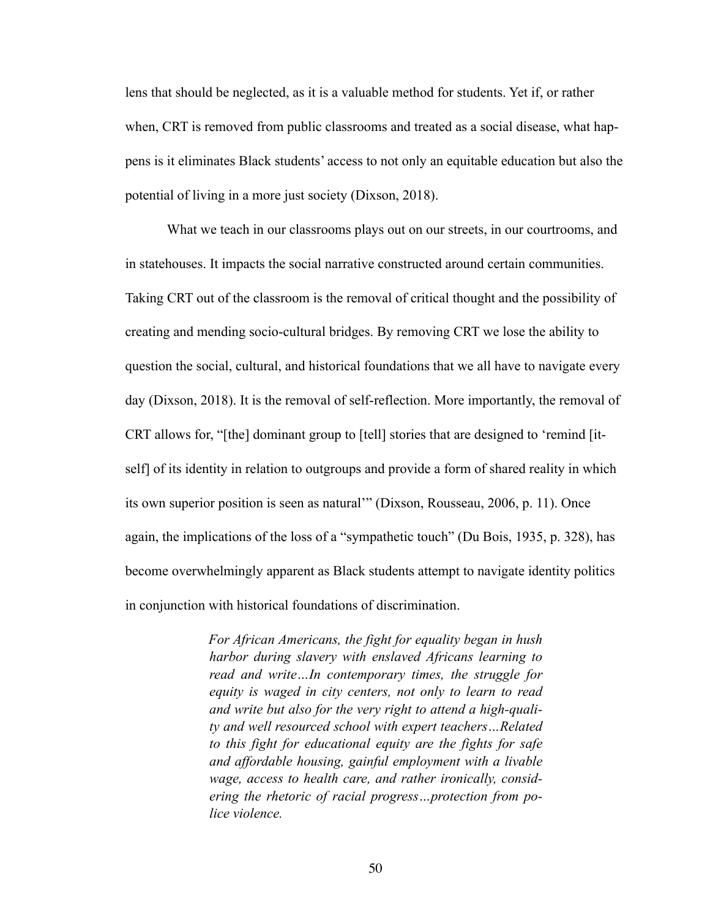lens that should be neglected, as it is a valuable method for students. Yet if, or rather when, CRT is removed from public classrooms and treated as a social disease, what happens is it eliminates Black students' access to not only an equitable education but also the potential of living in a more just society (Dixson, 2018).

What we teach in our classrooms plays out on our streets, in our courtrooms, and in statehouses. It impacts the social narrative constructed around certain communities. Taking CRT out of the classroom is the removal of critical thought and the possibility of creating and mending socio-cultural bridges. By removing CRT we lose the ability to question the social, cultural, and historical foundations that we all have to navigate every day (Dixson, 2018). It is the removal of self-reflection. More importantly, the removal of CRT allows for, "[the] dominant group to [tell] stories that are designed to 'remind [itself] of its identity in relation to outgroups and provide a form of shared reality in which its own superior position is seen as natural'" (Dixson, Rousseau, 2006, p. 11). Once again, the implications of the loss of a "sympathetic touch" (Du Bois, 1935, p. 328), has become overwhelmingly apparent as Black students attempt to navigate identity politics in conjunction with historical foundations of discrimination.

> *For African Americans, the fight for equality began in hush harbor during slavery with enslaved Africans learning to read and write…In contemporary times, the struggle for equity is waged in city centers, not only to learn to read and write but also for the very right to attend a high-quality and well resourced school with expert teachers…Related to this fight for educational equity are the fights for safe and affordable housing, gainful employment with a livable wage, access to health care, and rather ironically, considering the rhetoric of racial progress…protection from police violence.*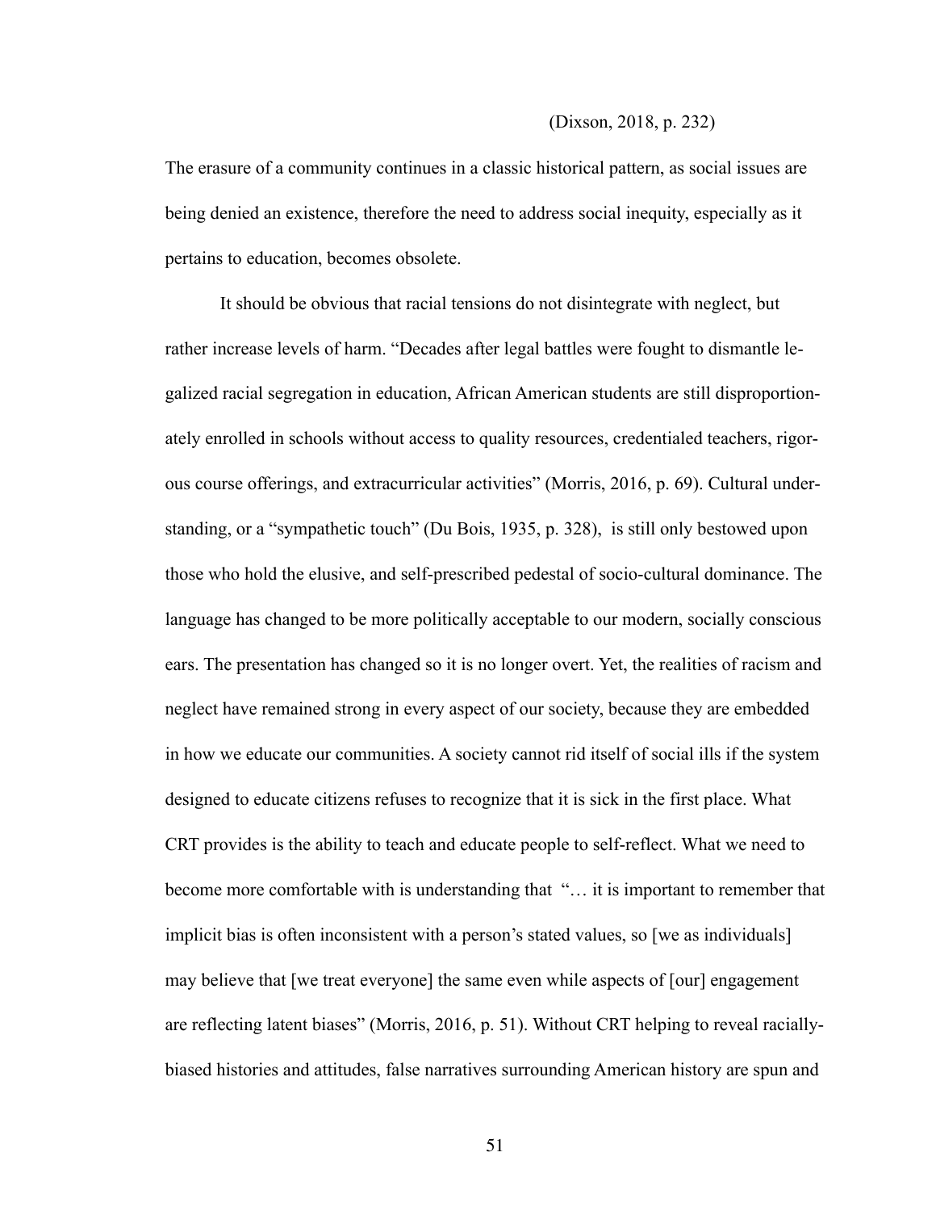(Dixson, 2018, p. 232)

The erasure of a community continues in a classic historical pattern, as social issues are being denied an existence, therefore the need to address social inequity, especially as it pertains to education, becomes obsolete.

It should be obvious that racial tensions do not disintegrate with neglect, but rather increase levels of harm. "Decades after legal battles were fought to dismantle legalized racial segregation in education, African American students are still disproportionately enrolled in schools without access to quality resources, credentialed teachers, rigorous course offerings, and extracurricular activities" (Morris, 2016, p. 69). Cultural understanding, or a "sympathetic touch" (Du Bois, 1935, p. 328), is still only bestowed upon those who hold the elusive, and self-prescribed pedestal of socio-cultural dominance. The language has changed to be more politically acceptable to our modern, socially conscious ears. The presentation has changed so it is no longer overt. Yet, the realities of racism and neglect have remained strong in every aspect of our society, because they are embedded in how we educate our communities. A society cannot rid itself of social ills if the system designed to educate citizens refuses to recognize that it is sick in the first place. What CRT provides is the ability to teach and educate people to self-reflect. What we need to become more comfortable with is understanding that "… it is important to remember that implicit bias is often inconsistent with a person's stated values, so [we as individuals] may believe that [we treat everyone] the same even while aspects of [our] engagement are reflecting latent biases" (Morris, 2016, p. 51). Without CRT helping to reveal racially-biased histories and attitudes, false narratives surrounding American history are spun and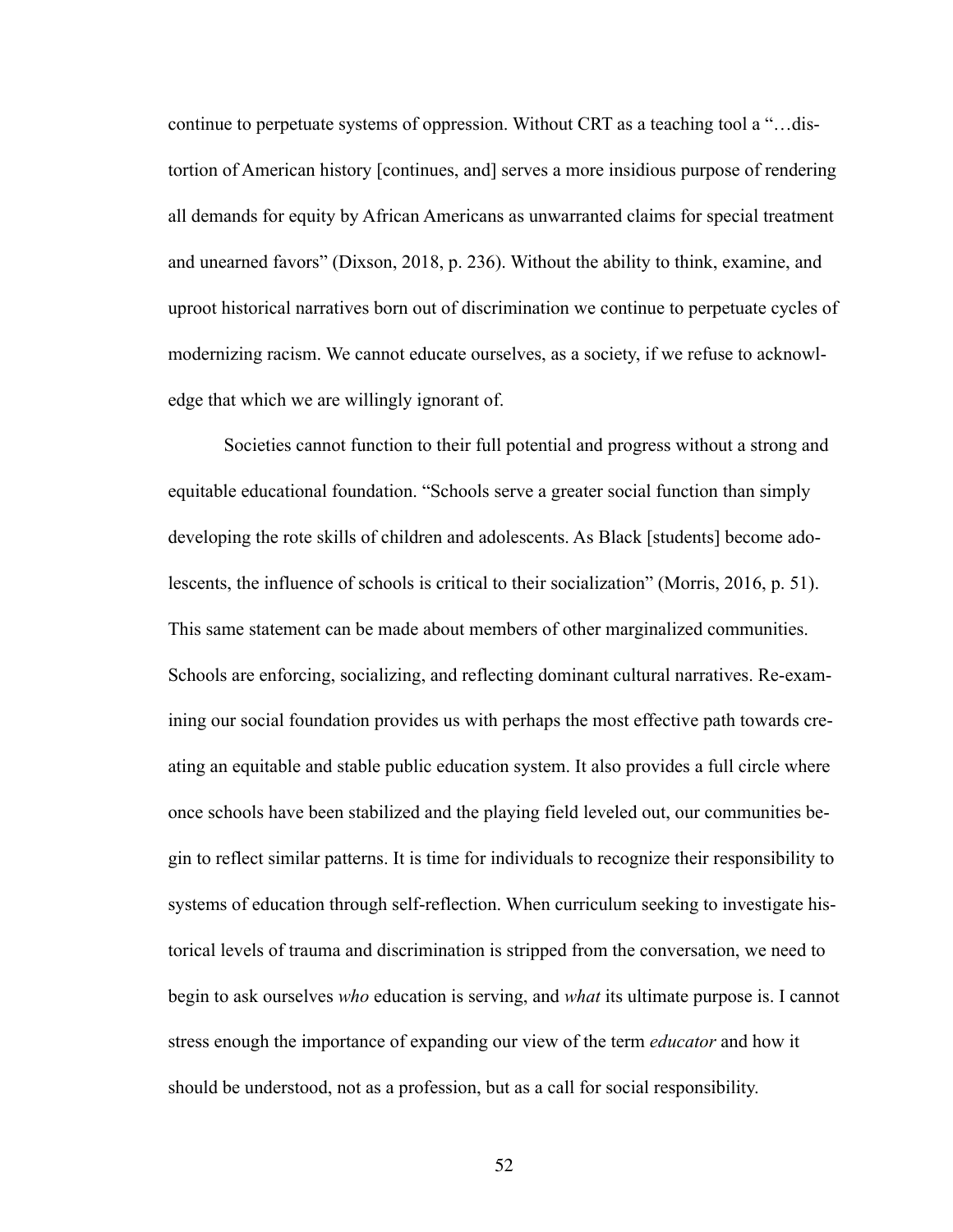continue to perpetuate systems of oppression. Without CRT as a teaching tool a "…distortion of American history [continues, and] serves a more insidious purpose of rendering all demands for equity by African Americans as unwarranted claims for special treatment and unearned favors" (Dixson, 2018, p. 236). Without the ability to think, examine, and uproot historical narratives born out of discrimination we continue to perpetuate cycles of modernizing racism. We cannot educate ourselves, as a society, if we refuse to acknowledge that which we are willingly ignorant of.

Societies cannot function to their full potential and progress without a strong and equitable educational foundation. "Schools serve a greater social function than simply developing the rote skills of children and adolescents. As Black [students] become adolescents, the influence of schools is critical to their socialization" (Morris, 2016, p. 51). This same statement can be made about members of other marginalized communities. Schools are enforcing, socializing, and reflecting dominant cultural narratives. Re-examining our social foundation provides us with perhaps the most effective path towards creating an equitable and stable public education system. It also provides a full circle where once schools have been stabilized and the playing field leveled out, our communities begin to reflect similar patterns. It is time for individuals to recognize their responsibility to systems of education through self-reflection. When curriculum seeking to investigate historical levels of trauma and discrimination is stripped from the conversation, we need to begin to ask ourselves *who* education is serving, and *what* its ultimate purpose is. I cannot stress enough the importance of expanding our view of the term *educator* and how it should be understood, not as a profession, but as a call for social responsibility.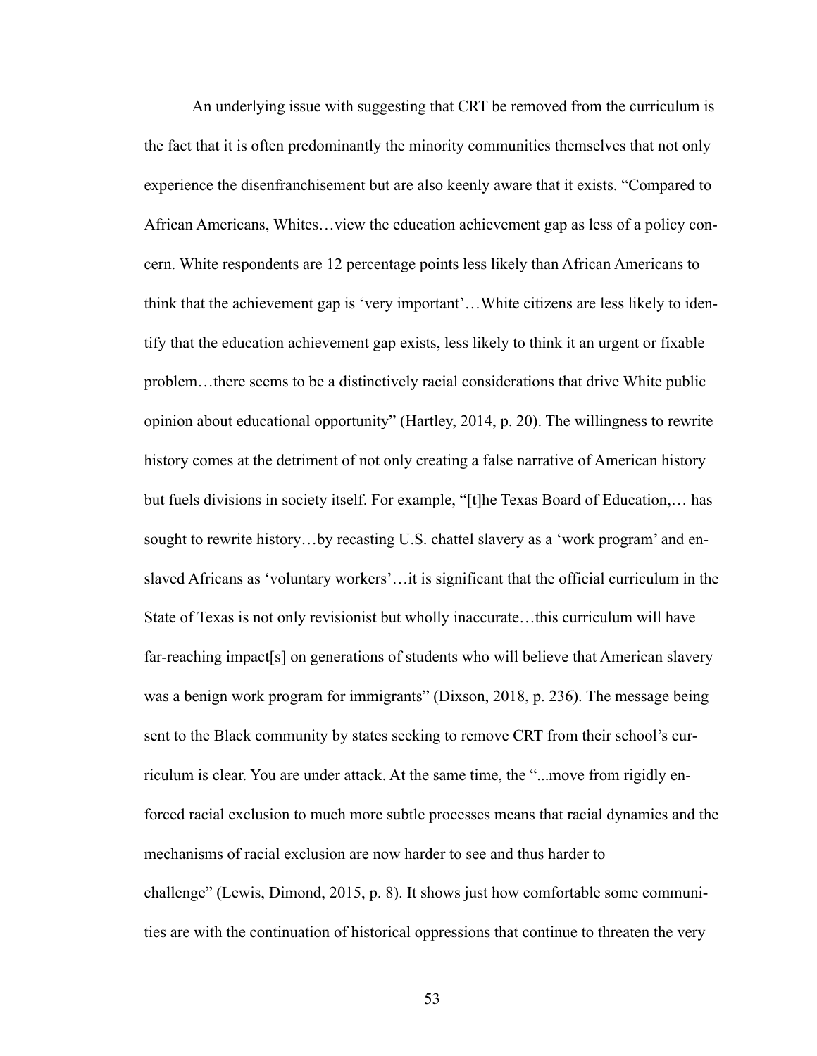An underlying issue with suggesting that CRT be removed from the curriculum is the fact that it is often predominantly the minority communities themselves that not only experience the disenfranchisement but are also keenly aware that it exists. "Compared to African Americans, Whites…view the education achievement gap as less of a policy concern. White respondents are 12 percentage points less likely than African Americans to think that the achievement gap is 'very important'…White citizens are less likely to identify that the education achievement gap exists, less likely to think it an urgent or fixable problem…there seems to be a distinctively racial considerations that drive White public opinion about educational opportunity" (Hartley, 2014, p. 20). The willingness to rewrite history comes at the detriment of not only creating a false narrative of American history but fuels divisions in society itself. For example, "[t]he Texas Board of Education,… has sought to rewrite history…by recasting U.S. chattel slavery as a 'work program' and enslaved Africans as 'voluntary workers'…it is significant that the official curriculum in the State of Texas is not only revisionist but wholly inaccurate…this curriculum will have far-reaching impact[s] on generations of students who will believe that American slavery was a benign work program for immigrants" (Dixson, 2018, p. 236). The message being sent to the Black community by states seeking to remove CRT from their school's curriculum is clear. You are under attack. At the same time, the "...move from rigidly enforced racial exclusion to much more subtle processes means that racial dynamics and the mechanisms of racial exclusion are now harder to see and thus harder to challenge" (Lewis, Dimond, 2015, p. 8). It shows just how comfortable some communities are with the continuation of historical oppressions that continue to threaten the very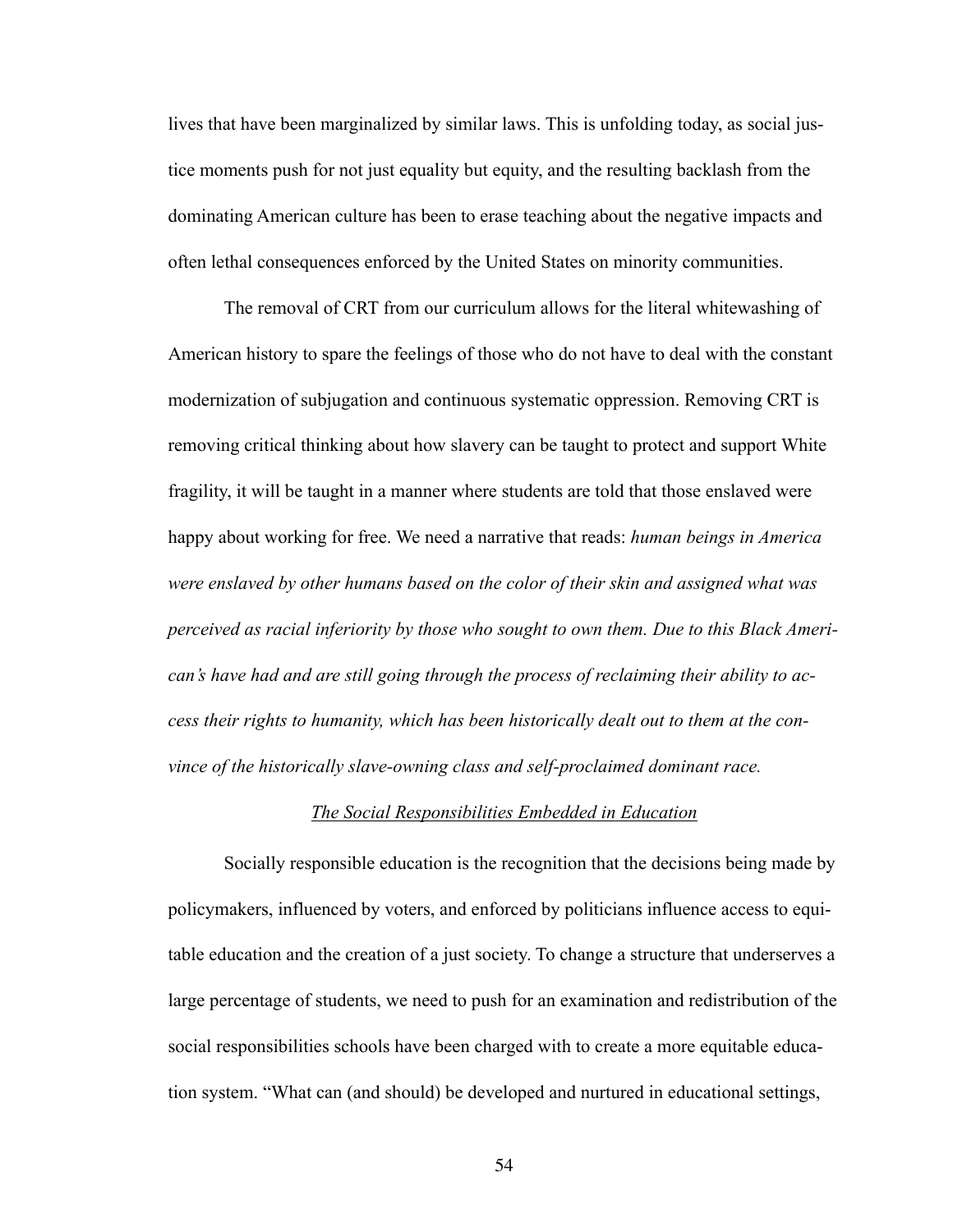lives that have been marginalized by similar laws. This is unfolding today, as social justice moments push for not just equality but equity, and the resulting backlash from the dominating American culture has been to erase teaching about the negative impacts and often lethal consequences enforced by the United States on minority communities.

The removal of CRT from our curriculum allows for the literal whitewashing of American history to spare the feelings of those who do not have to deal with the constant modernization of subjugation and continuous systematic oppression. Removing CRT is removing critical thinking about how slavery can be taught to protect and support White fragility, it will be taught in a manner where students are told that those enslaved were happy about working for free. We need a narrative that reads: *human beings in America were enslaved by other humans based on the color of their skin and assigned what was perceived as racial inferiority by those who sought to own them. Due to this Black American's have had and are still going through the process of reclaiming their ability to access their rights to humanity, which has been historically dealt out to them at the convince of the historically slave-owning class and self-proclaimed dominant race.*

## The Social Responsibilities Embedded in Education

Socially responsible education is the recognition that the decisions being made by policymakers, influenced by voters, and enforced by politicians influence access to equitable education and the creation of a just society. To change a structure that underserves a large percentage of students, we need to push for an examination and redistribution of the social responsibilities schools have been charged with to create a more equitable education system. "What can (and should) be developed and nurtured in educational settings,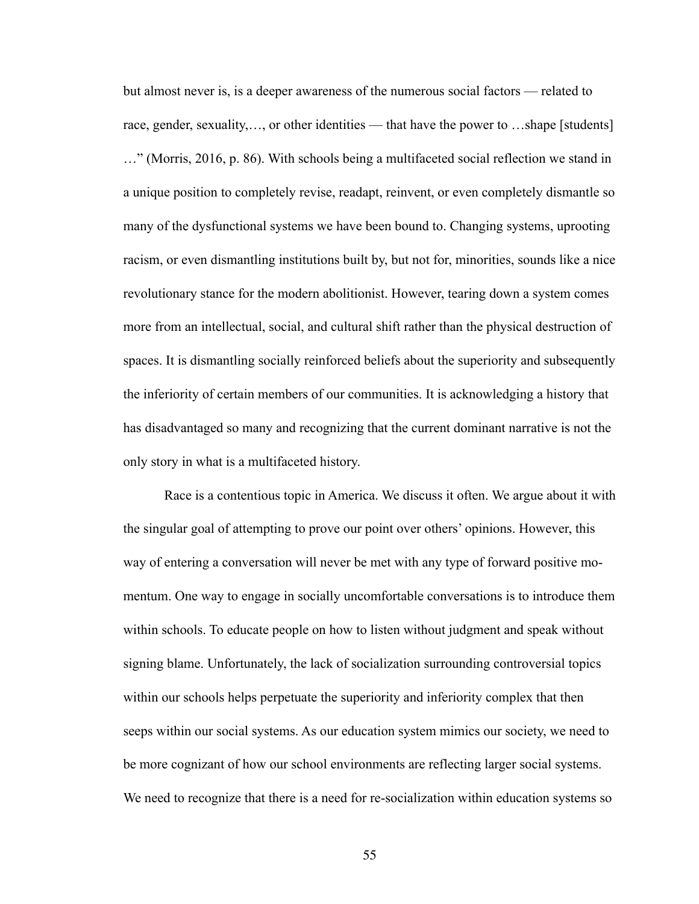but almost never is, is a deeper awareness of the numerous social factors — related to race, gender, sexuality,…, or other identities — that have the power to …shape [students] …" (Morris, 2016, p. 86). With schools being a multifaceted social reflection we stand in a unique position to completely revise, readapt, reinvent, or even completely dismantle so many of the dysfunctional systems we have been bound to. Changing systems, uprooting racism, or even dismantling institutions built by, but not for, minorities, sounds like a nice revolutionary stance for the modern abolitionist. However, tearing down a system comes more from an intellectual, social, and cultural shift rather than the physical destruction of spaces. It is dismantling socially reinforced beliefs about the superiority and subsequently the inferiority of certain members of our communities. It is acknowledging a history that has disadvantaged so many and recognizing that the current dominant narrative is not the only story in what is a multifaceted history.

Race is a contentious topic in America. We discuss it often. We argue about it with the singular goal of attempting to prove our point over others' opinions. However, this way of entering a conversation will never be met with any type of forward positive momentum. One way to engage in socially uncomfortable conversations is to introduce them within schools. To educate people on how to listen without judgment and speak without signing blame. Unfortunately, the lack of socialization surrounding controversial topics within our schools helps perpetuate the superiority and inferiority complex that then seeps within our social systems. As our education system mimics our society, we need to be more cognizant of how our school environments are reflecting larger social systems. We need to recognize that there is a need for re-socialization within education systems so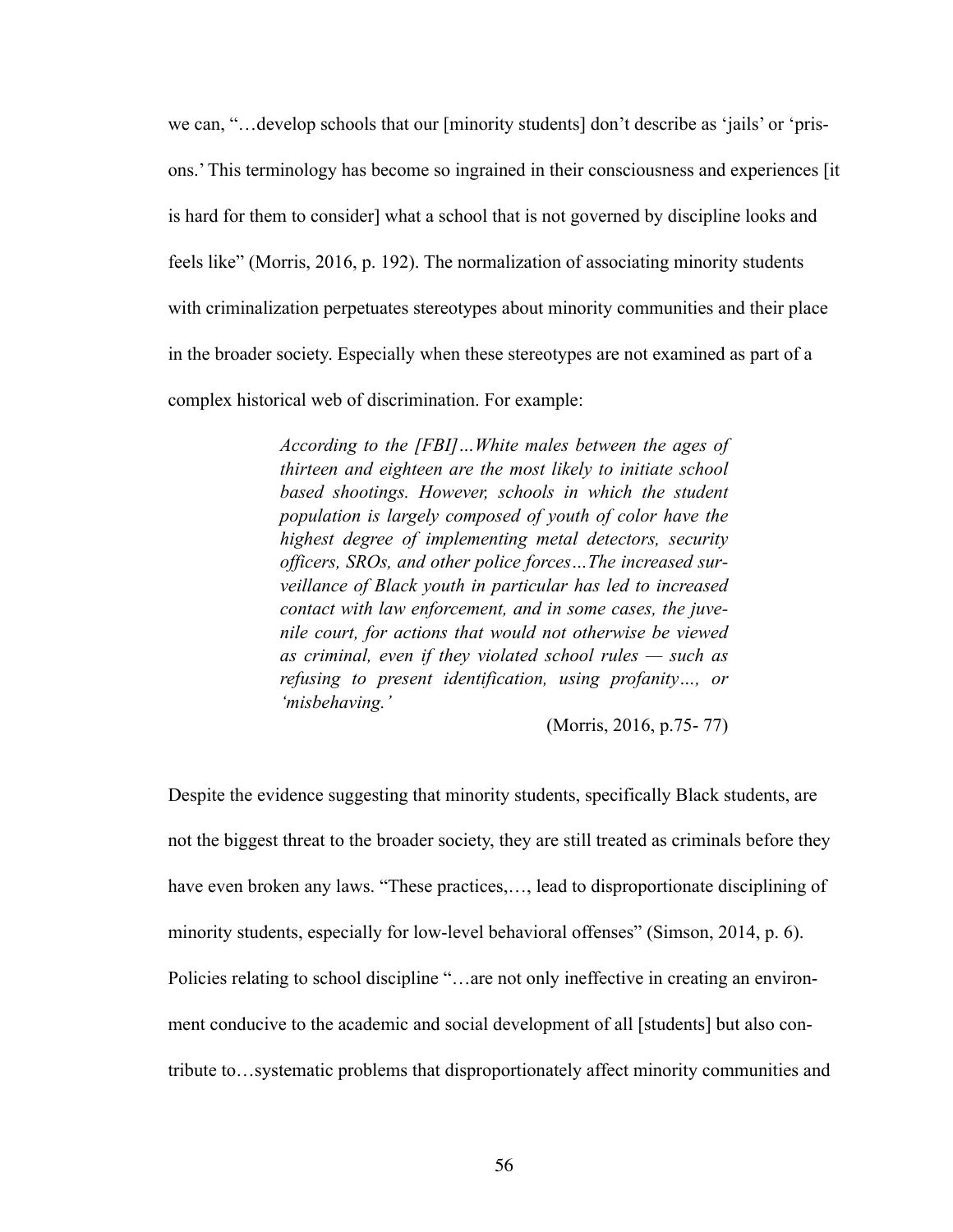we can, "…develop schools that our [minority students] don't describe as 'jails' or 'prisons.' This terminology has become so ingrained in their consciousness and experiences [it is hard for them to consider] what a school that is not governed by discipline looks and feels like" (Morris, 2016, p. 192). The normalization of associating minority students with criminalization perpetuates stereotypes about minority communities and their place in the broader society. Especially when these stereotypes are not examined as part of a complex historical web of discrimination. For example:

> *According to the [FBI]…White males between the ages of thirteen and eighteen are the most likely to initiate school based shootings. However, schools in which the student population is largely composed of youth of color have the highest degree of implementing metal detectors, security officers, SROs, and other police forces…The increased surveillance of Black youth in particular has led to increased contact with law enforcement, and in some cases, the juvenile court, for actions that would not otherwise be viewed as criminal, even if they violated school rules — such as refusing to present identification, using profanity…, or 'misbehaving.'*
>
> (Morris, 2016, p.75- 77)

Despite the evidence suggesting that minority students, specifically Black students, are not the biggest threat to the broader society, they are still treated as criminals before they have even broken any laws. "These practices,…, lead to disproportionate disciplining of minority students, especially for low-level behavioral offenses" (Simson, 2014, p. 6). Policies relating to school discipline "…are not only ineffective in creating an environment conducive to the academic and social development of all [students] but also contribute to…systematic problems that disproportionately affect minority communities and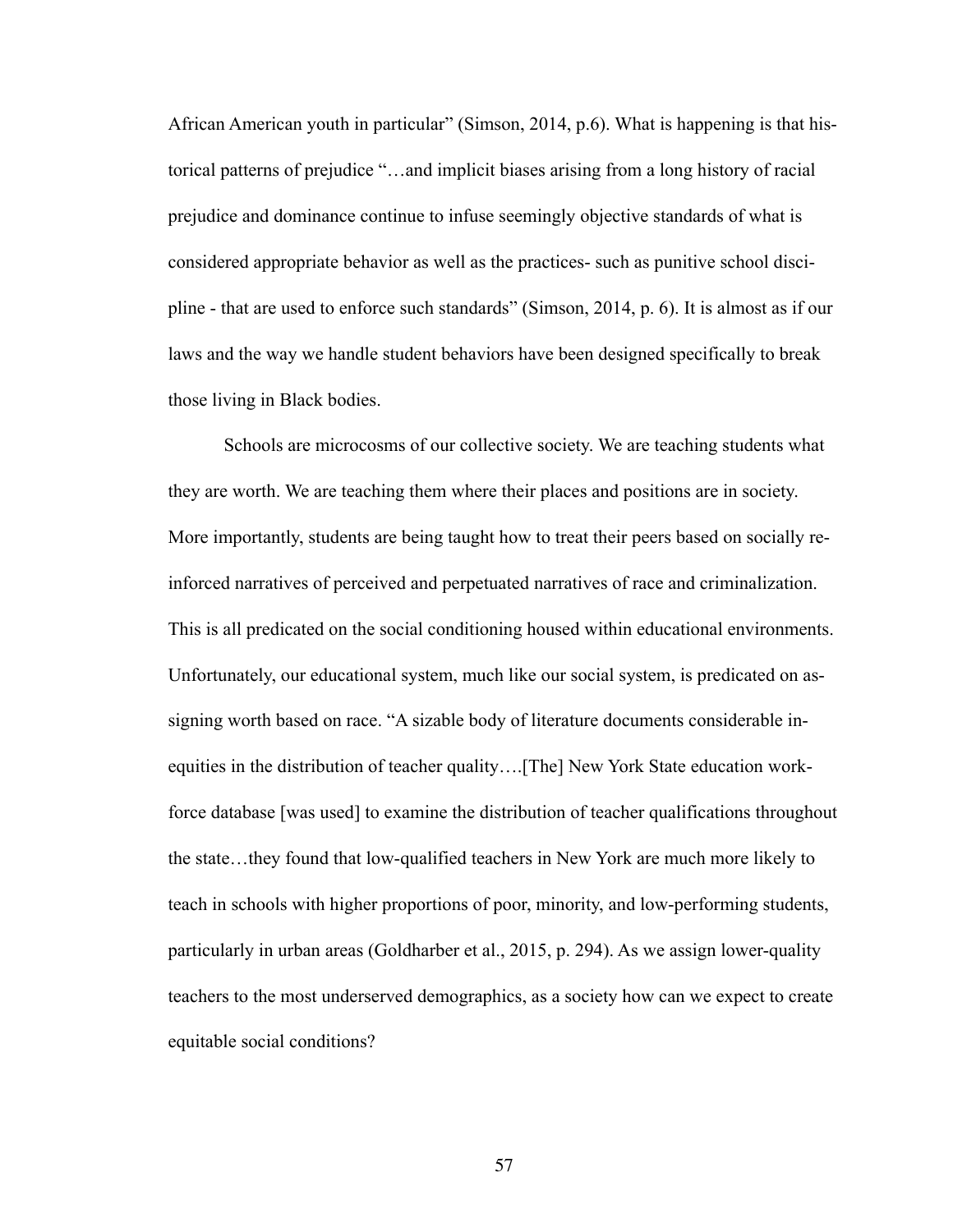African American youth in particular" (Simson, 2014, p.6). What is happening is that historical patterns of prejudice "…and implicit biases arising from a long history of racial prejudice and dominance continue to infuse seemingly objective standards of what is considered appropriate behavior as well as the practices- such as punitive school discipline - that are used to enforce such standards" (Simson, 2014, p. 6). It is almost as if our laws and the way we handle student behaviors have been designed specifically to break those living in Black bodies.

Schools are microcosms of our collective society. We are teaching students what they are worth. We are teaching them where their places and positions are in society. More importantly, students are being taught how to treat their peers based on socially reinforced narratives of perceived and perpetuated narratives of race and criminalization. This is all predicated on the social conditioning housed within educational environments. Unfortunately, our educational system, much like our social system, is predicated on assigning worth based on race. "A sizable body of literature documents considerable inequities in the distribution of teacher quality….[The] New York State education workforce database [was used] to examine the distribution of teacher qualifications throughout the state…they found that low-qualified teachers in New York are much more likely to teach in schools with higher proportions of poor, minority, and low-performing students, particularly in urban areas (Goldharber et al., 2015, p. 294). As we assign lower-quality teachers to the most underserved demographics, as a society how can we expect to create equitable social conditions?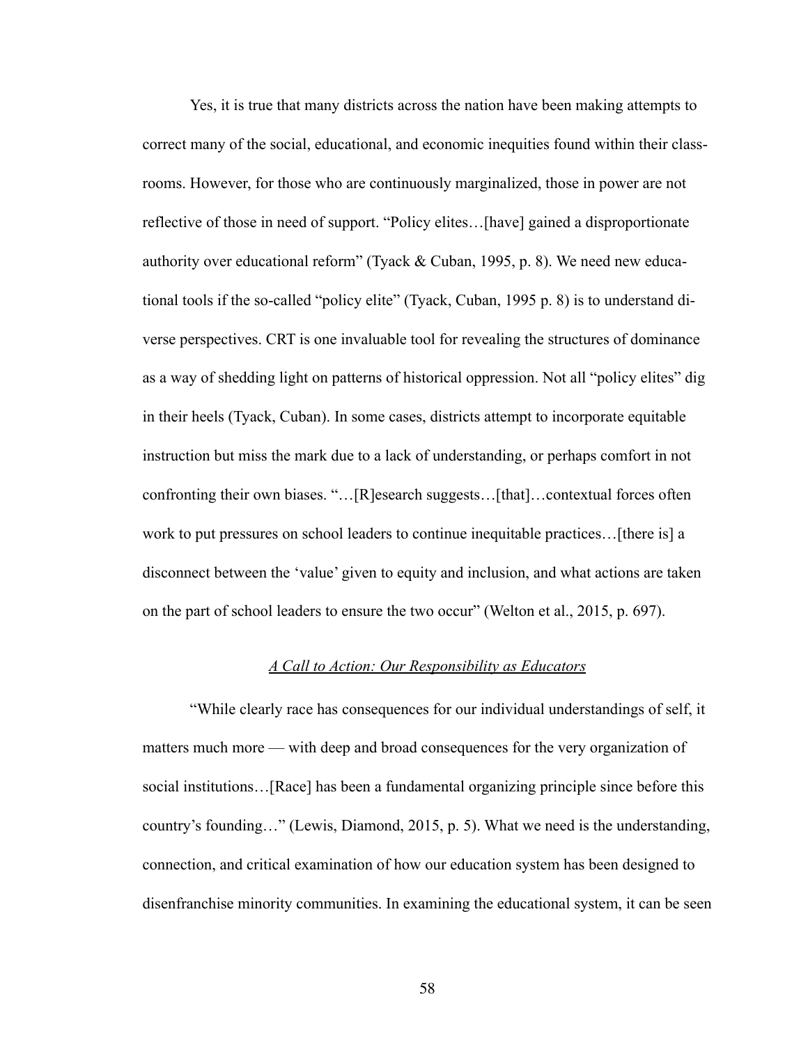Yes, it is true that many districts across the nation have been making attempts to correct many of the social, educational, and economic inequities found within their classrooms. However, for those who are continuously marginalized, those in power are not reflective of those in need of support. "Policy elites…[have] gained a disproportionate authority over educational reform" (Tyack & Cuban, 1995, p. 8). We need new educational tools if the so-called "policy elite" (Tyack, Cuban, 1995 p. 8) is to understand diverse perspectives. CRT is one invaluable tool for revealing the structures of dominance as a way of shedding light on patterns of historical oppression. Not all "policy elites" dig in their heels (Tyack, Cuban). In some cases, districts attempt to incorporate equitable instruction but miss the mark due to a lack of understanding, or perhaps comfort in not confronting their own biases. "…[R]esearch suggests…[that]…contextual forces often work to put pressures on school leaders to continue inequitable practices…[there is] a disconnect between the 'value' given to equity and inclusion, and what actions are taken on the part of school leaders to ensure the two occur" (Welton et al., 2015, p. 697).

### _A Call to Action: Our Responsibility as Educators_

"While clearly race has consequences for our individual understandings of self, it matters much more — with deep and broad consequences for the very organization of social institutions…[Race] has been a fundamental organizing principle since before this country's founding…" (Lewis, Diamond, 2015, p. 5). What we need is the understanding, connection, and critical examination of how our education system has been designed to disenfranchise minority communities. In examining the educational system, it can be seen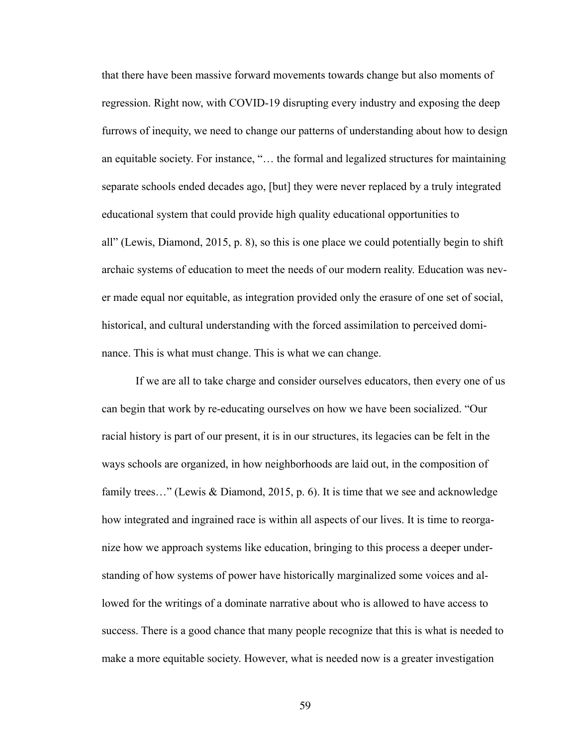that there have been massive forward movements towards change but also moments of regression. Right now, with COVID-19 disrupting every industry and exposing the deep furrows of inequity, we need to change our patterns of understanding about how to design an equitable society. For instance, "… the formal and legalized structures for maintaining separate schools ended decades ago, [but] they were never replaced by a truly integrated educational system that could provide high quality educational opportunities to all" (Lewis, Diamond, 2015, p. 8), so this is one place we could potentially begin to shift archaic systems of education to meet the needs of our modern reality. Education was never made equal nor equitable, as integration provided only the erasure of one set of social, historical, and cultural understanding with the forced assimilation to perceived dominance. This is what must change. This is what we can change.

If we are all to take charge and consider ourselves educators, then every one of us can begin that work by re-educating ourselves on how we have been socialized. "Our racial history is part of our present, it is in our structures, its legacies can be felt in the ways schools are organized, in how neighborhoods are laid out, in the composition of family trees…" (Lewis & Diamond, 2015, p. 6). It is time that we see and acknowledge how integrated and ingrained race is within all aspects of our lives. It is time to reorganize how we approach systems like education, bringing to this process a deeper understanding of how systems of power have historically marginalized some voices and allowed for the writings of a dominate narrative about who is allowed to have access to success. There is a good chance that many people recognize that this is what is needed to make a more equitable society. However, what is needed now is a greater investigation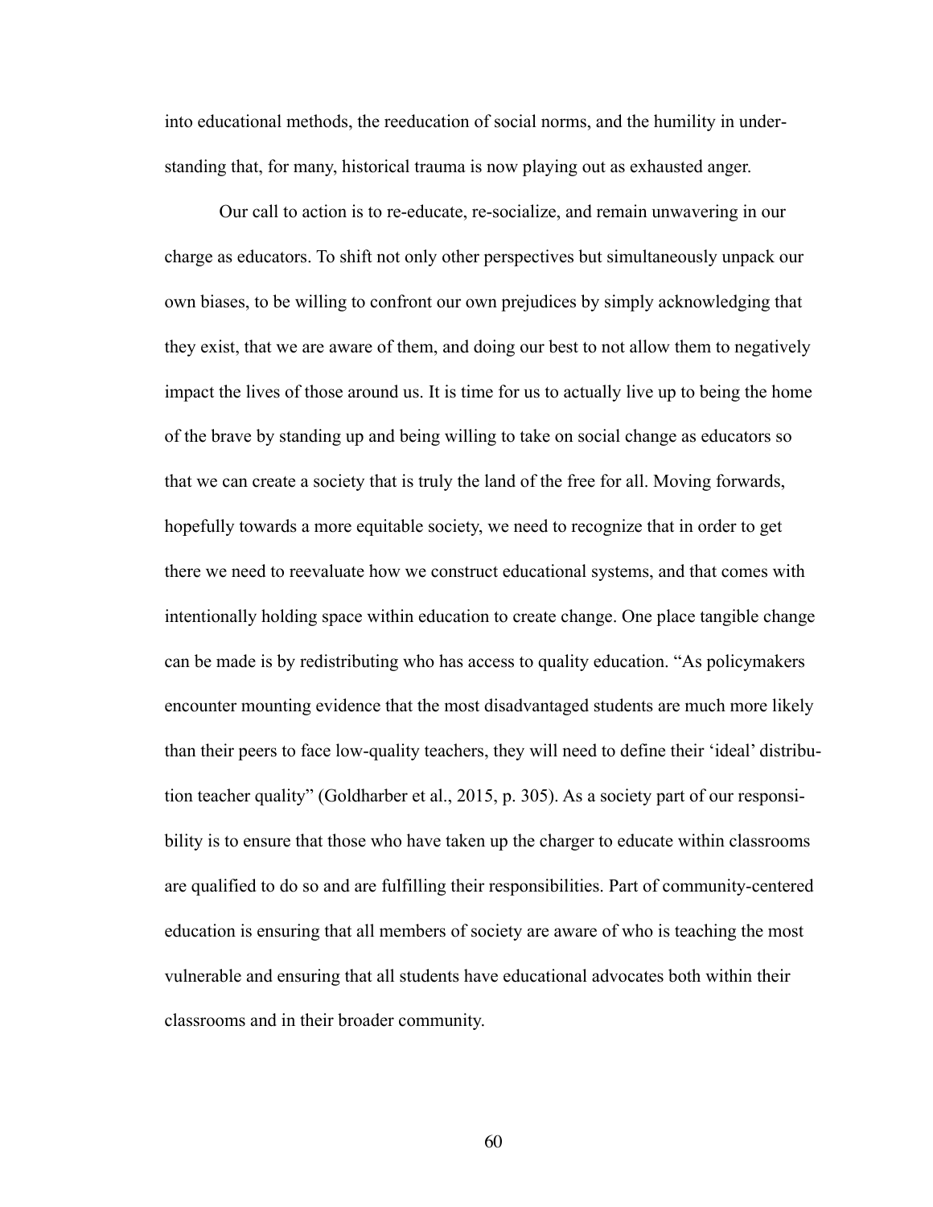into educational methods, the reeducation of social norms, and the humility in understanding that, for many, historical trauma is now playing out as exhausted anger.

Our call to action is to re-educate, re-socialize, and remain unwavering in our charge as educators. To shift not only other perspectives but simultaneously unpack our own biases, to be willing to confront our own prejudices by simply acknowledging that they exist, that we are aware of them, and doing our best to not allow them to negatively impact the lives of those around us. It is time for us to actually live up to being the home of the brave by standing up and being willing to take on social change as educators so that we can create a society that is truly the land of the free for all. Moving forwards, hopefully towards a more equitable society, we need to recognize that in order to get there we need to reevaluate how we construct educational systems, and that comes with intentionally holding space within education to create change. One place tangible change can be made is by redistributing who has access to quality education. "As policymakers encounter mounting evidence that the most disadvantaged students are much more likely than their peers to face low-quality teachers, they will need to define their 'ideal' distribution teacher quality" (Goldharber et al., 2015, p. 305). As a society part of our responsibility is to ensure that those who have taken up the charger to educate within classrooms are qualified to do so and are fulfilling their responsibilities. Part of community-centered education is ensuring that all members of society are aware of who is teaching the most vulnerable and ensuring that all students have educational advocates both within their classrooms and in their broader community.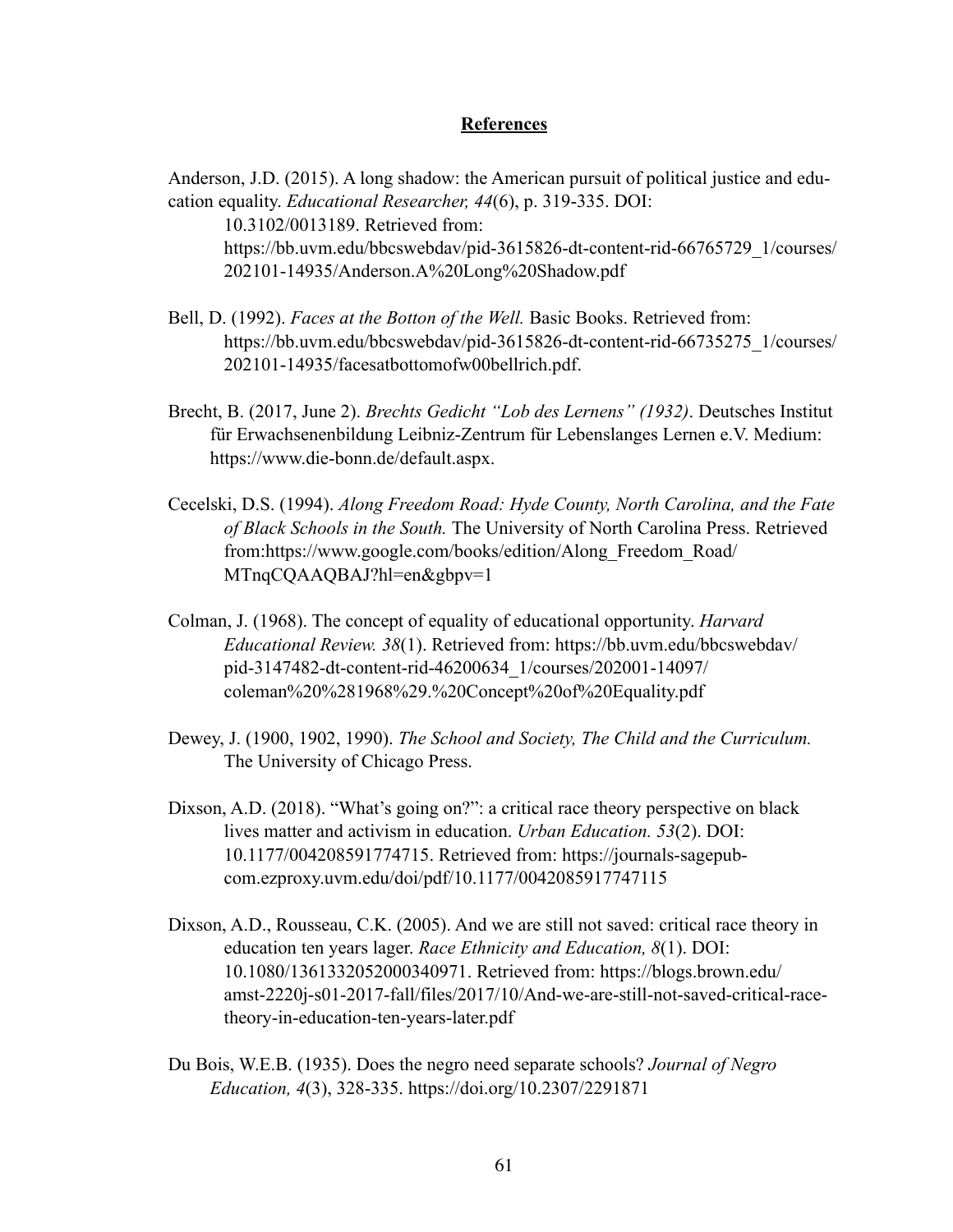**References**

Anderson, J.D. (2015). A long shadow: the American pursuit of political justice and education equality. *Educational Researcher, 44*(6), p. 319-335. DOI: 10.3102/0013189. Retrieved from: https://bb.uvm.edu/bbcswebdav/pid-3615826-dt-content-rid-66765729_1/courses/202101-14935/Anderson.A%20Long%20Shadow.pdf

Bell, D. (1992). *Faces at the Botton of the Well.* Basic Books. Retrieved from: https://bb.uvm.edu/bbcswebdav/pid-3615826-dt-content-rid-66735275_1/courses/202101-14935/facesatbottomofw00bellrich.pdf.

Brecht, B. (2017, June 2). *Brechts Gedicht "Lob des Lernens" (1932)*. Deutsches Institut für Erwachsenenbildung Leibniz-Zentrum für Lebenslanges Lernen e.V. Medium: https://www.die-bonn.de/default.aspx.

Cecelski, D.S. (1994). *Along Freedom Road: Hyde County, North Carolina, and the Fate of Black Schools in the South.* The University of North Carolina Press. Retrieved from:https://www.google.com/books/edition/Along_Freedom_Road/MTnqCQAAQBAJ?hl=en&gbpv=1

Colman, J. (1968). The concept of equality of educational opportunity. *Harvard Educational Review. 38*(1). Retrieved from: https://bb.uvm.edu/bbcswebdav/pid-3147482-dt-content-rid-46200634_1/courses/202001-14097/coleman%20%281968%29.%20Concept%20of%20Equality.pdf

Dewey, J. (1900, 1902, 1990). *The School and Society, The Child and the Curriculum.* The University of Chicago Press.

Dixson, A.D. (2018). "What's going on?": a critical race theory perspective on black lives matter and activism in education. *Urban Education. 53*(2). DOI: 10.1177/004208591774715. Retrieved from: https://journals-sagepub-com.ezproxy.uvm.edu/doi/pdf/10.1177/0042085917747115

Dixson, A.D., Rousseau, C.K. (2005). And we are still not saved: critical race theory in education ten years lager. *Race Ethnicity and Education, 8*(1). DOI: 10.1080/1361332052000340971. Retrieved from: https://blogs.brown.edu/amst-2220j-s01-2017-fall/files/2017/10/And-we-are-still-not-saved-critical-race-theory-in-education-ten-years-later.pdf

Du Bois, W.E.B. (1935). Does the negro need separate schools? *Journal of Negro Education, 4*(3), 328-335. https://doi.org/10.2307/2291871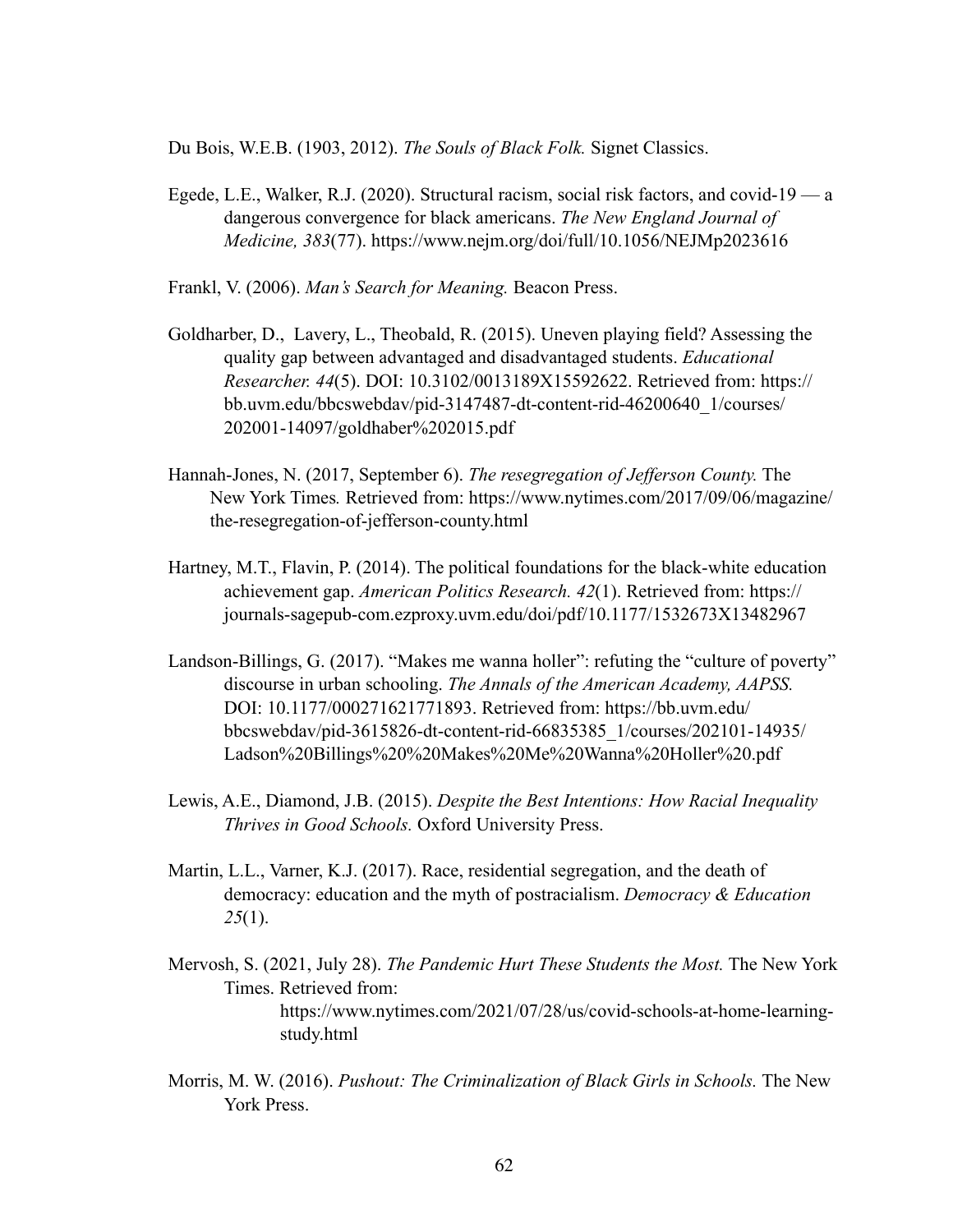Du Bois, W.E.B. (1903, 2012). *The Souls of Black Folk.* Signet Classics.

Egede, L.E., Walker, R.J. (2020). Structural racism, social risk factors, and covid-19 — a dangerous convergence for black americans. *The New England Journal of Medicine, 383*(77). https://www.nejm.org/doi/full/10.1056/NEJMp2023616

Frankl, V. (2006). *Man's Search for Meaning.* Beacon Press.

Goldharber, D., Lavery, L., Theobald, R. (2015). Uneven playing field? Assessing the quality gap between advantaged and disadvantaged students. *Educational Researcher. 44*(5). DOI: 10.3102/0013189X15592622. Retrieved from: https://bb.uvm.edu/bbcswebdav/pid-3147487-dt-content-rid-46200640_1/courses/202001-14097/goldhaber%202015.pdf

Hannah-Jones, N. (2017, September 6). *The resegregation of Jefferson County.* The New York Times*.* Retrieved from: https://www.nytimes.com/2017/09/06/magazine/the-resegregation-of-jefferson-county.html

Hartney, M.T., Flavin, P. (2014). The political foundations for the black-white education achievement gap. *American Politics Research. 42*(1). Retrieved from: https://journals-sagepub-com.ezproxy.uvm.edu/doi/pdf/10.1177/1532673X13482967

Landson-Billings, G. (2017). "Makes me wanna holler": refuting the "culture of poverty" discourse in urban schooling. *The Annals of the American Academy, AAPSS.* DOI: 10.1177/000271621771893. Retrieved from: https://bb.uvm.edu/bbcswebdav/pid-3615826-dt-content-rid-66835385_1/courses/202101-14935/Ladson%20Billings%20%20Makes%20Me%20Wanna%20Holler%20.pdf

Lewis, A.E., Diamond, J.B. (2015). *Despite the Best Intentions: How Racial Inequality Thrives in Good Schools.* Oxford University Press.

Martin, L.L., Varner, K.J. (2017). Race, residential segregation, and the death of democracy: education and the myth of postracialism. *Democracy & Education 25*(1).

Mervosh, S. (2021, July 28). *The Pandemic Hurt These Students the Most.* The New York Times. Retrieved from: https://www.nytimes.com/2021/07/28/us/covid-schools-at-home-learning-study.html

Morris, M. W. (2016). *Pushout: The Criminalization of Black Girls in Schools.* The New York Press.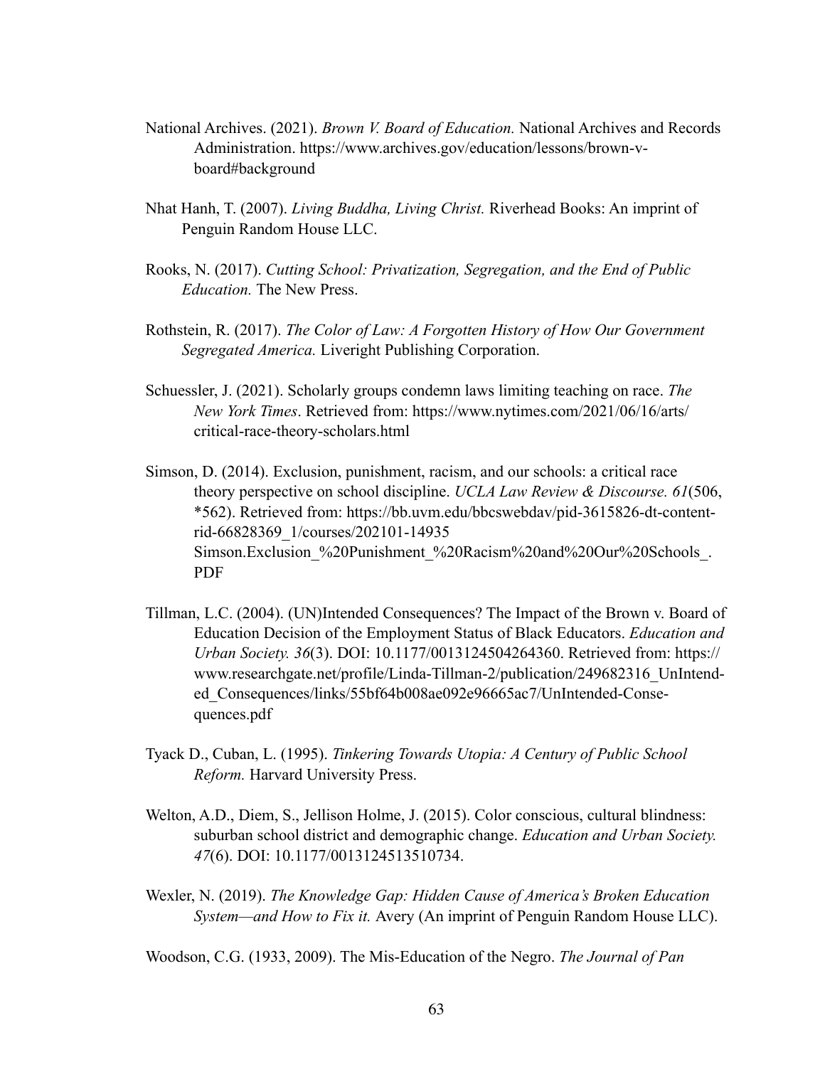National Archives. (2021). *Brown V. Board of Education.* National Archives and Records Administration. https://www.archives.gov/education/lessons/brown-v-board#background

Nhat Hanh, T. (2007). *Living Buddha, Living Christ.* Riverhead Books: An imprint of Penguin Random House LLC.

Rooks, N. (2017). *Cutting School: Privatization, Segregation, and the End of Public Education.* The New Press.

Rothstein, R. (2017). *The Color of Law: A Forgotten History of How Our Government Segregated America.* Liveright Publishing Corporation.

Schuessler, J. (2021). Scholarly groups condemn laws limiting teaching on race. *The New York Times*. Retrieved from: https://www.nytimes.com/2021/06/16/arts/critical-race-theory-scholars.html

Simson, D. (2014). Exclusion, punishment, racism, and our schools: a critical race theory perspective on school discipline. *UCLA Law Review & Discourse. 61*(506, *562). Retrieved from: https://bb.uvm.edu/bbcswebdav/pid-3615826-dt-content-rid-66828369_1/courses/202101-14935 Simson.Exclusion_%20Punishment_%20Racism%20and%20Our%20Schools_.PDF

Tillman, L.C. (2004). (UN)Intended Consequences? The Impact of the Brown v. Board of Education Decision of the Employment Status of Black Educators. *Education and Urban Society. 36*(3). DOI: 10.1177/0013124504264360. Retrieved from: https://www.researchgate.net/profile/Linda-Tillman-2/publication/249682316_UnIntended_Consequences/links/55bf64b008ae092e96665ac7/UnIntended-Consequences.pdf

Tyack D., Cuban, L. (1995). *Tinkering Towards Utopia: A Century of Public School Reform.* Harvard University Press.

Welton, A.D., Diem, S., Jellison Holme, J. (2015). Color conscious, cultural blindness: suburban school district and demographic change. *Education and Urban Society. 47*(6). DOI: 10.1177/0013124513510734.

Wexler, N. (2019). *The Knowledge Gap: Hidden Cause of America's Broken Education System—and How to Fix it.* Avery (An imprint of Penguin Random House LLC).

Woodson, C.G. (1933, 2009). The Mis-Education of the Negro. *The Journal of Pan*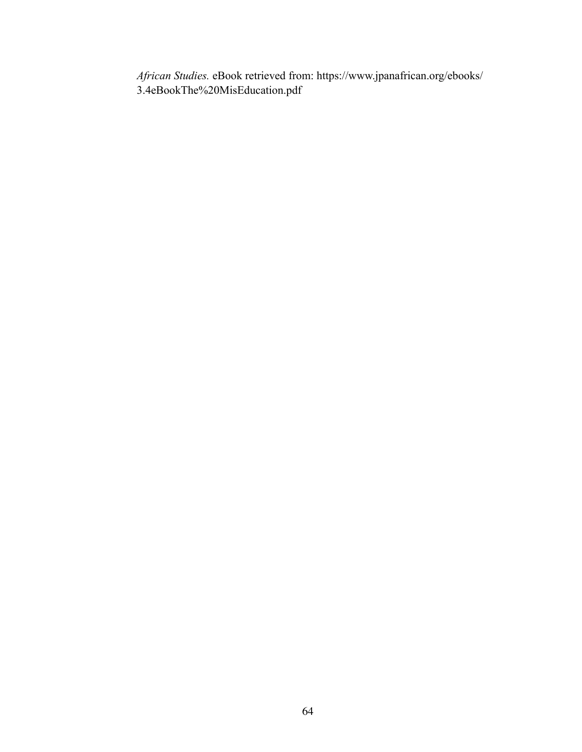*African Studies.* eBook retrieved from: https://www.jpanafrican.org/ebooks/3.4eBookThe%20MisEducation.pdf